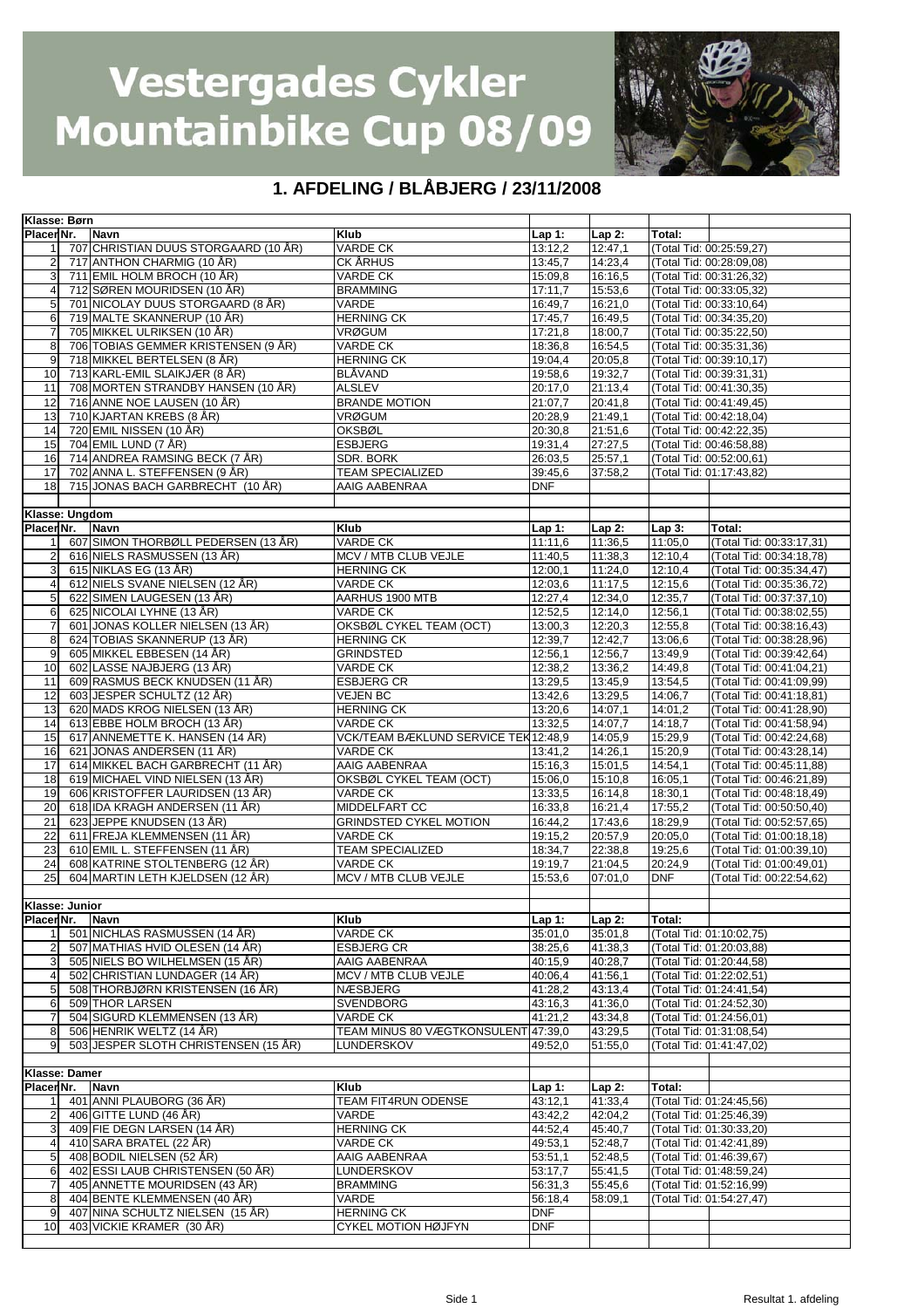# Vestergades Cykler Mountainbike Cup 08/09

## 1. AFDELING / BLÅBJERG / 23/11/2008

**Klasse: Børn**

| Placer | Nr. | Navn | Klub | Lap 1: | Lap 2: | Total: |
|---|---|---|---|---|---|---|
| 1 | 707 | CHRISTIAN DUUS STORGAARD (10 ÅR) | VARDE CK | 13:12,2 | 12:47,1 | (Total Tid: 00:25:59,27) |
| 2 | 717 | ANTHON CHARMIG (10 ÅR) | CK ÅRHUS | 13:45,7 | 14:23,4 | (Total Tid: 00:28:09,08) |
| 3 | 711 | EMIL HOLM BROCH (10 ÅR) | VARDE CK | 15:09,8 | 16:16,5 | (Total Tid: 00:31:26,32) |
| 4 | 712 | SØREN MOURIDSEN (10 ÅR) | BRAMMING | 17:11,7 | 15:53,6 | (Total Tid: 00:33:05,32) |
| 5 | 701 | NICOLAY DUUS STORGAARD (8 ÅR) | VARDE | 16:49,7 | 16:21,0 | (Total Tid: 00:33:10,64) |
| 6 | 719 | MALTE SKANNERUP (10 ÅR) | HERNING CK | 17:45,7 | 16:49,5 | (Total Tid: 00:34:35,20) |
| 7 | 705 | MIKKEL ULRIKSEN (10 ÅR) | VRØGUM | 17:21,8 | 18:00,7 | (Total Tid: 00:35:22,50) |
| 8 | 706 | TOBIAS GEMMER KRISTENSEN (9 ÅR) | VARDE CK | 18:36,8 | 16:54,5 | (Total Tid: 00:35:31,36) |
| 9 | 718 | MIKKEL BERTELSEN (8 ÅR) | HERNING CK | 19:04,4 | 20:05,8 | (Total Tid: 00:39:10,17) |
| 10 | 713 | KARL-EMIL SLAIKJÆR (8 ÅR) | BLÅVAND | 19:58,6 | 19:32,7 | (Total Tid: 00:39:31,31) |
| 11 | 708 | MORTEN STRANDBY HANSEN (10 ÅR) | ALSLEV | 20:17,0 | 21:13,4 | (Total Tid: 00:41:30,35) |
| 12 | 716 | ANNE NOE LAUSEN (10 ÅR) | BRANDE MOTION | 21:07,7 | 20:41,8 | (Total Tid: 00:41:49,45) |
| 13 | 710 | KJARTAN KREBS (8 ÅR) | VRØGUM | 20:28,9 | 21:49,1 | (Total Tid: 00:42:18,04) |
| 14 | 720 | EMIL NISSEN (10 ÅR) | OKSBØL | 20:30,8 | 21:51,6 | (Total Tid: 00:42:22,35) |
| 15 | 704 | EMIL LUND (7 ÅR) | ESBJERG | 19:31,4 | 27:27,5 | (Total Tid: 00:46:58,88) |
| 16 | 714 | ANDREA RAMSING BECK (7 ÅR) | SDR. BORK | 26:03,5 | 25:57,1 | (Total Tid: 00:52:00,61) |
| 17 | 702 | ANNA L. STEFFENSEN (9 ÅR) | TEAM SPECIALIZED | 39:45,6 | 37:58,2 | (Total Tid: 01:17:43,82) |
| 18 | 715 | JONAS BACH GARBRECHT (10 ÅR) | AAIG AABENRAA | DNF | | |

**Klasse: Ungdom**

| Placer | Nr. | Navn | Klub | Lap 1: | Lap 2: | Lap 3: | Total: |
|---|---|---|---|---|---|---|---|
| 1 | 607 | SIMON THORBØLL PEDERSEN (13 ÅR) | VARDE CK | 11:11,6 | 11:36,5 | 11:05,0 | (Total Tid: 00:33:17,31) |
| 2 | 616 | NIELS RASMUSSEN (13 ÅR) | MCV / MTB CLUB VEJLE | 11:40,5 | 11:38,3 | 12:10,4 | (Total Tid: 00:34:18,78) |
| 3 | 615 | NIKLAS EG (13 ÅR) | HERNING CK | 12:00,1 | 11:24,0 | 12:10,4 | (Total Tid: 00:35:34,47) |
| 4 | 612 | NIELS SVANE NIELSEN (12 ÅR) | VARDE CK | 12:03,6 | 11:17,5 | 12:15,6 | (Total Tid: 00:35:36,72) |
| 5 | 622 | SIMEN LAUGESEN (13 ÅR) | AARHUS 1900 MTB | 12:27,4 | 12:34,0 | 12:35,7 | (Total Tid: 00:37:37,10) |
| 6 | 625 | NICOLAI LYHNE (13 ÅR) | VARDE CK | 12:52,5 | 12:14,0 | 12:56,1 | (Total Tid: 00:38:02,55) |
| 7 | 601 | JONAS KOLLER NIELSEN (13 ÅR) | OKSBØL CYKEL TEAM (OCT) | 13:00,3 | 12:20,3 | 12:55,8 | (Total Tid: 00:38:16,43) |
| 8 | 624 | TOBIAS SKANNERUP (13 ÅR) | HERNING CK | 12:39,7 | 12:42,7 | 13:06,6 | (Total Tid: 00:38:28,96) |
| 9 | 605 | MIKKEL EBBESEN (14 ÅR) | GRINDSTED | 12:56,1 | 12:56,7 | 13:49,9 | (Total Tid: 00:39:42,64) |
| 10 | 602 | LASSE NAJBJERG (13 ÅR) | VARDE CK | 12:38,2 | 13:36,2 | 14:49,8 | (Total Tid: 00:41:04,21) |
| 11 | 609 | RASMUS BECK KNUDSEN (11 ÅR) | ESBJERG CR | 13:29,5 | 13:45,9 | 13:54,5 | (Total Tid: 00:41:09,99) |
| 12 | 603 | JESPER SCHULTZ (12 ÅR) | VEJEN BC | 13:42,6 | 13:29,5 | 14:06,7 | (Total Tid: 00:41:18,81) |
| 13 | 620 | MADS KROG NIELSEN (13 ÅR) | HERNING CK | 13:20,6 | 14:07,1 | 14:01,2 | (Total Tid: 00:41:28,90) |
| 14 | 613 | EBBE HOLM BROCH (13 ÅR) | VARDE CK | 13:32,5 | 14:07,7 | 14:18,7 | (Total Tid: 00:41:58,94) |
| 15 | 617 | ANNEMETTE K. HANSEN (14 ÅR) | VCK/TEAM BÆKLUND SERVICE TEK | 12:48,9 | 14:05,9 | 15:29,9 | (Total Tid: 00:42:24,68) |
| 16 | 621 | JONAS ANDERSEN (11 ÅR) | VARDE CK | 13:41,2 | 14:26,1 | 15:20,9 | (Total Tid: 00:43:28,14) |
| 17 | 614 | MIKKEL BACH GARBRECHT (11 ÅR) | AAIG AABENRAA | 15:16,3 | 15:01,5 | 14:54,1 | (Total Tid: 00:45:11,88) |
| 18 | 619 | MICHAEL VIND NIELSEN (13 ÅR) | OKSBØL CYKEL TEAM (OCT) | 15:06,0 | 15:10,8 | 16:05,1 | (Total Tid: 00:46:21,89) |
| 19 | 606 | KRISTOFFER LAURIDSEN (13 ÅR) | VARDE CK | 13:33,5 | 16:14,8 | 18:30,1 | (Total Tid: 00:48:18,49) |
| 20 | 618 | IDA KRAGH ANDERSEN (11 ÅR) | MIDDELFART CC | 16:33,8 | 16:21,4 | 17:55,2 | (Total Tid: 00:50:50,40) |
| 21 | 623 | JEPPE KNUDSEN (13 ÅR) | GRINDSTED CYKEL MOTION | 16:44,2 | 17:43,6 | 18:29,9 | (Total Tid: 00:52:57,65) |
| 22 | 611 | FREJA KLEMMENSEN (11 ÅR) | VARDE CK | 19:15,2 | 20:57,9 | 20:05,0 | (Total Tid: 01:00:18,18) |
| 23 | 610 | EMIL L. STEFFENSEN (11 ÅR) | TEAM SPECIALIZED | 18:34,7 | 22:38,8 | 19:25,6 | (Total Tid: 01:00:39,10) |
| 24 | 608 | KATRINE STOLTENBERG (12 ÅR) | VARDE CK | 19:19,7 | 21:04,5 | 20:24,9 | (Total Tid: 01:00:49,01) |
| 25 | 604 | MARTIN LETH KJELDSEN (12 ÅR) | MCV / MTB CLUB VEJLE | 15:53,6 | 07:01,0 | DNF | (Total Tid: 00:22:54,62) |

**Klasse: Junior**

| Placer | Nr. | Navn | Klub | Lap 1: | Lap 2: | Total: |
|---|---|---|---|---|---|---|
| 1 | 501 | NICHLAS RASMUSSEN (14 ÅR) | VARDE CK | 35:01,0 | 35:01,8 | (Total Tid: 01:10:02,75) |
| 2 | 507 | MATHIAS HVID OLESEN (14 ÅR) | ESBJERG CR | 38:25,6 | 41:38,3 | (Total Tid: 01:20:03,88) |
| 3 | 505 | NIELS BO WILHELMSEN (15 ÅR) | AAIG AABENRAA | 40:15,9 | 40:28,7 | (Total Tid: 01:20:44,58) |
| 4 | 502 | CHRISTIAN LUNDAGER (14 ÅR) | MCV / MTB CLUB VEJLE | 40:06,4 | 41:56,1 | (Total Tid: 01:22:02,51) |
| 5 | 508 | THORBJØRN KRISTENSEN (16 ÅR) | NÆSBJERG | 41:28,2 | 43:13,4 | (Total Tid: 01:24:41,54) |
| 6 | 509 | THOR LARSEN | SVENDBORG | 43:16,3 | 41:36,0 | (Total Tid: 01:24:52,30) |
| 7 | 504 | SIGURD KLEMMENSEN (13 ÅR) | VARDE CK | 41:21,2 | 43:34,8 | (Total Tid: 01:24:56,01) |
| 8 | 506 | HENRIK WELTZ (14 ÅR) | TEAM MINUS 80 VÆGTKONSULENT | 47:39,0 | 43:29,5 | (Total Tid: 01:31:08,54) |
| 9 | 503 | JESPER SLOTH CHRISTENSEN (15 ÅR) | LUNDERSKOV | 49:52,0 | 51:55,0 | (Total Tid: 01:41:47,02) |

**Klasse: Damer**

| Placer | Nr. | Navn | Klub | Lap 1: | Lap 2: | Total: |
|---|---|---|---|---|---|---|
| 1 | 401 | ANNI PLAUBORG (36 ÅR) | TEAM FIT4RUN ODENSE | 43:12,1 | 41:33,4 | (Total Tid: 01:24:45,56) |
| 2 | 406 | GITTE LUND (46 ÅR) | VARDE | 43:42,2 | 42:04,2 | (Total Tid: 01:25:46,39) |
| 3 | 409 | FIE DEGN LARSEN (14 ÅR) | HERNING CK | 44:52,4 | 45:40,7 | (Total Tid: 01:30:33,20) |
| 4 | 410 | SARA BRATEL (22 ÅR) | VARDE CK | 49:53,1 | 52:48,7 | (Total Tid: 01:42:41,89) |
| 5 | 408 | BODIL NIELSEN (52 ÅR) | AAIG AABENRAA | 53:51,1 | 52:48,5 | (Total Tid: 01:46:39,67) |
| 6 | 402 | ESSI LAUB CHRISTENSEN (50 ÅR) | LUNDERSKOV | 53:17,7 | 55:41,5 | (Total Tid: 01:48:59,24) |
| 7 | 405 | ANNETTE MOURIDSEN (43 ÅR) | BRAMMING | 56:31,3 | 55:45,6 | (Total Tid: 01:52:16,99) |
| 8 | 404 | BENTE KLEMMENSEN (40 ÅR) | VARDE | 56:18,4 | 58:09,1 | (Total Tid: 01:54:27,47) |
| 9 | 407 | NINA SCHULTZ NIELSEN (15 ÅR) | HERNING CK | DNF | | |
| 10 | 403 | VICKIE KRAMER (30 ÅR) | CYKEL MOTION HØJFYN | DNF | | |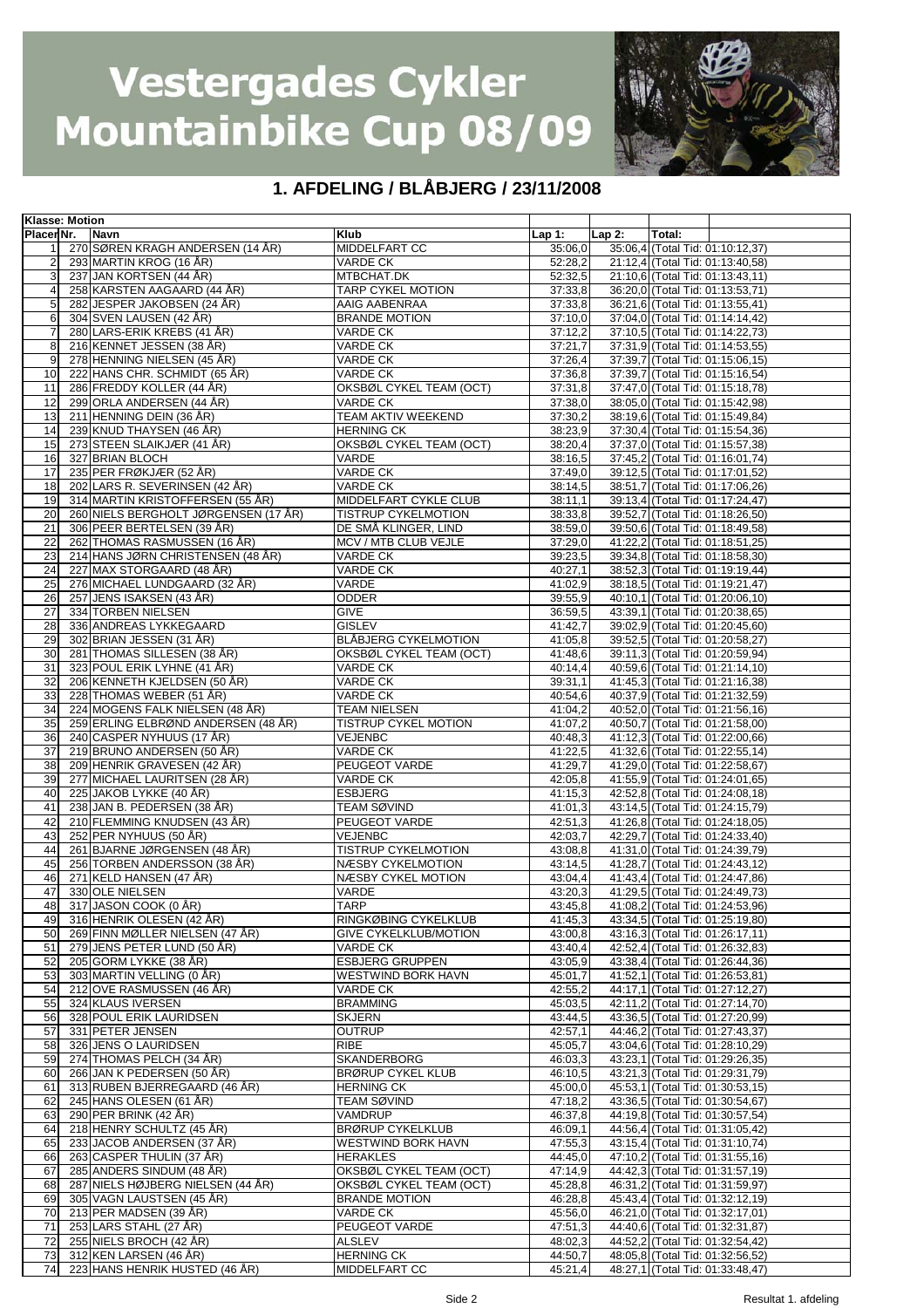# Vestergades Cykler Mountainbike Cup 08/09

## 1. AFDELING / BLÅBJERG / 23/11/2008

**Klasse: Motion**

| Placer | Nr. | Navn | Klub | Lap 1: | Lap 2: | Total: |
|---|---|---|---|---|---|---|
| 1 | 270 | SØREN KRAGH ANDERSEN (14 ÅR) | MIDDELFART CC | 35:06,0 | 35:06,4 | (Total Tid: 01:10:12,37) |
| 2 | 293 | MARTIN KROG (16 ÅR) | VARDE CK | 52:28,2 | 21:12,4 | (Total Tid: 01:13:40,58) |
| 3 | 237 | JAN KORTSEN (44 ÅR) | MTBCHAT.DK | 52:32,5 | 21:10,6 | (Total Tid: 01:13:43,11) |
| 4 | 258 | KARSTEN AAGAARD (44 ÅR) | TARP CYKEL MOTION | 37:33,8 | 36:20,0 | (Total Tid: 01:13:53,71) |
| 5 | 282 | JESPER JAKOBSEN (24 ÅR) | AAIG AABENRAA | 37:33,8 | 36:21,6 | (Total Tid: 01:13:55,41) |
| 6 | 304 | SVEN LAUSEN (42 ÅR) | BRANDE MOTION | 37:10,0 | 37:04,0 | (Total Tid: 01:14:14,42) |
| 7 | 280 | LARS-ERIK KREBS (41 ÅR) | VARDE CK | 37:12,2 | 37:10,5 | (Total Tid: 01:14:22,73) |
| 8 | 216 | KENNET JESSEN (38 ÅR) | VARDE CK | 37:21,7 | 37:31,9 | (Total Tid: 01:14:53,55) |
| 9 | 278 | HENNING NIELSEN (45 ÅR) | VARDE CK | 37:26,4 | 37:39,7 | (Total Tid: 01:15:06,15) |
| 10 | 222 | HANS CHR. SCHMIDT (65 ÅR) | VARDE CK | 37:36,8 | 37:39,7 | (Total Tid: 01:15:16,54) |
| 11 | 286 | FREDDY KOLLER (44 ÅR) | OKSBØL CYKEL TEAM (OCT) | 37:31,8 | 37:47,0 | (Total Tid: 01:15:18,78) |
| 12 | 299 | ORLA ANDERSEN (44 ÅR) | VARDE CK | 37:38,0 | 38:05,0 | (Total Tid: 01:15:42,98) |
| 13 | 211 | HENNING DEIN (36 ÅR) | TEAM AKTIV WEEKEND | 37:30,2 | 38:19,6 | (Total Tid: 01:15:49,84) |
| 14 | 239 | KNUD THAYSEN (46 ÅR) | HERNING CK | 38:23,9 | 37:30,4 | (Total Tid: 01:15:54,36) |
| 15 | 273 | STEEN SLAIKJÆR (41 ÅR) | OKSBØL CYKEL TEAM (OCT) | 38:20,4 | 37:37,0 | (Total Tid: 01:15:57,38) |
| 16 | 327 | BRIAN BLOCH | VARDE | 38:16,5 | 37:45,2 | (Total Tid: 01:16:01,74) |
| 17 | 235 | PER FRØKJÆR (52 ÅR) | VARDE CK | 37:49,0 | 39:12,5 | (Total Tid: 01:17:01,52) |
| 18 | 202 | LARS R. SEVERINSEN (42 ÅR) | VARDE CK | 38:14,5 | 38:51,7 | (Total Tid: 01:17:06,26) |
| 19 | 314 | MARTIN KRISTOFFERSEN (55 ÅR) | MIDDELFART CYKLE CLUB | 38:11,1 | 39:13,4 | (Total Tid: 01:17:24,47) |
| 20 | 260 | NIELS BERGHOLT JØRGENSEN (17 ÅR) | TISTRUP CYKELMOTION | 38:33,8 | 39:52,7 | (Total Tid: 01:18:26,50) |
| 21 | 306 | PEER BERTELSEN (39 ÅR) | DE SMÅ KLINGER, LIND | 38:59,0 | 39:50,6 | (Total Tid: 01:18:49,58) |
| 22 | 262 | THOMAS RASMUSSEN (16 ÅR) | MCV / MTB CLUB VEJLE | 37:29,0 | 41:22,2 | (Total Tid: 01:18:51,25) |
| 23 | 214 | HANS JØRN CHRISTENSEN (48 ÅR) | VARDE CK | 39:23,5 | 39:34,8 | (Total Tid: 01:18:58,30) |
| 24 | 227 | MAX STORGAARD (48 ÅR) | VARDE CK | 40:27,1 | 38:52,3 | (Total Tid: 01:19:19,44) |
| 25 | 276 | MICHAEL LUNDGAARD (32 ÅR) | VARDE | 41:02,9 | 38:18,5 | (Total Tid: 01:19:21,47) |
| 26 | 257 | JENS ISAKSEN (43 ÅR) | ODDER | 39:55,9 | 40:10,1 | (Total Tid: 01:20:06,10) |
| 27 | 334 | TORBEN NIELSEN | GIVE | 36:59,5 | 43:39,1 | (Total Tid: 01:20:38,65) |
| 28 | 336 | ANDREAS LYKKEGAARD | GISLEV | 41:42,7 | 39:02,9 | (Total Tid: 01:20:45,60) |
| 29 | 302 | BRIAN JESSEN (31 ÅR) | BLÅBJERG CYKELMOTION | 41:05,8 | 39:52,5 | (Total Tid: 01:20:58,27) |
| 30 | 281 | THOMAS SILLESEN (38 ÅR) | OKSBØL CYKEL TEAM (OCT) | 41:48,6 | 39:11,3 | (Total Tid: 01:20:59,94) |
| 31 | 323 | POUL ERIK LYHNE (41 ÅR) | VARDE CK | 40:14,4 | 40:59,6 | (Total Tid: 01:21:14,10) |
| 32 | 206 | KENNETH KJELDSEN (50 ÅR) | VARDE CK | 39:31,1 | 41:45,3 | (Total Tid: 01:21:16,38) |
| 33 | 228 | THOMAS WEBER (51 ÅR) | VARDE CK | 40:54,6 | 40:37,9 | (Total Tid: 01:21:32,59) |
| 34 | 224 | MOGENS FALK NIELSEN (48 ÅR) | TEAM NIELSEN | 41:04,2 | 40:52,0 | (Total Tid: 01:21:56,16) |
| 35 | 259 | ERLING ELBRØND ANDERSEN (48 ÅR) | TISTRUP CYKEL MOTION | 41:07,2 | 40:50,7 | (Total Tid: 01:21:58,00) |
| 36 | 240 | CASPER NYHUUS (17 ÅR) | VEJENBC | 40:48,3 | 41:12,3 | (Total Tid: 01:22:00,66) |
| 37 | 219 | BRUNO ANDERSEN (50 ÅR) | VARDE CK | 41:22,5 | 41:32,6 | (Total Tid: 01:22:55,14) |
| 38 | 209 | HENRIK GRAVESEN (42 ÅR) | PEUGEOT VARDE | 41:29,7 | 41:29,0 | (Total Tid: 01:22:58,67) |
| 39 | 277 | MICHAEL LAURITSEN (28 ÅR) | VARDE CK | 42:05,8 | 41:55,9 | (Total Tid: 01:24:01,65) |
| 40 | 225 | JAKOB LYKKE (40 ÅR) | ESBJERG | 41:15,3 | 42:52,8 | (Total Tid: 01:24:08,18) |
| 41 | 238 | JAN B. PEDERSEN (38 ÅR) | TEAM SØVIND | 41:01,3 | 43:14,5 | (Total Tid: 01:24:15,79) |
| 42 | 210 | FLEMMING KNUDSEN (43 ÅR) | PEUGEOT VARDE | 42:51,3 | 41:26,8 | (Total Tid: 01:24:18,05) |
| 43 | 252 | PER NYHUUS (50 ÅR) | VEJENBC | 42:03,7 | 42:29,7 | (Total Tid: 01:24:33,40) |
| 44 | 261 | BJARNE JØRGENSEN (48 ÅR) | TISTRUP CYKELMOTION | 43:08,8 | 41:31,0 | (Total Tid: 01:24:39,79) |
| 45 | 256 | TORBEN ANDERSSON (38 ÅR) | NÆSBY CYKELMOTION | 43:14,5 | 41:28,7 | (Total Tid: 01:24:43,12) |
| 46 | 271 | KELD HANSEN (47 ÅR) | NÆSBY CYKEL MOTION | 43:04,4 | 41:43,4 | (Total Tid: 01:24:47,86) |
| 47 | 330 | OLE NIELSEN | VARDE | 43:20,3 | 41:29,5 | (Total Tid: 01:24:49,73) |
| 48 | 317 | JASON COOK (0 ÅR) | TARP | 43:45,8 | 41:08,2 | (Total Tid: 01:24:53,96) |
| 49 | 316 | HENRIK OLESEN (42 ÅR) | RINGKØBING CYKELKLUB | 41:45,3 | 43:34,5 | (Total Tid: 01:25:19,80) |
| 50 | 269 | FINN MØLLER NIELSEN (47 ÅR) | GIVE CYKELKLUB/MOTION | 43:00,8 | 43:16,3 | (Total Tid: 01:26:17,11) |
| 51 | 279 | JENS PETER LUND (50 ÅR) | VARDE CK | 43:40,4 | 42:52,4 | (Total Tid: 01:26:32,83) |
| 52 | 205 | GORM LYKKE (38 ÅR) | ESBJERG GRUPPEN | 43:05,9 | 43:38,4 | (Total Tid: 01:26:44,36) |
| 53 | 303 | MARTIN VELLING (0 ÅR) | WESTWIND BORK HAVN | 45:01,7 | 41:52,1 | (Total Tid: 01:26:53,81) |
| 54 | 212 | OVE RASMUSSEN (46 ÅR) | VARDE CK | 42:55,2 | 44:17,1 | (Total Tid: 01:27:12,27) |
| 55 | 324 | KLAUS IVERSEN | BRAMMING | 45:03,5 | 42:11,2 | (Total Tid: 01:27:14,70) |
| 56 | 328 | POUL ERIK LAURIDSEN | SKJERN | 43:44,5 | 43:36,5 | (Total Tid: 01:27:20,99) |
| 57 | 331 | PETER JENSEN | OUTRUP | 42:57,1 | 44:46,2 | (Total Tid: 01:27:43,37) |
| 58 | 326 | JENS O LAURIDSEN | RIBE | 45:05,7 | 43:04,6 | (Total Tid: 01:28:10,29) |
| 59 | 274 | THOMAS PELCH (34 ÅR) | SKANDERBORG | 46:03,3 | 43:23,1 | (Total Tid: 01:29:26,35) |
| 60 | 266 | JAN K PEDERSEN (50 ÅR) | BRØRUP CYKEL KLUB | 46:10,5 | 43:21,3 | (Total Tid: 01:29:31,79) |
| 61 | 313 | RUBEN BJERREGAARD (46 ÅR) | HERNING CK | 45:00,0 | 45:53,1 | (Total Tid: 01:30:53,15) |
| 62 | 245 | HANS OLESEN (61 ÅR) | TEAM SØVIND | 47:18,2 | 43:36,5 | (Total Tid: 01:30:54,67) |
| 63 | 290 | PER BRINK (42 ÅR) | VAMDRUP | 46:37,8 | 44:19,8 | (Total Tid: 01:30:57,54) |
| 64 | 218 | HENRY SCHULTZ (45 ÅR) | BRØRUP CYKELKLUB | 46:09,1 | 44:56,4 | (Total Tid: 01:31:05,42) |
| 65 | 233 | JACOB ANDERSEN (37 ÅR) | WESTWIND BORK HAVN | 47:55,3 | 43:15,4 | (Total Tid: 01:31:10,74) |
| 66 | 263 | CASPER THULIN (37 ÅR) | HERAKLES | 44:45,0 | 47:10,2 | (Total Tid: 01:31:55,16) |
| 67 | 285 | ANDERS SINDUM (48 ÅR) | OKSBØL CYKEL TEAM (OCT) | 47:14,9 | 44:42,3 | (Total Tid: 01:31:57,19) |
| 68 | 287 | NIELS HØJBERG NIELSEN (44 ÅR) | OKSBØL CYKEL TEAM (OCT) | 45:28,8 | 46:31,2 | (Total Tid: 01:31:59,97) |
| 69 | 305 | VAGN LAUSTSEN (45 ÅR) | BRANDE MOTION | 46:28,8 | 45:43,4 | (Total Tid: 01:32:12,19) |
| 70 | 213 | PER MADSEN (39 ÅR) | VARDE CK | 45:56,0 | 46:21,0 | (Total Tid: 01:32:17,01) |
| 71 | 253 | LARS STAHL (27 ÅR) | PEUGEOT VARDE | 47:51,3 | 44:40,6 | (Total Tid: 01:32:31,87) |
| 72 | 255 | NIELS BROCH (42 ÅR) | ALSLEV | 48:02,3 | 44:52,2 | (Total Tid: 01:32:54,42) |
| 73 | 312 | KEN LARSEN (46 ÅR) | HERNING CK | 44:50,7 | 48:05,8 | (Total Tid: 01:32:56,52) |
| 74 | 223 | HANS HENRIK HUSTED (46 ÅR) | MIDDELFART CC | 45:21,4 | 48:27,1 | (Total Tid: 01:33:48,47) |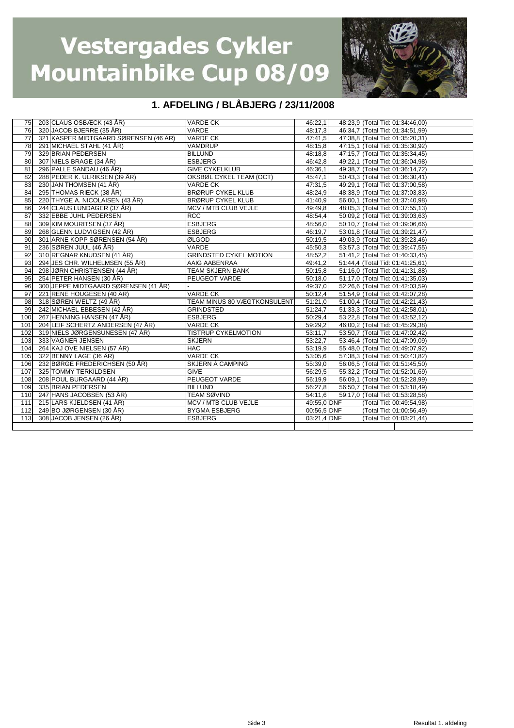# Vestergades Cykler Mountainbike Cup 08/09

## 1. AFDELING / BLÅBJERG / 23/11/2008

| | | | | | | |
|---|---|---|---|---|---|---|
| 75 | 203 | CLAUS OSBÆCK (43 ÅR) | VARDE CK | 46:22,1 | 48:23,9 | (Total Tid: 01:34:46,00) |
| 76 | 320 | JACOB BJERRE (35 ÅR) | VARDE | 48:17,3 | 46:34,7 | (Total Tid: 01:34:51,99) |
| 77 | 321 | KASPER MIDTGAARD SØRENSEN (46 ÅR) | VARDE CK | 47:41,5 | 47:38,8 | (Total Tid: 01:35:20,31) |
| 78 | 291 | MICHAEL STAHL (41 ÅR) | VAMDRUP | 48:15,8 | 47:15,1 | (Total Tid: 01:35:30,92) |
| 79 | 329 | BRIAN PEDERSEN | BILLUND | 48:18,8 | 47:15,7 | (Total Tid: 01:35:34,45) |
| 80 | 307 | NIELS BRAGE (34 ÅR) | ESBJERG | 46:42,8 | 49:22,1 | (Total Tid: 01:36:04,98) |
| 81 | 296 | PALLE SANDAU (46 ÅR) | GIVE CYKELKLUB | 46:36,1 | 49:38,7 | (Total Tid: 01:36:14,72) |
| 82 | 288 | PEDER K. ULRIKSEN (39 ÅR) | OKSBØL CYKEL TEAM (OCT) | 45:47,1 | 50:43,3 | (Total Tid: 01:36:30,41) |
| 83 | 230 | JAN THOMSEN (41 ÅR) | VARDE CK | 47:31,5 | 49:29,1 | (Total Tid: 01:37:00,58) |
| 84 | 295 | THOMAS RIECK (38 ÅR) | BRØRUP CYKEL KLUB | 48:24,9 | 48:38,9 | (Total Tid: 01:37:03,83) |
| 85 | 220 | THYGE A. NICOLAISEN (43 ÅR) | BRØRUP CYKEL KLUB | 41:40,9 | 56:00,1 | (Total Tid: 01:37:40,98) |
| 86 | 244 | CLAUS LUNDAGER (37 ÅR) | MCV / MTB CLUB VEJLE | 49:49,8 | 48:05,3 | (Total Tid: 01:37:55,13) |
| 87 | 332 | EBBE JUHL PEDERSEN | RCC | 48:54,4 | 50:09,2 | (Total Tid: 01:39:03,63) |
| 88 | 309 | KIM MOURITSEN (37 ÅR) | ESBJERG | 48:56,0 | 50:10,7 | (Total Tid: 01:39:06,66) |
| 89 | 268 | GLENN LUDVIGSEN (42 ÅR) | ESBJERG | 46:19,7 | 53:01,8 | (Total Tid: 01:39:21,47) |
| 90 | 301 | ARNE KOPP SØRENSEN (54 ÅR) | ØLGOD | 50:19,5 | 49:03,9 | (Total Tid: 01:39:23,46) |
| 91 | 236 | SØREN JUUL (46 ÅR) | VARDE | 45:50,3 | 53:57,3 | (Total Tid: 01:39:47,55) |
| 92 | 310 | REGNAR KNUDSEN (41 ÅR) | GRINDSTED CYKEL MOTION | 48:52,2 | 51:41,2 | (Total Tid: 01:40:33,45) |
| 93 | 294 | JES CHR. WILHELMSEN (55 ÅR) | AAIG AABENRAA | 49:41,2 | 51:44,4 | (Total Tid: 01:41:25,61) |
| 94 | 298 | JØRN CHRISTENSEN (44 ÅR) | TEAM SKJERN BANK | 50:15,8 | 51:16,0 | (Total Tid: 01:41:31,88) |
| 95 | 254 | PETER HANSEN (30 ÅR) | PEUGEOT VARDE | 50:18,0 | 51:17,0 | (Total Tid: 01:41:35,03) |
| 96 | 300 | JEPPE MIDTGAARD SØRENSEN (41 ÅR) | - | 49:37,0 | 52:26,6 | (Total Tid: 01:42:03,59) |
| 97 | 221 | RENE HOUGESEN (40 ÅR) | VARDE CK | 50:12,4 | 51:54,9 | (Total Tid: 01:42:07,28) |
| 98 | 318 | SØREN WELTZ (49 ÅR) | TEAM MINUS 80 VÆGTKONSULENT | 51:21,0 | 51:00,4 | (Total Tid: 01:42:21,43) |
| 99 | 242 | MICHAEL EBBESEN (42 ÅR) | GRINDSTED | 51:24,7 | 51:33,3 | (Total Tid: 01:42:58,01) |
| 100 | 267 | HENNING HANSEN (47 ÅR) | ESBJERG | 50:29,4 | 53:22,8 | (Total Tid: 01:43:52,12) |
| 101 | 204 | LEIF SCHERTZ ANDERSEN (47 ÅR) | VARDE CK | 59:29,2 | 46:00,2 | (Total Tid: 01:45:29,38) |
| 102 | 319 | NIELS JØRGENSUNESEN (47 ÅR) | TISTRUP CYKELMOTION | 53:11,7 | 53:50,7 | (Total Tid: 01:47:02,42) |
| 103 | 333 | VAGNER JENSEN | SKJERN | 53:22,7 | 53:46,4 | (Total Tid: 01:47:09,09) |
| 104 | 264 | KAJ OVE NIELSEN (57 ÅR) | HAC | 53:19,9 | 55:48,0 | (Total Tid: 01:49:07,92) |
| 105 | 322 | BENNY LAGE (36 ÅR) | VARDE CK | 53:05,6 | 57:38,3 | (Total Tid: 01:50:43,82) |
| 106 | 232 | BØRGE FREDERICHSEN (50 ÅR) | SKJERN Å CAMPING | 55:39,0 | 56:06,5 | (Total Tid: 01:51:45,50) |
| 107 | 325 | TOMMY TERKILDSEN | GIVE | 56:29,5 | 55:32,2 | (Total Tid: 01:52:01,69) |
| 108 | 208 | POUL BURGAARD (44 ÅR) | PEUGEOT VARDE | 56:19,9 | 56:09,1 | (Total Tid: 01:52:28,99) |
| 109 | 335 | BRIAN PEDERSEN | BILLUND | 56:27,8 | 56:50,7 | (Total Tid: 01:53:18,49) |
| 110 | 247 | HANS JACOBSEN (53 ÅR) | TEAM SØVIND | 54:11,6 | 59:17,0 | (Total Tid: 01:53:28,58) |
| 111 | 215 | LARS KJELDSEN (41 ÅR) | MCV / MTB CLUB VEJLE | 49:55,0 | DNF | (Total Tid: 00:49:54,98) |
| 112 | 249 | BO JØRGENSEN (30 ÅR) | BYGMA ESBJERG | 00:56,5 | DNF | (Total Tid: 01:00:56,49) |
| 113 | 308 | JACOB JENSEN (26 ÅR) | ESBJERG | 03:21,4 | DNF | (Total Tid: 01:03:21,44) |

Resultat 1. afdeling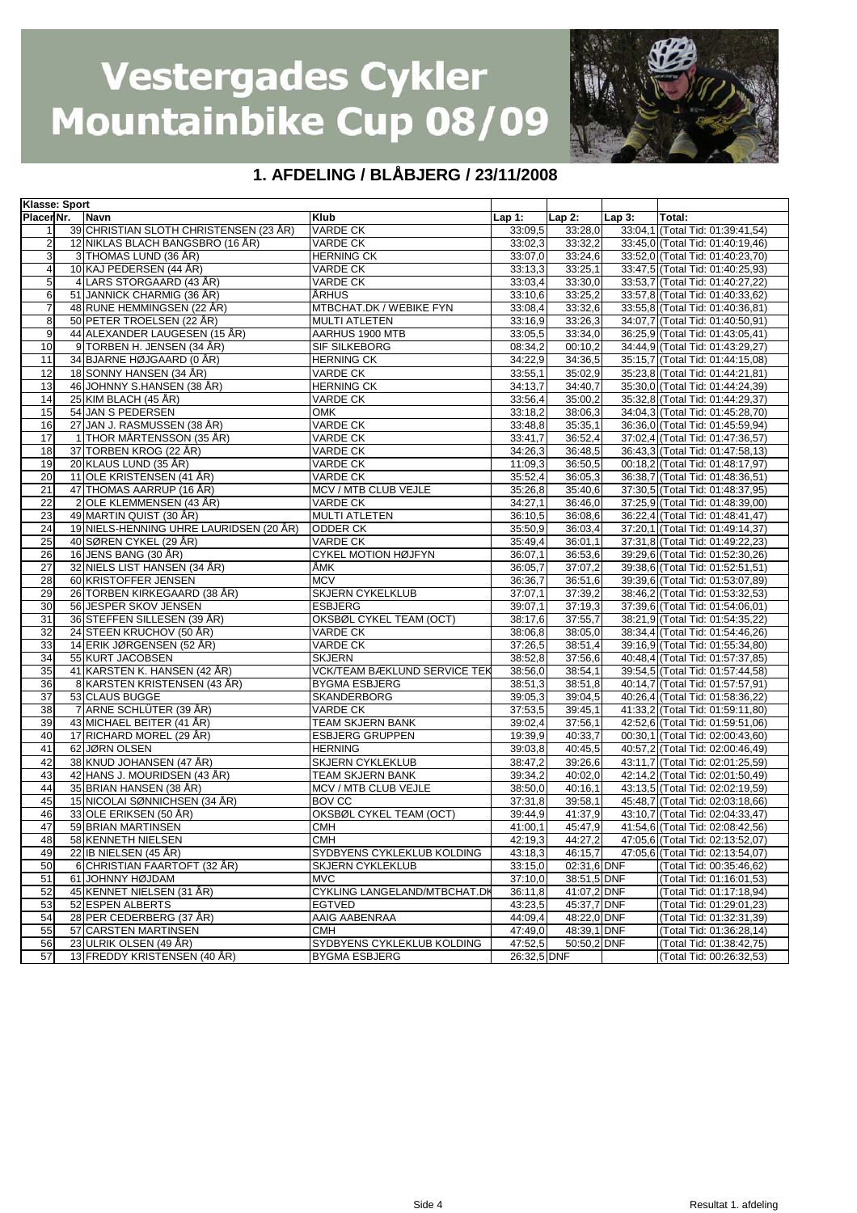# Vestergades Cykler Mountainbike Cup 08/09

## 1. AFDELING / BLÅBJERG / 23/11/2008

| Klasse: Sport | | | | | | | |
|---|---|---|---|---|---|---|---|
| Placer | Nr. | Navn | Klub | Lap 1: | Lap 2: | Lap 3: | Total: |
| 1 | 39 | CHRISTIAN SLOTH CHRISTENSEN (23 ÅR) | VARDE CK | 33:09,5 | 33:28,0 | 33:04,1 | (Total Tid: 01:39:41,54) |
| 2 | 12 | NIKLAS BLACH BANGSBRO (16 ÅR) | VARDE CK | 33:02,3 | 33:32,2 | 33:45,0 | (Total Tid: 01:40:19,46) |
| 3 | 3 | THOMAS LUND (36 ÅR) | HERNING CK | 33:07,0 | 33:24,6 | 33:52,0 | (Total Tid: 01:40:23,70) |
| 4 | 10 | KAJ PEDERSEN (44 ÅR) | VARDE CK | 33:13,3 | 33:25,1 | 33:47,5 | (Total Tid: 01:40:25,93) |
| 5 | 4 | LARS STORGAARD (43 ÅR) | VARDE CK | 33:03,4 | 33:30,0 | 33:53,7 | (Total Tid: 01:40:27,22) |
| 6 | 51 | JANNICK CHARMIG (36 ÅR) | ÅRHUS | 33:10,6 | 33:25,2 | 33:57,8 | (Total Tid: 01:40:33,62) |
| 7 | 48 | RUNE HEMMINGSEN (22 ÅR) | MTBCHAT.DK / WEBIKE FYN | 33:08,4 | 33:32,6 | 33:55,8 | (Total Tid: 01:40:36,81) |
| 8 | 50 | PETER TROELSEN (22 ÅR) | MULTI ATLETEN | 33:16,9 | 33:26,3 | 34:07,7 | (Total Tid: 01:40:50,91) |
| 9 | 44 | ALEXANDER LAUGESEN (15 ÅR) | AARHUS 1900 MTB | 33:05,5 | 33:34,0 | 36:25,9 | (Total Tid: 01:43:05,41) |
| 10 | 9 | TORBEN H. JENSEN (34 ÅR) | SIF SILKEBORG | 08:34,2 | 00:10,2 | 34:44,9 | (Total Tid: 01:43:29,27) |
| 11 | 34 | BJARNE HØJGAARD (0 ÅR) | HERNING CK | 34:22,9 | 34:36,5 | 35:15,7 | (Total Tid: 01:44:15,08) |
| 12 | 18 | SONNY HANSEN (34 ÅR) | VARDE CK | 33:55,1 | 35:02,9 | 35:23,8 | (Total Tid: 01:44:21,81) |
| 13 | 46 | JOHNNY S.HANSEN (38 ÅR) | HERNING CK | 34:13,7 | 34:40,7 | 35:30,0 | (Total Tid: 01:44:24,39) |
| 14 | 25 | KIM BLACH (45 ÅR) | VARDE CK | 33:56,4 | 35:00,2 | 35:32,8 | (Total Tid: 01:44:29,37) |
| 15 | 54 | JAN S PEDERSEN | OMK | 33:18,2 | 38:06,3 | 34:04,3 | (Total Tid: 01:45:28,70) |
| 16 | 27 | JAN J. RASMUSSEN (38 ÅR) | VARDE CK | 33:48,8 | 35:35,1 | 36:36,0 | (Total Tid: 01:45:59,94) |
| 17 | 1 | THOR MÅRTENSSON (35 ÅR) | VARDE CK | 33:41,7 | 36:52,4 | 37:02,4 | (Total Tid: 01:47:36,57) |
| 18 | 37 | TORBEN KROG (22 ÅR) | VARDE CK | 34:26,3 | 36:48,5 | 36:43,3 | (Total Tid: 01:47:58,13) |
| 19 | 20 | KLAUS LUND (35 ÅR) | VARDE CK | 11:09,3 | 36:50,5 | 00:18,2 | (Total Tid: 01:48:17,97) |
| 20 | 11 | OLE KRISTENSEN (41 ÅR) | VARDE CK | 35:52,4 | 36:05,3 | 36:38,7 | (Total Tid: 01:48:36,51) |
| 21 | 47 | THOMAS AARRUP (16 ÅR) | MCV / MTB CLUB VEJLE | 35:26,8 | 35:40,6 | 37:30,5 | (Total Tid: 01:48:37,95) |
| 22 | 2 | OLE KLEMMENSEN (43 ÅR) | VARDE CK | 34:27,1 | 36:46,0 | 37:25,9 | (Total Tid: 01:48:39,00) |
| 23 | 49 | MARTIN QUIST (30 ÅR) | MULTI ATLETEN | 36:10,5 | 36:08,6 | 36:22,4 | (Total Tid: 01:48:41,47) |
| 24 | 19 | NIELS-HENNING UHRE LAURIDSEN (20 ÅR) | ODDER CK | 35:50,9 | 36:03,4 | 37:20,1 | (Total Tid: 01:49:14,37) |
| 25 | 40 | SØREN CYKEL (29 ÅR) | VARDE CK | 35:49,4 | 36:01,1 | 37:31,8 | (Total Tid: 01:49:22,23) |
| 26 | 16 | JENS BANG (30 ÅR) | CYKEL MOTION HØJFYN | 36:07,1 | 36:53,6 | 39:29,6 | (Total Tid: 01:52:30,26) |
| 27 | 32 | NIELS LIST HANSEN (34 ÅR) | ÅMK | 36:05,7 | 37:07,2 | 39:38,6 | (Total Tid: 01:52:51,51) |
| 28 | 60 | KRISTOFFER JENSEN | MCV | 36:36,7 | 36:51,6 | 39:39,6 | (Total Tid: 01:53:07,89) |
| 29 | 26 | TORBEN KIRKEGAARD (38 ÅR) | SKJERN CYKELKLUB | 37:07,1 | 37:39,2 | 38:46,2 | (Total Tid: 01:53:32,53) |
| 30 | 56 | JESPER SKOV JENSEN | ESBJERG | 39:07,1 | 37:19,3 | 37:39,6 | (Total Tid: 01:54:06,01) |
| 31 | 36 | STEFFEN SILLESEN (39 ÅR) | OKSBØL CYKEL TEAM (OCT) | 38:17,6 | 37:55,7 | 38:21,9 | (Total Tid: 01:54:35,22) |
| 32 | 24 | STEEN KRUCHOV (50 ÅR) | VARDE CK | 38:06,8 | 38:05,0 | 38:34,4 | (Total Tid: 01:54:46,26) |
| 33 | 14 | ERIK JØRGENSEN (52 ÅR) | VARDE CK | 37:26,5 | 38:51,4 | 39:16,9 | (Total Tid: 01:55:34,80) |
| 34 | 55 | KURT JACOBSEN | SKJERN | 38:52,8 | 37:56,6 | 40:48,4 | (Total Tid: 01:57:37,85) |
| 35 | 41 | KARSTEN K. HANSEN (42 ÅR) | VCK/TEAM BÆKLUND SERVICE TEK | 38:56,0 | 38:54,1 | 39:54,5 | (Total Tid: 01:57:44,58) |
| 36 | 8 | KARSTEN KRISTENSEN (43 ÅR) | BYGMA ESBJERG | 38:51,3 | 38:51,8 | 40:14,7 | (Total Tid: 01:57:57,91) |
| 37 | 53 | CLAUS BUGGE | SKANDERBORG | 39:05,3 | 39:04,5 | 40:26,4 | (Total Tid: 01:58:36,22) |
| 38 | 7 | ARNE SCHLÜTER (39 ÅR) | VARDE CK | 37:53,5 | 39:45,1 | 41:33,2 | (Total Tid: 01:59:11,80) |
| 39 | 43 | MICHAEL BEITER (41 ÅR) | TEAM SKJERN BANK | 39:02,4 | 37:56,1 | 42:52,6 | (Total Tid: 01:59:51,06) |
| 40 | 17 | RICHARD MOREL (29 ÅR) | ESBJERG GRUPPEN | 19:39,9 | 40:33,7 | 00:30,1 | (Total Tid: 02:00:43,60) |
| 41 | 62 | JØRN OLSEN | HERNING | 39:03,8 | 40:45,5 | 40:57,2 | (Total Tid: 02:00:46,49) |
| 42 | 38 | KNUD JOHANSEN (47 ÅR) | SKJERN CYKLEKLUB | 38:47,2 | 39:26,6 | 43:11,7 | (Total Tid: 02:01:25,59) |
| 43 | 42 | HANS J. MOURIDSEN (43 ÅR) | TEAM SKJERN BANK | 39:34,2 | 40:02,0 | 42:14,2 | (Total Tid: 02:01:50,49) |
| 44 | 35 | BRIAN HANSEN (38 ÅR) | MCV / MTB CLUB VEJLE | 38:50,0 | 40:16,1 | 43:13,5 | (Total Tid: 02:02:19,59) |
| 45 | 15 | NICOLAI SØNNICHSEN (34 ÅR) | BOV CC | 37:31,8 | 39:58,1 | 45:48,7 | (Total Tid: 02:03:18,66) |
| 46 | 33 | OLE ERIKSEN (50 ÅR) | OKSBØL CYKEL TEAM (OCT) | 39:44,9 | 41:37,9 | 43:10,7 | (Total Tid: 02:04:33,47) |
| 47 | 59 | BRIAN MARTINSEN | CMH | 41:00,1 | 45:47,9 | 41:54,6 | (Total Tid: 02:08:42,56) |
| 48 | 58 | KENNETH NIELSEN | CMH | 42:19,3 | 44:27,2 | 47:05,6 | (Total Tid: 02:13:52,07) |
| 49 | 22 | IB NIELSEN (45 ÅR) | SYDBYENS CYKLEKLUB KOLDING | 43:18,3 | 46:15,7 | 47:05,6 | (Total Tid: 02:13:54,07) |
| 50 | 6 | CHRISTIAN FAARTOFT (32 ÅR) | SKJERN CYKLEKLUB | 33:15,0 | 02:31,6 | DNF | (Total Tid: 00:35:46,62) |
| 51 | 61 | JOHNNY HØJDAM | MVC | 37:10,0 | 38:51,5 | DNF | (Total Tid: 01:16:01,53) |
| 52 | 45 | KENNET NIELSEN (31 ÅR) | CYKLING LANGELAND/MTBCHAT.DK | 36:11,8 | 41:07,2 | DNF | (Total Tid: 01:17:18,94) |
| 53 | 52 | ESPEN ALBERTS | EGTVED | 43:23,5 | 45:37,7 | DNF | (Total Tid: 01:29:01,23) |
| 54 | 28 | PER CEDERBERG (37 ÅR) | AAIG AABENRAA | 44:09,4 | 48:22,0 | DNF | (Total Tid: 01:32:31,39) |
| 55 | 57 | CARSTEN MARTINSEN | CMH | 47:49,0 | 48:39,1 | DNF | (Total Tid: 01:36:28,14) |
| 56 | 23 | ULRIK OLSEN (49 ÅR) | SYDBYENS CYKLEKLUB KOLDING | 47:52,5 | 50:50,2 | DNF | (Total Tid: 01:38:42,75) |
| 57 | 13 | FREDDY KRISTENSEN (40 ÅR) | BYGMA ESBJERG | 26:32,5 | DNF | | (Total Tid: 00:26:32,53) |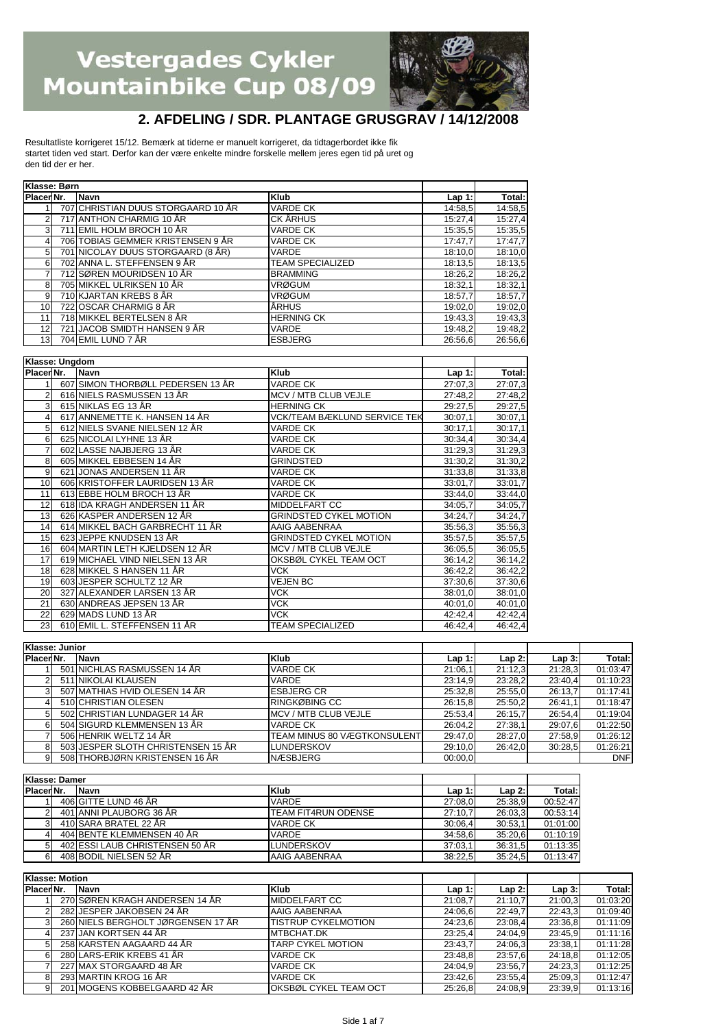# Vestergades Cykler Mountainbike Cup 08/09

## 2. AFDELING / SDR. PLANTAGE GRUSGRAV / 14/12/2008

Resultatliste korrigeret 15/12. Bemærk at tiderne er manuelt korrigeret, da tidtagerbordet ikke fik startet tiden ved start. Derfor kan der være enkelte mindre forskelle mellem jeres egen tid på uret og den tid der er her.

**Klasse: Børn**

| Placering | Nr. | Navn | Klub | Lap 1: | Total: |
|---|---|---|---|---|---|
| 1 | 707 | CHRISTIAN DUUS STORGAARD 10 ÅR | VARDE CK | 14:58,5 | 14:58,5 |
| 2 | 717 | ANTHON CHARMIG 10 ÅR | CK ÅRHUS | 15:27,4 | 15:27,4 |
| 3 | 711 | EMIL HOLM BROCH 10 ÅR | VARDE CK | 15:35,5 | 15:35,5 |
| 4 | 706 | TOBIAS GEMMER KRISTENSEN 9 ÅR | VARDE CK | 17:47,7 | 17:47,7 |
| 5 | 701 | NICOLAY DUUS STORGAARD (8 ÅR) | VARDE | 18:10,0 | 18:10,0 |
| 6 | 702 | ANNA L. STEFFENSEN 9 ÅR | TEAM SPECIALIZED | 18:13,5 | 18:13,5 |
| 7 | 712 | SØREN MOURIDSEN 10 ÅR | BRAMMING | 18:26,2 | 18:26,2 |
| 8 | 705 | MIKKEL ULRIKSEN 10 ÅR | VRØGUM | 18:32,1 | 18:32,1 |
| 9 | 710 | KJARTAN KREBS 8 ÅR | VRØGUM | 18:57,7 | 18:57,7 |
| 10 | 722 | OSCAR CHARMIG 8 ÅR | ÅRHUS | 19:02,0 | 19:02,0 |
| 11 | 718 | MIKKEL BERTELSEN 8 ÅR | HERNING CK | 19:43,3 | 19:43,3 |
| 12 | 721 | JACOB SMIDTH HANSEN 9 ÅR | VARDE | 19:48,2 | 19:48,2 |
| 13 | 704 | EMIL LUND 7 ÅR | ESBJERG | 26:56,6 | 26:56,6 |

**Klasse: Ungdom**

| Placering | Nr. | Navn | Klub | Lap 1: | Total: |
|---|---|---|---|---|---|
| 1 | 607 | SIMON THORBØLL PEDERSEN 13 ÅR | VARDE CK | 27:07,3 | 27:07,3 |
| 2 | 616 | NIELS RASMUSSEN 13 ÅR | MCV / MTB CLUB VEJLE | 27:48,2 | 27:48,2 |
| 3 | 615 | NIKLAS EG 13 ÅR | HERNING CK | 29:27,5 | 29:27,5 |
| 4 | 617 | ANNEMETTE K. HANSEN 14 ÅR | VCK/TEAM BÆKLUND SERVICE TEK | 30:07,1 | 30:07,1 |
| 5 | 612 | NIELS SVANE NIELSEN 12 ÅR | VARDE CK | 30:17,1 | 30:17,1 |
| 6 | 625 | NICOLAI LYHNE 13 ÅR | VARDE CK | 30:34,4 | 30:34,4 |
| 7 | 602 | LASSE NAJBJERG 13 ÅR | VARDE CK | 31:29,3 | 31:29,3 |
| 8 | 605 | MIKKEL EBBESEN 14 ÅR | GRINDSTED | 31:30,2 | 31:30,2 |
| 9 | 621 | JONAS ANDERSEN 11 ÅR | VARDE CK | 31:33,8 | 31:33,8 |
| 10 | 606 | KRISTOFFER LAURIDSEN 13 ÅR | VARDE CK | 33:01,7 | 33:01,7 |
| 11 | 613 | EBBE HOLM BROCH 13 ÅR | VARDE CK | 33:44,0 | 33:44,0 |
| 12 | 618 | IDA KRAGH ANDERSEN 11 ÅR | MIDDELFART CC | 34:05,7 | 34:05,7 |
| 13 | 626 | KASPER ANDERSEN 12 ÅR | GRINDSTED CYKEL MOTION | 34:24,7 | 34:24,7 |
| 14 | 614 | MIKKEL BACH GARBRECHT 11 ÅR | AAIG AABENRAA | 35:56,3 | 35:56,3 |
| 15 | 623 | JEPPE KNUDSEN 13 ÅR | GRINDSTED CYKEL MOTION | 35:57,5 | 35:57,5 |
| 16 | 604 | MARTIN LETH KJELDSEN 12 ÅR | MCV / MTB CLUB VEJLE | 36:05,5 | 36:05,5 |
| 17 | 619 | MICHAEL VIND NIELSEN 13 ÅR | OKSBØL CYKEL TEAM OCT | 36:14,2 | 36:14,2 |
| 18 | 628 | MIKKEL S HANSEN 11 ÅR | VCK | 36:42,2 | 36:42,2 |
| 19 | 603 | JESPER SCHULTZ 12 ÅR | VEJEN BC | 37:30,6 | 37:30,6 |
| 20 | 327 | ALEXANDER LARSEN 13 ÅR | VCK | 38:01,0 | 38:01,0 |
| 21 | 630 | ANDREAS JEPSEN 13 ÅR | VCK | 40:01,0 | 40:01,0 |
| 22 | 629 | MADS LUND 13 ÅR | VCK | 42:42,4 | 42:42,4 |
| 23 | 610 | EMIL L. STEFFENSEN 11 ÅR | TEAM SPECIALIZED | 46:42,4 | 46:42,4 |

**Klasse: Junior**

| Placering | Nr. | Navn | Klub | Lap 1: | Lap 2: | Lap 3: | Total: |
|---|---|---|---|---|---|---|---|
| 1 | 501 | NICHLAS RASMUSSEN 14 ÅR | VARDE CK | 21:06,1 | 21:12,3 | 21:28,3 | 01:03:47 |
| 2 | 511 | NIKOLAI KLAUSEN | VARDE | 23:14,9 | 23:28,2 | 23:40,4 | 01:10:23 |
| 3 | 507 | MATHIAS HVID OLESEN 14 ÅR | ESBJERG CR | 25:32,8 | 25:55,0 | 26:13,7 | 01:17:41 |
| 4 | 510 | CHRISTIAN OLESEN | RINGKØBING CC | 26:15,8 | 25:50,2 | 26:41,1 | 01:18:47 |
| 5 | 502 | CHRISTIAN LUNDAGER 14 ÅR | MCV / MTB CLUB VEJLE | 25:53,4 | 26:15,7 | 26:54,4 | 01:19:04 |
| 6 | 504 | SIGURD KLEMMENSEN 13 ÅR | VARDE CK | 26:04,2 | 27:38,1 | 29:07,6 | 01:22:50 |
| 7 | 506 | HENRIK WELTZ 14 ÅR | TEAM MINUS 80 VÆGTKONSULENT | 29:47,0 | 28:27,0 | 27:58,9 | 01:26:12 |
| 8 | 503 | JESPER SLOTH CHRISTENSEN 15 ÅR | LUNDERSKOV | 29:10,0 | 26:42,0 | 30:28,5 | 01:26:21 |
| 9 | 508 | THORBJØRN KRISTENSEN 16 ÅR | NÆSBJERG | 00:00,0 | | | DNF |

**Klasse: Damer**

| Placering | Nr. | Navn | Klub | Lap 1: | Lap 2: | Total: |
|---|---|---|---|---|---|---|
| 1 | 406 | GITTE LUND 46 ÅR | VARDE | 27:08,0 | 25:38,9 | 00:52:47 |
| 2 | 401 | ANNI PLAUBORG 36 ÅR | TEAM FIT4RUN ODENSE | 27:10,7 | 26:03,3 | 00:53:14 |
| 3 | 410 | SARA BRATEL 22 ÅR | VARDE CK | 30:06,4 | 30:53,1 | 01:01:00 |
| 4 | 404 | BENTE KLEMMENSEN 40 ÅR | VARDE | 34:58,6 | 35:20,6 | 01:10:19 |
| 5 | 402 | ESSI LAUB CHRISTENSEN 50 ÅR | LUNDERSKOV | 37:03,1 | 36:31,5 | 01:13:35 |
| 6 | 408 | BODIL NIELSEN 52 ÅR | AAIG AABENRAA | 38:22,5 | 35:24,5 | 01:13:47 |

**Klasse: Motion**

| Placering | Nr. | Navn | Klub | Lap 1: | Lap 2: | Lap 3: | Total: |
|---|---|---|---|---|---|---|---|
| 1 | 270 | SØREN KRAGH ANDERSEN 14 ÅR | MIDDELFART CC | 21:08,7 | 21:10,7 | 21:00,3 | 01:03:20 |
| 2 | 282 | JESPER JAKOBSEN 24 ÅR | AAIG AABENRAA | 24:06,6 | 22:49,7 | 22:43,3 | 01:09:40 |
| 3 | 260 | NIELS BERGHOLT JØRGENSEN 17 ÅR | TISTRUP CYKELMOTION | 24:23,6 | 23:08,4 | 23:36,8 | 01:11:09 |
| 4 | 237 | JAN KORTSEN 44 ÅR | MTBCHAT.DK | 23:25,4 | 24:04,9 | 23:45,9 | 01:11:16 |
| 5 | 258 | KARSTEN AAGAARD 44 ÅR | TARP CYKEL MOTION | 23:43,7 | 24:06,3 | 23:38,1 | 01:11:28 |
| 6 | 280 | LARS-ERIK KREBS 41 ÅR | VARDE CK | 23:48,8 | 23:57,6 | 24:18,8 | 01:12:05 |
| 7 | 227 | MAX STORGAARD 48 ÅR | VARDE CK | 24:04,9 | 23:56,7 | 24:23,3 | 01:12:25 |
| 8 | 293 | MARTIN KROG 16 ÅR | VARDE CK | 23:42,6 | 23:55,4 | 25:09,3 | 01:12:47 |
| 9 | 201 | MOGENS KOBBELGAARD 42 ÅR | OKSBØL CYKEL TEAM OCT | 25:26,8 | 24:08,9 | 23:39,9 | 01:13:16 |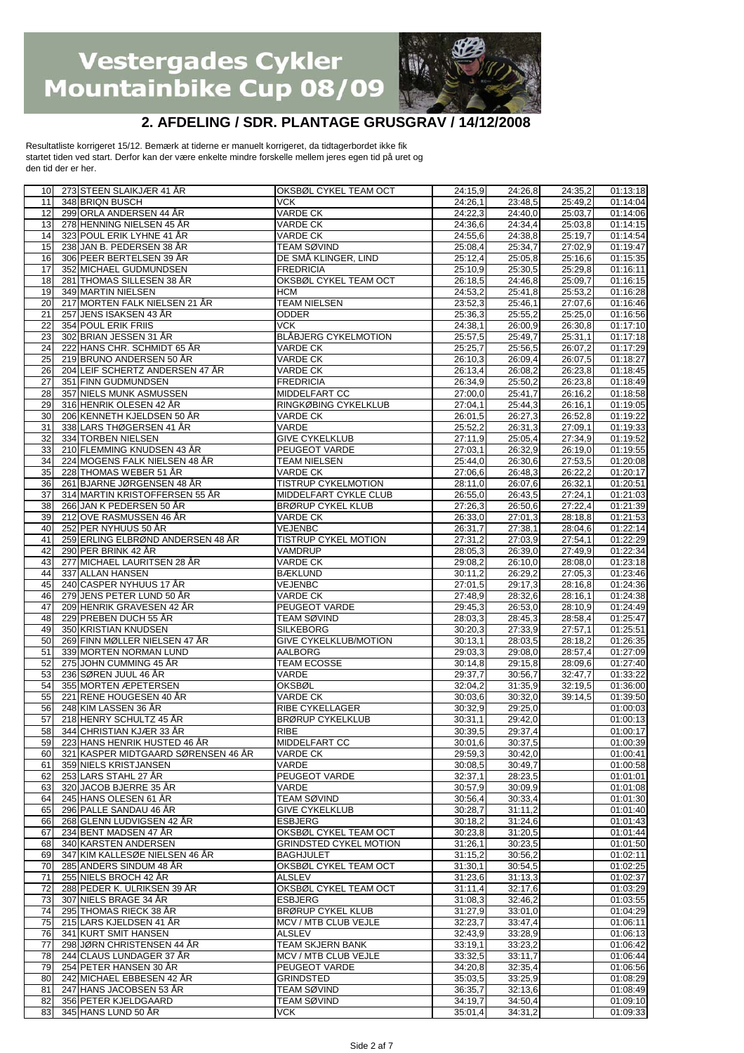# Vestergades Cykler Mountainbike Cup 08/09

## 2. AFDELING / SDR. PLANTAGE GRUSGRAV / 14/12/2008

Resultatliste korrigeret 15/12. Bemærk at tiderne er manuelt korrigeret, da tidtagerbordet ikke fik startet tiden ved start. Derfor kan der være enkelte mindre forskelle mellem jeres egen tid på uret og den tid der er her.

| | | | | | | |
|---|---|---|---|---|---|---|
| 10 | 273 STEEN SLAIKJÆR 41 ÅR | OKSBØL CYKEL TEAM OCT | 24:15,9 | 24:26,8 | 24:35,2 | 01:13:18 |
| 11 | 348 BRIQN BUSCH | VCK | 24:26,1 | 23:48,5 | 25:49,2 | 01:14:04 |
| 12 | 299 ORLA ANDERSEN 44 ÅR | VARDE CK | 24:22,3 | 24:40,0 | 25:03,7 | 01:14:06 |
| 13 | 278 HENNING NIELSEN 45 ÅR | VARDE CK | 24:36,6 | 24:34,4 | 25:03,8 | 01:14:15 |
| 14 | 323 POUL ERIK LYHNE 41 ÅR | VARDE CK | 24:55,6 | 24:38,8 | 25:19,7 | 01:14:54 |
| 15 | 238 JAN B. PEDERSEN 38 ÅR | TEAM SØVIND | 25:08,4 | 25:34,7 | 27:02,9 | 01:19:47 |
| 16 | 306 PEER BERTELSEN 39 ÅR | DE SMÅ KLINGER, LIND | 25:12,4 | 25:05,8 | 25:16,6 | 01:15:35 |
| 17 | 352 MICHAEL GUDMUNDSEN | FREDRICIA | 25:10,9 | 25:30,5 | 25:29,8 | 01:16:11 |
| 18 | 281 THOMAS SILLESEN 38 ÅR | OKSBØL CYKEL TEAM OCT | 26:18,5 | 24:46,8 | 25:09,7 | 01:16:15 |
| 19 | 349 MARTIN NIELSEN | HCM | 24:53,2 | 25:41,8 | 25:53,2 | 01:16:28 |
| 20 | 217 MORTEN FALK NIELSEN 21 ÅR | TEAM NIELSEN | 23:52,3 | 25:46,1 | 27:07,6 | 01:16:46 |
| 21 | 257 JENS ISAKSEN 43 ÅR | ODDER | 25:36,3 | 25:55,2 | 25:25,0 | 01:16:56 |
| 22 | 354 POUL ERIK FRIIS | VCK | 24:38,1 | 26:00,9 | 26:30,8 | 01:17:10 |
| 23 | 302 BRIAN JESSEN 31 ÅR | BLÅBJERG CYKELMOTION | 25:57,5 | 25:49,7 | 25:31,1 | 01:17:18 |
| 24 | 222 HANS CHR. SCHMIDT 65 ÅR | VARDE CK | 25:25,7 | 25:56,5 | 26:07,2 | 01:17:29 |
| 25 | 219 BRUNO ANDERSEN 50 ÅR | VARDE CK | 26:10,3 | 26:09,4 | 26:07,5 | 01:18:27 |
| 26 | 204 LEIF SCHERTZ ANDERSEN 47 ÅR | VARDE CK | 26:13,4 | 26:08,2 | 26:23,8 | 01:18:45 |
| 27 | 351 FINN GUDMUNDSEN | FREDRICIA | 26:34,9 | 25:50,2 | 26:23,8 | 01:18:49 |
| 28 | 357 NIELS MUNK ASMUSSEN | MIDDELFART CC | 27:00,0 | 25:41,7 | 26:16,2 | 01:18:58 |
| 29 | 316 HENRIK OLESEN 42 ÅR | RINGKØBING CYKELKLUB | 27:04,1 | 25:44,3 | 26:16,1 | 01:19:05 |
| 30 | 206 KENNETH KJELDSEN 50 ÅR | VARDE CK | 26:01,5 | 26:27,3 | 26:52,8 | 01:19:22 |
| 31 | 338 LARS THØGERSEN 41 ÅR | VARDE | 25:52,2 | 26:31,3 | 27:09,1 | 01:19:33 |
| 32 | 334 TORBEN NIELSEN | GIVE CYKELKLUB | 27:11,9 | 25:05,4 | 27:34,9 | 01:19:52 |
| 33 | 210 FLEMMING KNUDSEN 43 ÅR | PEUGEOT VARDE | 27:03,1 | 26:32,9 | 26:19,0 | 01:19:55 |
| 34 | 224 MOGENS FALK NIELSEN 48 ÅR | TEAM NIELSEN | 25:44,0 | 26:30,6 | 27:53,5 | 01:20:08 |
| 35 | 228 THOMAS WEBER 51 ÅR | VARDE CK | 27:06,6 | 26:48,3 | 26:22,2 | 01:20:17 |
| 36 | 261 BJARNE JØRGENSEN 48 ÅR | TISTRUP CYKELMOTION | 28:11,0 | 26:07,6 | 26:32,1 | 01:20:51 |
| 37 | 314 MARTIN KRISTOFFERSEN 55 ÅR | MIDDELFART CYKLE CLUB | 26:55,0 | 26:43,5 | 27:24,1 | 01:21:03 |
| 38 | 266 JAN K PEDERSEN 50 ÅR | BRØRUP CYKEL KLUB | 27:26,3 | 26:50,6 | 27:22,4 | 01:21:39 |
| 39 | 212 OVE RASMUSSEN 46 ÅR | VARDE CK | 26:33,0 | 27:01,3 | 28:18,8 | 01:21:53 |
| 40 | 252 PER NYHUUS 50 ÅR | VEJENBC | 26:31,7 | 27:38,1 | 28:04,6 | 01:22:14 |
| 41 | 259 ERLING ELBRØND ANDERSEN 48 ÅR | TISTRUP CYKEL MOTION | 27:31,2 | 27:03,9 | 27:54,1 | 01:22:29 |
| 42 | 290 PER BRINK 42 ÅR | VAMDRUP | 28:05,3 | 26:39,0 | 27:49,9 | 01:22:34 |
| 43 | 277 MICHAEL LAURITSEN 28 ÅR | VARDE CK | 29:08,2 | 26:10,0 | 28:08,0 | 01:23:18 |
| 44 | 337 ALLAN HANSEN | BÆKLUND | 30:11,2 | 26:29,2 | 27:05,3 | 01:23:46 |
| 45 | 240 CASPER NYHUUS 17 ÅR | VEJENBC | 27:01,5 | 29:17,3 | 28:16,8 | 01:24:36 |
| 46 | 279 JENS PETER LUND 50 ÅR | VARDE CK | 27:48,9 | 28:32,6 | 28:16,1 | 01:24:38 |
| 47 | 209 HENRIK GRAVESEN 42 ÅR | PEUGEOT VARDE | 29:45,3 | 26:53,0 | 28:10,9 | 01:24:49 |
| 48 | 229 PREBEN DUCH 55 ÅR | TEAM SØVIND | 28:03,3 | 28:45,3 | 28:58,4 | 01:25:47 |
| 49 | 350 KRISTIAN KNUDSEN | SILKEBORG | 30:20,3 | 27:33,9 | 27:57,1 | 01:25:51 |
| 50 | 269 FINN MØLLER NIELSEN 47 ÅR | GIVE CYKELKLUB/MOTION | 30:13,1 | 28:03,5 | 28:18,2 | 01:26:35 |
| 51 | 339 MORTEN NORMAN LUND | AALBORG | 29:03,3 | 29:08,0 | 28:57,4 | 01:27:09 |
| 52 | 275 JOHN CUMMING 45 ÅR | TEAM ECOSSE | 30:14,8 | 29:15,8 | 28:09,6 | 01:27:40 |
| 53 | 236 SØREN JUUL 46 ÅR | VARDE | 29:37,7 | 30:56,7 | 32:47,7 | 01:33:22 |
| 54 | 355 MORTEN ÆPETERSEN | OKSBØL | 32:04,2 | 31:35,9 | 32:19,5 | 01:36:00 |
| 55 | 221 RENE HOUGESEN 40 ÅR | VARDE CK | 30:03,6 | 30:32,0 | 39:14,5 | 01:39:50 |
| 56 | 248 KIM LASSEN 36 ÅR | RIBE CYKELLAGER | 30:32,9 | 29:25,0 | | 01:00:03 |
| 57 | 218 HENRY SCHULTZ 45 ÅR | BRØRUP CYKELKLUB | 30:31,1 | 29:42,0 | | 01:00:13 |
| 58 | 344 CHRISTIAN KJÆR 33 ÅR | RIBE | 30:39,5 | 29:37,4 | | 01:00:17 |
| 59 | 223 HANS HENRIK HUSTED 46 ÅR | MIDDELFART CC | 30:01,6 | 30:37,5 | | 01:00:39 |
| 60 | 321 KASPER MIDTGAARD SØRENSEN 46 ÅR | VARDE CK | 29:59,3 | 30:42,0 | | 01:00:41 |
| 61 | 359 NIELS KRISTJANSEN | VARDE | 30:08,5 | 30:49,7 | | 01:00:58 |
| 62 | 253 LARS STAHL 27 ÅR | PEUGEOT VARDE | 32:37,1 | 28:23,5 | | 01:01:01 |
| 63 | 320 JACOB BJERRE 35 ÅR | VARDE | 30:57,9 | 30:09,9 | | 01:01:08 |
| 64 | 245 HANS OLESEN 61 ÅR | TEAM SØVIND | 30:56,4 | 30:33,4 | | 01:01:30 |
| 65 | 296 PALLE SANDAU 46 ÅR | GIVE CYKELKLUB | 30:28,7 | 31:11,2 | | 01:01:40 |
| 66 | 268 GLENN LUDVIGSEN 42 ÅR | ESBJERG | 30:18,2 | 31:24,6 | | 01:01:43 |
| 67 | 234 BENT MADSEN 47 ÅR | OKSBØL CYKEL TEAM OCT | 30:23,8 | 31:20,5 | | 01:01:44 |
| 68 | 340 KARSTEN ANDERSEN | GRINDSTED CYKEL MOTION | 31:26,1 | 30:23,5 | | 01:01:50 |
| 69 | 347 KIM KALLESØE NIELSEN 46 ÅR | BAGHJULET | 31:15,2 | 30:56,2 | | 01:02:11 |
| 70 | 285 ANDERS SINDUM 48 ÅR | OKSBØL CYKEL TEAM OCT | 31:30,1 | 30:54,5 | | 01:02:25 |
| 71 | 255 NIELS BROCH 42 ÅR | ALSLEV | 31:23,6 | 31:13,3 | | 01:02:37 |
| 72 | 288 PEDER K. ULRIKSEN 39 ÅR | OKSBØL CYKEL TEAM OCT | 31:11,4 | 32:17,6 | | 01:03:29 |
| 73 | 307 NIELS BRAGE 34 ÅR | ESBJERG | 31:08,3 | 32:46,2 | | 01:03:55 |
| 74 | 295 THOMAS RIECK 38 ÅR | BRØRUP CYKEL KLUB | 31:27,9 | 33:01,0 | | 01:04:29 |
| 75 | 215 LARS KJELDSEN 41 ÅR | MCV / MTB CLUB VEJLE | 32:23,7 | 33:47,4 | | 01:06:11 |
| 76 | 341 KURT SMIT HANSEN | ALSLEV | 32:43,9 | 33:28,9 | | 01:06:13 |
| 77 | 298 JØRN CHRISTENSEN 44 ÅR | TEAM SKJERN BANK | 33:19,1 | 33:23,2 | | 01:06:42 |
| 78 | 244 CLAUS LUNDAGER 37 ÅR | MCV / MTB CLUB VEJLE | 33:32,5 | 33:11,7 | | 01:06:44 |
| 79 | 254 PETER HANSEN 30 ÅR | PEUGEOT VARDE | 34:20,8 | 32:35,4 | | 01:06:56 |
| 80 | 242 MICHAEL EBBESEN 42 ÅR | GRINDSTED | 35:03,5 | 33:25,9 | | 01:08:29 |
| 81 | 247 HANS JACOBSEN 53 ÅR | TEAM SØVIND | 36:35,7 | 32:13,6 | | 01:08:49 |
| 82 | 356 PETER KJELDGAARD | TEAM SØVIND | 34:19,7 | 34:50,4 | | 01:09:10 |
| 83 | 345 HANS LUND 50 ÅR | VCK | 35:01,4 | 34:31,2 | | 01:09:33 |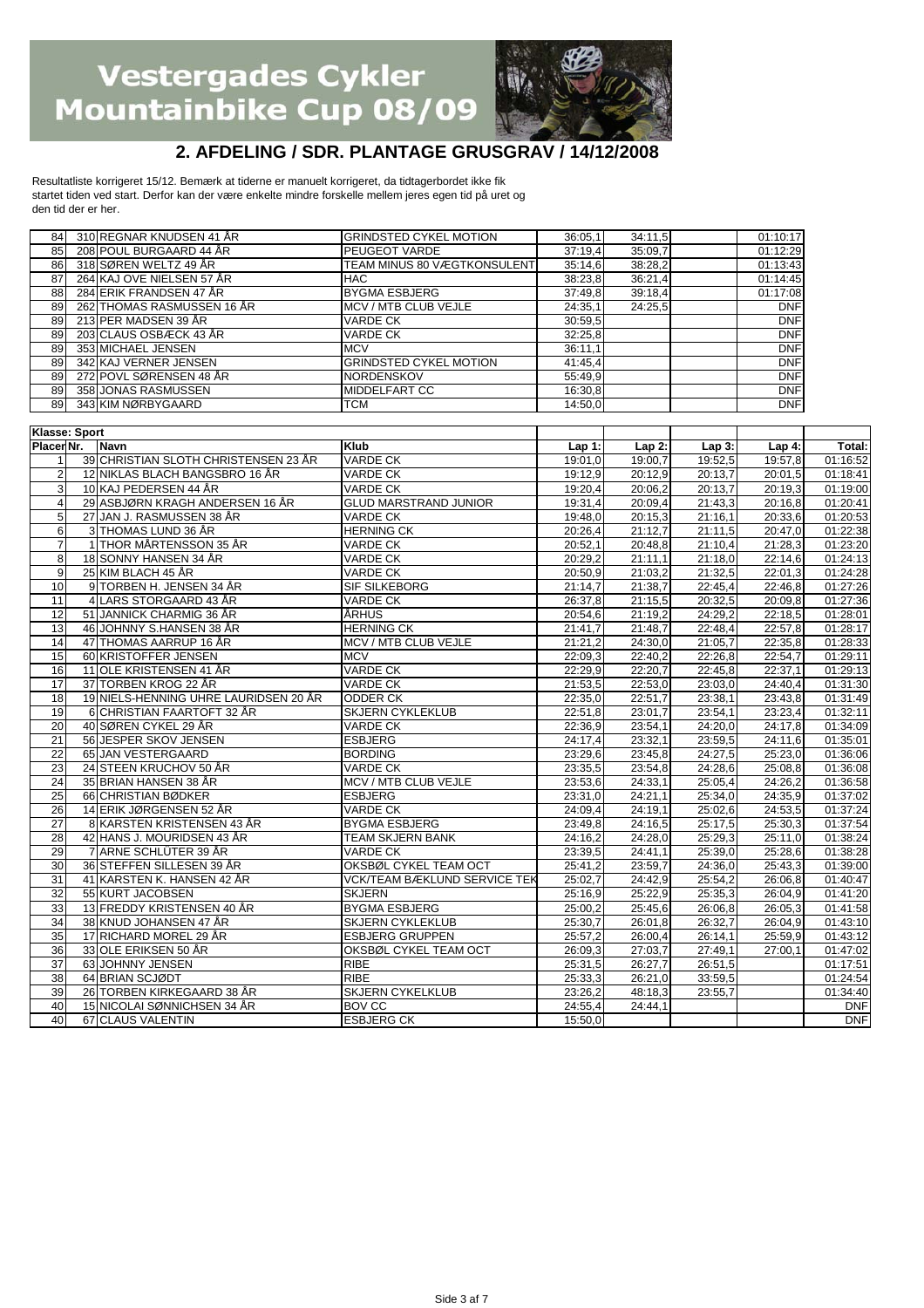# Vestergades Cykler Mountainbike Cup 08/09

## 2. AFDELING / SDR. PLANTAGE GRUSGRAV / 14/12/2008

Resultatliste korrigeret 15/12. Bemærk at tiderne er manuelt korrigeret, da tidtagerbordet ikke fik startet tiden ved start. Derfor kan der være enkelte mindre forskelle mellem jeres egen tid på uret og den tid der er her.

| | | | | | | | | |
|---|---|---|---|---|---|---|---|---|
| 84 | 310 | REGNAR KNUDSEN 41 ÅR | GRINDSTED CYKEL MOTION | 36:05,1 | 34:11,5 | | | 01:10:17 |
| 85 | 208 | POUL BURGAARD 44 ÅR | PEUGEOT VARDE | 37:19,4 | 35:09,7 | | | 01:12:29 |
| 86 | 318 | SØREN WELTZ 49 ÅR | TEAM MINUS 80 VÆGTKONSULENT | 35:14,6 | 38:28,2 | | | 01:13:43 |
| 87 | 264 | KAJ OVE NIELSEN 57 ÅR | HAC | 38:23,8 | 36:21,4 | | | 01:14:45 |
| 88 | 284 | ERIK FRANDSEN 47 ÅR | BYGMA ESBJERG | 37:49,8 | 39:18,4 | | | 01:17:08 |
| 89 | 262 | THOMAS RASMUSSEN 16 ÅR | MCV / MTB CLUB VEJLE | 24:35,1 | 24:25,5 | | | DNF |
| 89 | 213 | PER MADSEN 39 ÅR | VARDE CK | 30:59,5 | | | | DNF |
| 89 | 203 | CLAUS OSBÆCK 43 ÅR | VARDE CK | 32:25,8 | | | | DNF |
| 89 | 353 | MICHAEL JENSEN | MCV | 36:11,1 | | | | DNF |
| 89 | 342 | KAJ VERNER JENSEN | GRINDSTED CYKEL MOTION | 41:45,4 | | | | DNF |
| 89 | 272 | POVL SØRENSEN 48 ÅR | NORDENSKOV | 55:49,9 | | | | DNF |
| 89 | 358 | JONAS RASMUSSEN | MIDDELFART CC | 16:30,8 | | | | DNF |
| 89 | 343 | KIM NØRBYGAARD | TCM | 14:50,0 | | | | DNF |

**Klasse: Sport**

| Placering | Nr. | Navn | Klub | Lap 1: | Lap 2: | Lap 3: | Lap 4: | Total: |
|---|---|---|---|---|---|---|---|---|
| 1 | 39 | CHRISTIAN SLOTH CHRISTENSEN 23 ÅR | VARDE CK | 19:01,0 | 19:00,7 | 19:52,5 | 19:57,8 | 01:16:52 |
| 2 | 12 | NIKLAS BLACH BANGSBRO 16 ÅR | VARDE CK | 19:12,9 | 20:12,9 | 20:13,7 | 20:01,5 | 01:18:41 |
| 3 | 10 | KAJ PEDERSEN 44 ÅR | VARDE CK | 19:20,4 | 20:06,2 | 20:13,7 | 20:19,3 | 01:19:00 |
| 4 | 29 | ASBJØRN KRAGH ANDERSEN 16 ÅR | GLUD MARSTRAND JUNIOR | 19:31,4 | 20:09,4 | 21:43,3 | 20:16,8 | 01:20:41 |
| 5 | 27 | JAN J. RASMUSSEN 38 ÅR | VARDE CK | 19:48,0 | 20:15,3 | 21:16,1 | 20:33,6 | 01:20:53 |
| 6 | 3 | THOMAS LUND 36 ÅR | HERNING CK | 20:26,4 | 21:12,7 | 21:11,5 | 20:47,0 | 01:22:38 |
| 7 | 1 | THOR MÅRTENSSON 35 ÅR | VARDE CK | 20:52,1 | 20:48,8 | 21:10,4 | 21:28,3 | 01:23:20 |
| 8 | 18 | SONNY HANSEN 34 ÅR | VARDE CK | 20:29,2 | 21:11,1 | 21:18,0 | 22:14,6 | 01:24:13 |
| 9 | 25 | KIM BLACH 45 ÅR | VARDE CK | 20:50,9 | 21:03,2 | 21:32,5 | 22:01,3 | 01:24:28 |
| 10 | 9 | TORBEN H. JENSEN 34 ÅR | SIF SILKEBORG | 21:14,7 | 21:38,7 | 22:45,4 | 22:46,8 | 01:27:26 |
| 11 | 4 | LARS STORGAARD 43 ÅR | VARDE CK | 26:37,8 | 21:15,5 | 20:32,5 | 20:09,8 | 01:27:36 |
| 12 | 51 | JANNICK CHARMIG 36 ÅR | ÅRHUS | 20:54,6 | 21:19,2 | 24:29,2 | 22:18,5 | 01:28:01 |
| 13 | 46 | JOHNNY S.HANSEN 38 ÅR | HERNING CK | 21:41,7 | 21:48,7 | 22:48,4 | 22:57,8 | 01:28:17 |
| 14 | 47 | THOMAS AARRUP 16 ÅR | MCV / MTB CLUB VEJLE | 21:21,2 | 24:30,0 | 21:05,7 | 22:35,8 | 01:28:33 |
| 15 | 60 | KRISTOFFER JENSEN | MCV | 22:09,3 | 22:40,2 | 22:26,8 | 22:54,7 | 01:29:11 |
| 16 | 11 | OLE KRISTENSEN 41 ÅR | VARDE CK | 22:29,9 | 22:20,7 | 22:45,8 | 22:37,1 | 01:29:13 |
| 17 | 37 | TORBEN KROG 22 ÅR | VARDE CK | 21:53,5 | 22:53,0 | 23:03,0 | 24:40,4 | 01:31:30 |
| 18 | 19 | NIELS-HENNING UHRE LAURIDSEN 20 ÅR | ODDER CK | 22:35,0 | 22:51,7 | 23:38,1 | 23:43,8 | 01:31:49 |
| 19 | 6 | CHRISTIAN FAARTOFT 32 ÅR | SKJERN CYKLEKLUB | 22:51,8 | 23:01,7 | 23:54,1 | 23:23,4 | 01:32:11 |
| 20 | 40 | SØREN CYKEL 29 ÅR | VARDE CK | 22:36,9 | 23:54,1 | 24:20,0 | 24:17,8 | 01:34:09 |
| 21 | 56 | JESPER SKOV JENSEN | ESBJERG | 24:17,4 | 23:32,1 | 23:59,5 | 24:11,6 | 01:35:01 |
| 22 | 65 | JAN VESTERGAARD | BORDING | 23:29,6 | 23:45,8 | 24:27,5 | 25:23,0 | 01:36:06 |
| 23 | 24 | STEEN KRUCHOV 50 ÅR | VARDE CK | 23:35,5 | 23:54,8 | 24:28,6 | 25:08,8 | 01:36:08 |
| 24 | 35 | BRIAN HANSEN 38 ÅR | MCV / MTB CLUB VEJLE | 23:53,6 | 24:33,1 | 25:05,4 | 24:26,2 | 01:36:58 |
| 25 | 66 | CHRISTIAN BØDKER | ESBJERG | 23:31,0 | 24:21,1 | 25:34,0 | 24:35,9 | 01:37:02 |
| 26 | 14 | ERIK JØRGENSEN 52 ÅR | VARDE CK | 24:09,4 | 24:19,1 | 25:02,6 | 24:53,5 | 01:37:24 |
| 27 | 8 | KARSTEN KRISTENSEN 43 ÅR | BYGMA ESBJERG | 23:49,8 | 24:16,5 | 25:17,5 | 25:30,3 | 01:37:54 |
| 28 | 42 | HANS J. MOURIDSEN 43 ÅR | TEAM SKJERN BANK | 24:16,2 | 24:28,0 | 25:29,3 | 25:11,0 | 01:38:24 |
| 29 | 7 | ARNE SCHLÜTER 39 ÅR | VARDE CK | 23:39,5 | 24:41,1 | 25:39,0 | 25:28,6 | 01:38:28 |
| 30 | 36 | STEFFEN SILLESEN 39 ÅR | OKSBØL CYKEL TEAM OCT | 25:41,2 | 23:59,7 | 24:36,0 | 25:43,3 | 01:39:00 |
| 31 | 41 | KARSTEN K. HANSEN 42 ÅR | VCK/TEAM BÆKLUND SERVICE TEK | 25:02,7 | 24:42,9 | 25:54,2 | 26:06,8 | 01:40:47 |
| 32 | 55 | KURT JACOBSEN | SKJERN | 25:16,9 | 25:22,9 | 25:35,3 | 26:04,9 | 01:41:20 |
| 33 | 13 | FREDDY KRISTENSEN 40 ÅR | BYGMA ESBJERG | 25:00,2 | 25:45,6 | 26:06,8 | 26:05,3 | 01:41:58 |
| 34 | 38 | KNUD JOHANSEN 47 ÅR | SKJERN CYKLEKLUB | 25:30,7 | 26:01,8 | 26:32,7 | 26:04,9 | 01:43:10 |
| 35 | 17 | RICHARD MOREL 29 ÅR | ESBJERG GRUPPEN | 25:57,2 | 26:00,4 | 26:14,1 | 25:59,9 | 01:43:12 |
| 36 | 33 | OLE ERIKSEN 50 ÅR | OKSBØL CYKEL TEAM OCT | 26:09,3 | 27:03,7 | 27:49,1 | 27:00,1 | 01:47:02 |
| 37 | 63 | JOHNNY JENSEN | RIBE | 25:31,5 | 26:27,7 | 26:51,5 | | 01:17:51 |
| 38 | 64 | BRIAN SCJØDT | RIBE | 25:33,3 | 26:21,0 | 33:59,5 | | 01:24:54 |
| 39 | 26 | TORBEN KIRKEGAARD 38 ÅR | SKJERN CYKELKLUB | 23:26,2 | 48:18,3 | 23:55,7 | | 01:34:40 |
| 40 | 15 | NICOLAI SØNNICHSEN 34 ÅR | BOV CC | 24:55,4 | 24:44,1 | | | DNF |
| 40 | 67 | CLAUS VALENTIN | ESBJERG CK | 15:50,0 | | | | DNF |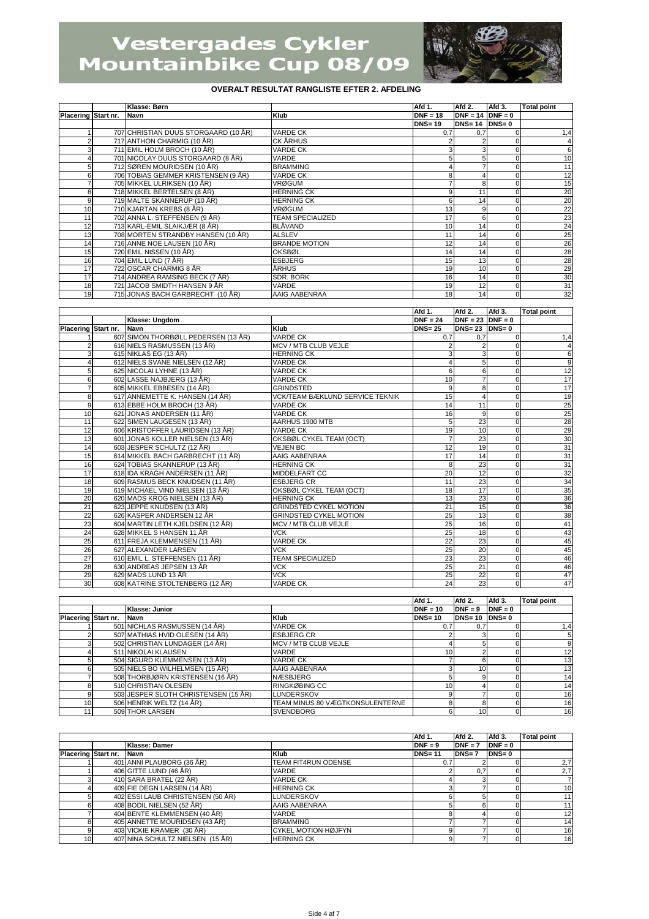# Vestergades Cykler Mountainbike Cup 08/09

**OVERALT RESULTAT RANGLISTE EFTER 2. AFDELING**

| Placering | Start nr. | Klasse: Børn<br>Navn | Klub | Afd 1.<br>DNF = 18<br>DNS= 19 | Afd 2.<br>DNF = 14<br>DNS= 14 | Afd 3.<br>DNF = 0<br>DNS= 0 | Total point |
|---|---|---|---|---|---|---|---|
| 1 | 707 | CHRISTIAN DUUS STORGAARD (10 ÅR) | VARDE CK | 0,7 | 0,7 | 0 | 1,4 |
| 2 | 717 | ANTHON CHARMIG (10 ÅR) | CK ÅRHUS | 2 | 2 | 0 | 4 |
| 3 | 711 | EMIL HOLM BROCH (10 ÅR) | VARDE CK | 3 | 3 | 0 | 6 |
| 4 | 701 | NICOLAY DUUS STORGAARD (8 ÅR) | VARDE | 5 | 5 | 0 | 10 |
| 5 | 712 | SØREN MOURIDSEN (10 ÅR) | BRAMMING | 4 | 7 | 0 | 11 |
| 6 | 706 | TOBIAS GEMMER KRISTENSEN (9 ÅR) | VARDE CK | 8 | 4 | 0 | 12 |
| 7 | 705 | MIKKEL ULRIKSEN (10 ÅR) | VRØGUM | 7 | 8 | 0 | 15 |
| 8 | 718 | MIKKEL BERTELSEN (8 ÅR) | HERNING CK | 9 | 11 | 0 | 20 |
| 9 | 719 | MALTE SKANNERUP (10 ÅR) | HERNING CK | 6 | 14 | 0 | 20 |
| 10 | 710 | KJARTAN KREBS (8 ÅR) | VRØGUM | 13 | 9 | 0 | 22 |
| 11 | 702 | ANNA L. STEFFENSEN (9 ÅR) | TEAM SPECIALIZED | 17 | 6 | 0 | 23 |
| 12 | 713 | KARL-EMIL SLAIKJÆR (8 ÅR) | BLÅVAND | 10 | 14 | 0 | 24 |
| 13 | 708 | MORTEN STRANDBY HANSEN (10 ÅR) | ALSLEV | 11 | 14 | 0 | 25 |
| 14 | 716 | ANNE NOE LAUSEN (10 ÅR) | BRANDE MOTION | 12 | 14 | 0 | 26 |
| 15 | 720 | EMIL NISSEN (10 ÅR) | OKSBØL | 14 | 14 | 0 | 28 |
| 16 | 704 | EMIL LUND (7 ÅR) | ESBJERG | 15 | 13 | 0 | 28 |
| 17 | 722 | OSCAR CHARMIG 8 ÅR | ÅRHUS | 19 | 10 | 0 | 29 |
| 17 | 714 | ANDREA RAMSING BECK (7 ÅR) | SDR. BORK | 16 | 14 | 0 | 30 |
| 18 | 721 | JACOB SMIDTH HANSEN 9 ÅR | VARDE | 19 | 12 | 0 | 31 |
| 19 | 715 | JONAS BACH GARBRECHT (10 ÅR) | AAIG AABENRAA | 18 | 14 | 0 | 32 |

| Placering | Start nr. | Klasse: Ungdom<br>Navn | Klub | Afd 1.<br>DNF = 24<br>DNS= 25 | Afd 2.<br>DNF = 23<br>DNS= 23 | Afd 3.<br>DNF = 0<br>DNS= 0 | Total point |
|---|---|---|---|---|---|---|---|
| 1 | 607 | SIMON THORBØLL PEDERSEN (13 ÅR) | VARDE CK | 0,7 | 0,7 | 0 | 1,4 |
| 2 | 616 | NIELS RASMUSSEN (13 ÅR) | MCV / MTB CLUB VEJLE | 2 | 2 | 0 | 4 |
| 3 | 615 | NIKLAS EG (13 ÅR) | HERNING CK | 3 | 3 | 0 | 6 |
| 4 | 612 | NIELS SVANE NIELSEN (12 ÅR) | VARDE CK | 4 | 5 | 0 | 9 |
| 5 | 625 | NICOLAI LYHNE (13 ÅR) | VARDE CK | 6 | 6 | 0 | 12 |
| 6 | 602 | LASSE NAJBJERG (13 ÅR) | VARDE CK | 10 | 7 | 0 | 17 |
| 7 | 605 | MIKKEL EBBESEN (14 ÅR) | GRINDSTED | 9 | 8 | 0 | 17 |
| 8 | 617 | ANNEMETTE K. HANSEN (14 ÅR) | VCK/TEAM BÆKLUND SERVICE TEKNIK | 15 | 4 | 0 | 19 |
| 9 | 613 | EBBE HOLM BROCH (13 ÅR) | VARDE CK | 14 | 11 | 0 | 25 |
| 10 | 621 | JONAS ANDERSEN (11 ÅR) | VARDE CK | 16 | 9 | 0 | 25 |
| 11 | 622 | SIMEN LAUGESEN (13 ÅR) | AARHUS 1900 MTB | 5 | 23 | 0 | 28 |
| 12 | 606 | KRISTOFFER LAURIDSEN (13 ÅR) | VARDE CK | 19 | 10 | 0 | 29 |
| 13 | 601 | JONAS KOLLER NIELSEN (13 ÅR) | OKSBØL CYKEL TEAM (OCT) | 7 | 23 | 0 | 30 |
| 14 | 603 | JESPER SCHULTZ (12 ÅR) | VEJEN BC | 12 | 19 | 0 | 31 |
| 15 | 614 | MIKKEL BACH GARBRECHT (11 ÅR) | AAIG AABENRAA | 17 | 14 | 0 | 31 |
| 16 | 624 | TOBIAS SKANNERUP (13 ÅR) | HERNING CK | 8 | 23 | 0 | 31 |
| 17 | 618 | IDA KRAGH ANDERSEN (11 ÅR) | MIDDELFART CC | 20 | 12 | 0 | 32 |
| 18 | 609 | RASMUS BECK KNUDSEN (11 ÅR) | ESBJERG CR | 11 | 23 | 0 | 34 |
| 19 | 619 | MICHAEL VIND NIELSEN (13 ÅR) | OKSBØL CYKEL TEAM (OCT) | 18 | 17 | 0 | 35 |
| 20 | 620 | MADS KROG NIELSEN (13 ÅR) | HERNING CK | 13 | 23 | 0 | 36 |
| 21 | 623 | JEPPE KNUDSEN (13 ÅR) | GRINDSTED CYKEL MOTION | 21 | 15 | 0 | 36 |
| 22 | 626 | KASPER ANDERSEN 12 ÅR | GRINDSTED CYKEL MOTION | 25 | 13 | 0 | 38 |
| 23 | 604 | MARTIN LETH KJELDSEN (12 ÅR) | MCV / MTB CLUB VEJLE | 25 | 16 | 0 | 41 |
| 24 | 628 | MIKKEL S HANSEN 11 ÅR | VCK | 25 | 18 | 0 | 43 |
| 25 | 611 | FREJA KLEMMENSEN (11 ÅR) | VARDE CK | 22 | 23 | 0 | 45 |
| 26 | 627 | ALEXANDER LARSEN | VCK | 25 | 20 | 0 | 45 |
| 27 | 610 | EMIL L. STEFFENSEN (11 ÅR) | TEAM SPECIALIZED | 23 | 23 | 0 | 46 |
| 28 | 630 | ANDREAS JEPSEN 13 ÅR | VCK | 25 | 21 | 0 | 46 |
| 29 | 629 | MADS LUND 13 ÅR | VCK | 25 | 22 | 0 | 47 |
| 30 | 608 | KATRINE STOLTENBERG (12 ÅR) | VARDE CK | 24 | 23 | 0 | 47 |

| Placering | Start nr. | Klasse: Junior<br>Navn | Klub | Afd 1.<br>DNF = 10<br>DNS= 10 | Afd 2.<br>DNF = 9<br>DNS= 10 | Afd 3.<br>DNF = 0<br>DNS= 0 | Total point |
|---|---|---|---|---|---|---|---|
| 1 | 501 | NICHLAS RASMUSSEN (14 ÅR) | VARDE CK | 0,7 | 0,7 | 0 | 1,4 |
| 2 | 507 | MATHIAS HVID OLESEN (14 ÅR) | ESBJERG CR | 2 | 3 | 0 | 5 |
| 3 | 502 | CHRISTIAN LUNDAGER (14 ÅR) | MCV / MTB CLUB VEJLE | 4 | 5 | 0 | 9 |
| 4 | 511 | NIKOLAI KLAUSEN | VARDE | 10 | 2 | 0 | 12 |
| 5 | 504 | SIGURD KLEMMENSEN (13 ÅR) | VARDE CK | 7 | 6 | 0 | 13 |
| 6 | 505 | NIELS BO WILHELMSEN (15 ÅR) | AAIG AABENRAA | 3 | 10 | 0 | 13 |
| 7 | 508 | THORBJØRN KRISTENSEN (16 ÅR) | NÆSBJERG | 5 | 9 | 0 | 14 |
| 8 | 510 | CHRISTIAN OLESEN | RINGKØBING CC | 10 | 4 | 0 | 14 |
| 9 | 503 | JESPER SLOTH CHRISTENSEN (15 ÅR) | LUNDERSKOV | 9 | 7 | 0 | 16 |
| 10 | 506 | HENRIK WELTZ (14 ÅR) | TEAM MINUS 80 VÆGTKONSULENTERNE | 8 | 8 | 0 | 16 |
| 11 | 509 | THOR LARSEN | SVENDBORG | 6 | 10 | 0 | 16 |

| Placering | Start nr. | Klasse: Damer<br>Navn | Klub | Afd 1.<br>DNF = 9<br>DNS= 11 | Afd 2.<br>DNF = 7<br>DNS= 7 | Afd 3.<br>DNF = 0<br>DNS= 0 | Total point |
|---|---|---|---|---|---|---|---|
| 1 | 401 | ANNI PLAUBORG (36 ÅR) | TEAM FIT4RUN ODENSE | 0,7 | 2 | 0 | 2,7 |
| 1 | 406 | GITTE LUND (46 ÅR) | VARDE | 2 | 0,7 | 0 | 2,7 |
| 3 | 410 | SARA BRATEL (22 ÅR) | VARDE CK | 4 | 3 | 0 | 7 |
| 4 | 409 | FIE DEGN LARSEN (14 ÅR) | HERNING CK | 3 | 7 | 0 | 10 |
| 5 | 402 | ESSI LAUB CHRISTENSEN (50 ÅR) | LUNDERSKOV | 6 | 5 | 0 | 11 |
| 6 | 408 | BODIL NIELSEN (52 ÅR) | AAIG AABENRAA | 5 | 6 | 0 | 11 |
| 7 | 404 | BENTE KLEMMENSEN (40 ÅR) | VARDE | 8 | 4 | 0 | 12 |
| 8 | 405 | ANNETTE MOURIDSEN (43 ÅR) | BRAMMING | 7 | 7 | 0 | 14 |
| 9 | 403 | VICKIE KRAMER (30 ÅR) | CYKEL MOTION HØJFYN | 9 | 7 | 0 | 16 |
| 10 | 407 | NINA SCHULTZ NIELSEN (15 ÅR) | HERNING CK | 9 | 7 | 0 | 16 |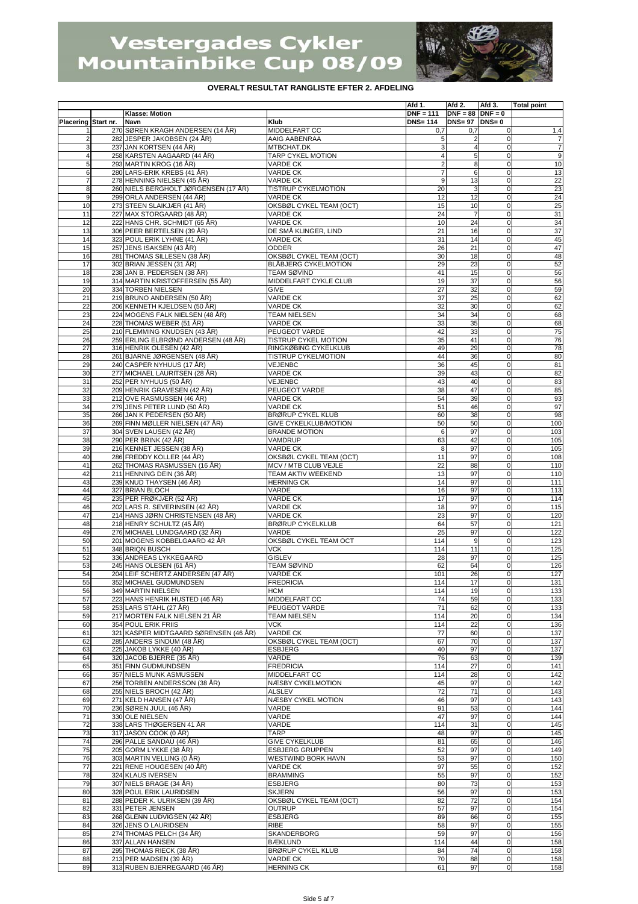# Vestergades Cykler Mountainbike Cup 08/09

**OVERALT RESULTAT RANGLISTE EFTER 2. AFDELING**

| | | | | Afd 1. | Afd 2. | Afd 3. | Total point |
|---|---|---|---|---|---|---|---|
| | | Klasse: Motion | | DNF = 111 | DNF = 88 | DNF = 0 | |
| Placering | Start nr. | Navn | Klub | DNS= 114 | DNS= 97 | DNS= 0 | |
| 1 | 270 | SØREN KRAGH ANDERSEN (14 ÅR) | MIDDELFART CC | 0,7 | 0,7 | 0 | 1,4 |
| 2 | 282 | JESPER JAKOBSEN (24 ÅR) | AAIG AABENRAA | 5 | 2 | 0 | 7 |
| 3 | 237 | JAN KORTSEN (44 ÅR) | MTBCHAT.DK | 3 | 4 | 0 | 7 |
| 4 | 258 | KARSTEN AAGAARD (44 ÅR) | TARP CYKEL MOTION | 4 | 5 | 0 | 9 |
| 5 | 293 | MARTIN KROG (16 ÅR) | VARDE CK | 2 | 8 | 0 | 10 |
| 6 | 280 | LARS-ERIK KREBS (41 ÅR) | VARDE CK | 7 | 6 | 0 | 13 |
| 7 | 278 | HENNING NIELSEN (45 ÅR) | VARDE CK | 9 | 13 | 0 | 22 |
| 8 | 260 | NIELS BERGHOLT JØRGENSEN (17 ÅR) | TISTRUP CYKELMOTION | 20 | 3 | 0 | 23 |
| 9 | 299 | ORLA ANDERSEN (44 ÅR) | VARDE CK | 12 | 12 | 0 | 24 |
| 10 | 273 | STEEN SLAIKJÆR (41 ÅR) | OKSBØL CYKEL TEAM (OCT) | 15 | 10 | 0 | 25 |
| 11 | 227 | MAX STORGAARD (48 ÅR) | VARDE CK | 24 | 7 | 0 | 31 |
| 12 | 222 | HANS CHR. SCHMIDT (65 ÅR) | VARDE CK | 10 | 24 | 0 | 34 |
| 13 | 306 | PEER BERTELSEN (39 ÅR) | DE SMÅ KLINGER, LIND | 21 | 16 | 0 | 37 |
| 14 | 323 | POUL ERIK LYHNE (41 ÅR) | VARDE CK | 31 | 14 | 0 | 45 |
| 15 | 257 | JENS ISAKSEN (43 ÅR) | ODDER | 26 | 21 | 0 | 47 |
| 16 | 281 | THOMAS SILLESEN (38 ÅR) | OKSBØL CYKEL TEAM (OCT) | 30 | 18 | 0 | 48 |
| 17 | 302 | BRIAN JESSEN (31 ÅR) | BLÅBJERG CYKELMOTION | 29 | 23 | 0 | 52 |
| 18 | 238 | JAN B. PEDERSEN (38 ÅR) | TEAM SØVIND | 41 | 15 | 0 | 56 |
| 19 | 314 | MARTIN KRISTOFFERSEN (55 ÅR) | MIDDELFART CYKLE CLUB | 19 | 37 | 0 | 56 |
| 20 | 334 | TORBEN NIELSEN | GIVE | 27 | 32 | 0 | 59 |
| 21 | 219 | BRUNO ANDERSEN (50 ÅR) | VARDE CK | 37 | 25 | 0 | 62 |
| 22 | 206 | KENNETH KJELDSEN (50 ÅR) | VARDE CK | 32 | 30 | 0 | 62 |
| 23 | 224 | MOGENS FALK NIELSEN (48 ÅR) | TEAM NIELSEN | 34 | 34 | 0 | 68 |
| 24 | 228 | THOMAS WEBER (51 ÅR) | VARDE CK | 33 | 35 | 0 | 68 |
| 25 | 210 | FLEMMING KNUDSEN (43 ÅR) | PEUGEOT VARDE | 42 | 33 | 0 | 75 |
| 26 | 259 | ERLING ELBRØND ANDERSEN (48 ÅR) | TISTRUP CYKEL MOTION | 35 | 41 | 0 | 76 |
| 27 | 316 | HENRIK OLESEN (42 ÅR) | RINGKØBING CYKELKLUB | 49 | 29 | 0 | 78 |
| 28 | 261 | BJARNE JØRGENSEN (48 ÅR) | TISTRUP CYKELMOTION | 44 | 36 | 0 | 80 |
| 29 | 240 | CASPER NYHUUS (17 ÅR) | VEJENBC | 36 | 45 | 0 | 81 |
| 30 | 277 | MICHAEL LAURITSEN (28 ÅR) | VARDE CK | 39 | 43 | 0 | 82 |
| 31 | 252 | PER NYHUUS (50 ÅR) | VEJENBC | 43 | 40 | 0 | 83 |
| 32 | 209 | HENRIK GRAVESEN (42 ÅR) | PEUGEOT VARDE | 38 | 47 | 0 | 85 |
| 33 | 212 | OVE RASMUSSEN (46 ÅR) | VARDE CK | 54 | 39 | 0 | 93 |
| 34 | 279 | JENS PETER LUND (50 ÅR) | VARDE CK | 51 | 46 | 0 | 97 |
| 35 | 266 | JAN K PEDERSEN (50 ÅR) | BRØRUP CYKEL KLUB | 60 | 38 | 0 | 98 |
| 36 | 269 | FINN MØLLER NIELSEN (47 ÅR) | GIVE CYKELKLUB/MOTION | 50 | 50 | 0 | 100 |
| 37 | 304 | SVEN LAUSEN (42 ÅR) | BRANDE MOTION | 6 | 97 | 0 | 103 |
| 38 | 290 | PER BRINK (42 ÅR) | VAMDRUP | 63 | 42 | 0 | 105 |
| 39 | 216 | KENNET JESSEN (38 ÅR) | VARDE CK | 8 | 97 | 0 | 105 |
| 40 | 286 | FREDDY KOLLER (44 ÅR) | OKSBØL CYKEL TEAM (OCT) | 11 | 97 | 0 | 108 |
| 41 | 262 | THOMAS RASMUSSEN (16 ÅR) | MCV / MTB CLUB VEJLE | 22 | 88 | 0 | 110 |
| 42 | 211 | HENNING DEIN (36 ÅR) | TEAM AKTIV WEEKEND | 13 | 97 | 0 | 110 |
| 43 | 239 | KNUD THAYSEN (46 ÅR) | HERNING CK | 14 | 97 | 0 | 111 |
| 44 | 327 | BRIAN BLOCH | VARDE | 16 | 97 | 0 | 113 |
| 45 | 235 | PER FRØKJÆR (52 ÅR) | VARDE CK | 17 | 97 | 0 | 114 |
| 46 | 202 | LARS R. SEVERINSEN (42 ÅR) | VARDE CK | 18 | 97 | 0 | 115 |
| 47 | 214 | HANS JØRN CHRISTENSEN (48 ÅR) | VARDE CK | 23 | 97 | 0 | 120 |
| 48 | 218 | HENRY SCHULTZ (45 ÅR) | BRØRUP CYKELKLUB | 64 | 57 | 0 | 121 |
| 49 | 276 | MICHAEL LUNDGAARD (32 ÅR) | VARDE | 25 | 97 | 0 | 122 |
| 50 | 201 | MOGENS KOBBELGAARD 42 ÅR | OKSBØL CYKEL TEAM OCT | 114 | 9 | 0 | 123 |
| 51 | 348 | BRIQN BUSCH | VCK | 114 | 11 | 0 | 125 |
| 52 | 336 | ANDREAS LYKKEGAARD | GISLEV | 28 | 97 | 0 | 125 |
| 53 | 245 | HANS OLESEN (61 ÅR) | TEAM SØVIND | 62 | 64 | 0 | 126 |
| 54 | 204 | LEIF SCHERTZ ANDERSEN (47 ÅR) | VARDE CK | 101 | 26 | 0 | 127 |
| 55 | 352 | MICHAEL GUDMUNDSEN | FREDRICIA | 114 | 17 | 0 | 131 |
| 56 | 349 | MARTIN NIELSEN | HCM | 114 | 19 | 0 | 133 |
| 57 | 223 | HANS HENRIK HUSTED (46 ÅR) | MIDDELFART CC | 74 | 59 | 0 | 133 |
| 58 | 253 | LARS STAHL (27 ÅR) | PEUGEOT VARDE | 71 | 62 | 0 | 133 |
| 59 | 217 | MORTEN FALK NIELSEN 21 ÅR | TEAM NIELSEN | 114 | 20 | 0 | 134 |
| 60 | 354 | POUL ERIK FRIIS | VCK | 114 | 22 | 0 | 136 |
| 61 | 321 | KASPER MIDTGAARD SØRENSEN (46 ÅR) | VARDE CK | 77 | 60 | 0 | 137 |
| 62 | 285 | ANDERS SINDUM (48 ÅR) | OKSBØL CYKEL TEAM (OCT) | 67 | 70 | 0 | 137 |
| 63 | 225 | JAKOB LYKKE (40 ÅR) | ESBJERG | 40 | 97 | 0 | 137 |
| 64 | 320 | JACOB BJERRE (35 ÅR) | VARDE | 76 | 63 | 0 | 139 |
| 65 | 351 | FINN GUDMUNDSEN | FREDRICIA | 114 | 27 | 0 | 141 |
| 66 | 357 | NIELS MUNK ASMUSSEN | MIDDELFART CC | 114 | 28 | 0 | 142 |
| 67 | 256 | TORBEN ANDERSSON (38 ÅR) | NÆSBY CYKELMOTION | 45 | 97 | 0 | 142 |
| 68 | 255 | NIELS BROCH (42 ÅR) | ALSLEV | 72 | 71 | 0 | 143 |
| 69 | 271 | KELD HANSEN (47 ÅR) | NÆSBY CYKEL MOTION | 46 | 97 | 0 | 143 |
| 70 | 236 | SØREN JUUL (46 ÅR) | VARDE | 91 | 53 | 0 | 144 |
| 71 | 330 | OLE NIELSEN | VARDE | 47 | 97 | 0 | 144 |
| 72 | 338 | LARS THØGERSEN 41 ÅR | VARDE | 114 | 31 | 0 | 145 |
| 73 | 317 | JASON COOK (0 ÅR) | TARP | 48 | 97 | 0 | 145 |
| 74 | 296 | PALLE SANDAU (46 ÅR) | GIVE CYKELKLUB | 81 | 65 | 0 | 146 |
| 75 | 205 | GORM LYKKE (38 ÅR) | ESBJERG GRUPPEN | 52 | 97 | 0 | 149 |
| 76 | 303 | MARTIN VELLING (0 ÅR) | WESTWIND BORK HAVN | 53 | 97 | 0 | 150 |
| 77 | 221 | RENE HOUGESEN (40 ÅR) | VARDE CK | 97 | 55 | 0 | 152 |
| 78 | 324 | KLAUS IVERSEN | BRAMMING | 55 | 97 | 0 | 152 |
| 79 | 307 | NIELS BRAGE (34 ÅR) | ESBJERG | 80 | 73 | 0 | 153 |
| 80 | 328 | POUL ERIK LAURIDSEN | SKJERN | 56 | 97 | 0 | 153 |
| 81 | 288 | PEDER K. ULRIKSEN (39 ÅR) | OKSBØL CYKEL TEAM (OCT) | 82 | 72 | 0 | 154 |
| 82 | 331 | PETER JENSEN | OUTRUP | 57 | 97 | 0 | 154 |
| 83 | 268 | GLENN LUDVIGSEN (42 ÅR) | ESBJERG | 89 | 66 | 0 | 155 |
| 84 | 326 | JENS O LAURIDSEN | RIBE | 58 | 97 | 0 | 155 |
| 85 | 274 | THOMAS PELCH (34 ÅR) | SKANDERBORG | 59 | 97 | 0 | 156 |
| 86 | 337 | ALLAN HANSEN | BÆKLUND | 114 | 44 | 0 | 158 |
| 87 | 295 | THOMAS RIECK (38 ÅR) | BRØRUP CYKEL KLUB | 84 | 74 | 0 | 158 |
| 88 | 213 | PER MADSEN (39 ÅR) | VARDE CK | 70 | 88 | 0 | 158 |
| 89 | 313 | RUBEN BJERREGAARD (46 ÅR) | HERNING CK | 61 | 97 | 0 | 158 |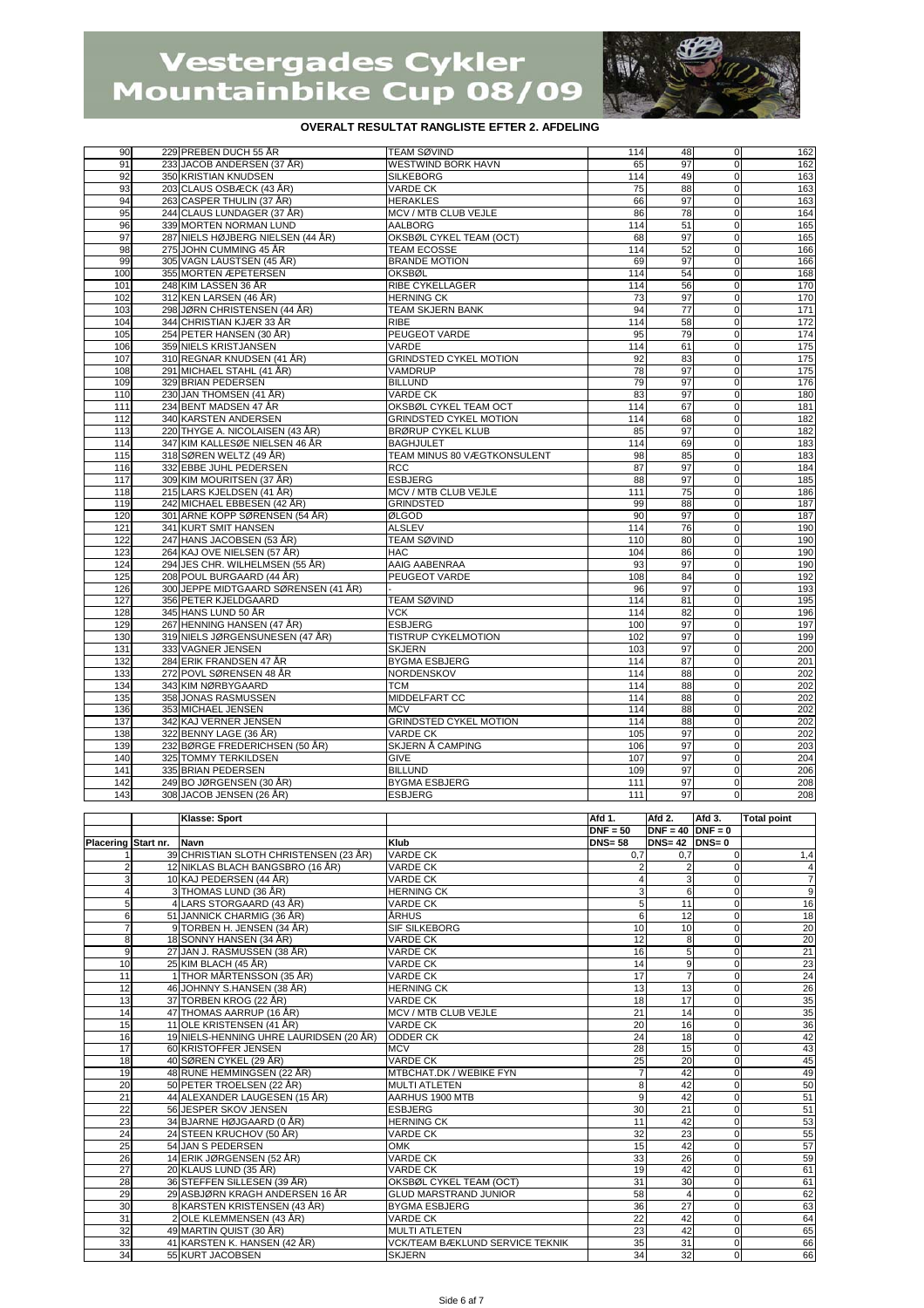# Vestergades Cykler Mountainbike Cup 08/09

**OVERALT RESULTAT RANGLISTE EFTER 2. AFDELING**

| | | | | | | | |
|---|---|---|---|---|---|---|---|
| 90 | 229 | PREBEN DUCH 55 ÅR | TEAM SØVIND | 114 | 48 | 0 | 162 |
| 91 | 233 | JACOB ANDERSEN (37 ÅR) | WESTWIND BORK HAVN | 65 | 97 | 0 | 162 |
| 92 | 350 | KRISTIAN KNUDSEN | SILKEBORG | 114 | 49 | 0 | 163 |
| 93 | 203 | CLAUS OSBÆCK (43 ÅR) | VARDE CK | 75 | 88 | 0 | 163 |
| 94 | 263 | CASPER THULIN (37 ÅR) | HERAKLES | 66 | 97 | 0 | 163 |
| 95 | 244 | CLAUS LUNDAGER (37 ÅR) | MCV / MTB CLUB VEJLE | 86 | 78 | 0 | 164 |
| 96 | 339 | MORTEN NORMAN LUND | AALBORG | 114 | 51 | 0 | 165 |
| 97 | 287 | NIELS HØJBERG NIELSEN (44 ÅR) | OKSBØL CYKEL TEAM (OCT) | 68 | 97 | 0 | 165 |
| 98 | 275 | JOHN CUMMING 45 ÅR | TEAM ECOSSE | 114 | 52 | 0 | 166 |
| 99 | 305 | VAGN LAUSTSEN (45 ÅR) | BRANDE MOTION | 69 | 97 | 0 | 166 |
| 100 | 355 | MORTEN ÆPETERSEN | OKSBØL | 114 | 54 | 0 | 168 |
| 101 | 248 | KIM LASSEN 36 ÅR | RIBE CYKELLAGER | 114 | 56 | 0 | 170 |
| 102 | 312 | KEN LARSEN (46 ÅR) | HERNING CK | 73 | 97 | 0 | 170 |
| 103 | 298 | JØRN CHRISTENSEN (44 ÅR) | TEAM SKJERN BANK | 94 | 77 | 0 | 171 |
| 104 | 344 | CHRISTIAN KJÆR 33 ÅR | RIBE | 114 | 58 | 0 | 172 |
| 105 | 254 | PETER HANSEN (30 ÅR) | PEUGEOT VARDE | 95 | 79 | 0 | 174 |
| 106 | 359 | NIELS KRISTJANSEN | VARDE | 114 | 61 | 0 | 175 |
| 107 | 310 | REGNAR KNUDSEN (41 ÅR) | GRINDSTED CYKEL MOTION | 92 | 83 | 0 | 175 |
| 108 | 291 | MICHAEL STAHL (41 ÅR) | VAMDRUP | 78 | 97 | 0 | 175 |
| 109 | 329 | BRIAN PEDERSEN | BILLUND | 79 | 97 | 0 | 176 |
| 110 | 230 | JAN THOMSEN (41 ÅR) | VARDE CK | 83 | 97 | 0 | 180 |
| 111 | 234 | BENT MADSEN 47 ÅR | OKSBØL CYKEL TEAM OCT | 114 | 67 | 0 | 181 |
| 112 | 340 | KARSTEN ANDERSEN | GRINDSTED CYKEL MOTION | 114 | 68 | 0 | 182 |
| 113 | 220 | THYGE A. NICOLAISEN (43 ÅR) | BRØRUP CYKEL KLUB | 85 | 97 | 0 | 182 |
| 114 | 347 | KIM KALLESØE NIELSEN 46 ÅR | BAGHJULET | 114 | 69 | 0 | 183 |
| 115 | 318 | SØREN WELTZ (49 ÅR) | TEAM MINUS 80 VÆGTKONSULENT | 98 | 85 | 0 | 183 |
| 116 | 332 | EBBE JUHL PEDERSEN | RCC | 87 | 97 | 0 | 184 |
| 117 | 309 | KIM MOURITSEN (37 ÅR) | ESBJERG | 88 | 97 | 0 | 185 |
| 118 | 215 | LARS KJELDSEN (41 ÅR) | MCV / MTB CLUB VEJLE | 111 | 75 | 0 | 186 |
| 119 | 242 | MICHAEL EBBESEN (42 ÅR) | GRINDSTED | 99 | 88 | 0 | 187 |
| 120 | 301 | ARNE KOPP SØRENSEN (54 ÅR) | ØLGOD | 90 | 97 | 0 | 187 |
| 121 | 341 | KURT SMIT HANSEN | ALSLEV | 114 | 76 | 0 | 190 |
| 122 | 247 | HANS JACOBSEN (53 ÅR) | TEAM SØVIND | 110 | 80 | 0 | 190 |
| 123 | 264 | KAJ OVE NIELSEN (57 ÅR) | HAC | 104 | 86 | 0 | 190 |
| 124 | 294 | JES CHR. WILHELMSEN (55 ÅR) | AAIG AABENRAA | 93 | 97 | 0 | 190 |
| 125 | 208 | POUL BURGAARD (44 ÅR) | PEUGEOT VARDE | 108 | 84 | 0 | 192 |
| 126 | 300 | JEPPE MIDTGAARD SØRENSEN (41 ÅR) | - | 96 | 97 | 0 | 193 |
| 127 | 356 | PETER KJELDGAARD | TEAM SØVIND | 114 | 81 | 0 | 195 |
| 128 | 345 | HANS LUND 50 ÅR | VCK | 114 | 82 | 0 | 196 |
| 129 | 267 | HENNING HANSEN (47 ÅR) | ESBJERG | 100 | 97 | 0 | 197 |
| 130 | 319 | NIELS JØRGENSUNESEN (47 ÅR) | TISTRUP CYKELMOTION | 102 | 97 | 0 | 199 |
| 131 | 333 | VAGNER JENSEN | SKJERN | 103 | 97 | 0 | 200 |
| 132 | 284 | ERIK FRANDSEN 47 ÅR | BYGMA ESBJERG | 114 | 87 | 0 | 201 |
| 133 | 272 | POVL SØRENSEN 48 ÅR | NORDENSKOV | 114 | 88 | 0 | 202 |
| 134 | 343 | KIM NØRBYGAARD | TCM | 114 | 88 | 0 | 202 |
| 135 | 358 | JONAS RASMUSSEN | MIDDELFART CC | 114 | 88 | 0 | 202 |
| 136 | 353 | MICHAEL JENSEN | MCV | 114 | 88 | 0 | 202 |
| 137 | 342 | KAJ VERNER JENSEN | GRINDSTED CYKEL MOTION | 114 | 88 | 0 | 202 |
| 138 | 322 | BENNY LAGE (36 ÅR) | VARDE CK | 105 | 97 | 0 | 202 |
| 139 | 232 | BØRGE FREDERICHSEN (50 ÅR) | SKJERN Å CAMPING | 106 | 97 | 0 | 203 |
| 140 | 325 | TOMMY TERKILDSEN | GIVE | 107 | 97 | 0 | 204 |
| 141 | 335 | BRIAN PEDERSEN | BILLUND | 109 | 97 | 0 | 206 |
| 142 | 249 | BO JØRGENSEN (30 ÅR) | BYGMA ESBJERG | 111 | 97 | 0 | 208 |
| 143 | 308 | JACOB JENSEN (26 ÅR) | ESBJERG | 111 | 97 | 0 | 208 |

| | | Klasse: Sport | | Afd 1. | Afd 2. | Afd 3. | Total point |
|---|---|---|---|---|---|---|---|
| | | | | DNF = 50 | DNF = 40 | DNF = 0 | |
| Placering | Start nr. | Navn | Klub | DNS= 58 | DNS= 42 | DNS= 0 | |
| 1 | 39 | CHRISTIAN SLOTH CHRISTENSEN (23 ÅR) | VARDE CK | 0,7 | 0,7 | 0 | 1,4 |
| 2 | 12 | NIKLAS BLACH BANGSBRO (16 ÅR) | VARDE CK | 2 | 2 | 0 | 4 |
| 3 | 10 | KAJ PEDERSEN (44 ÅR) | VARDE CK | 4 | 3 | 0 | 7 |
| 4 | 3 | THOMAS LUND (36 ÅR) | HERNING CK | 3 | 6 | 0 | 9 |
| 5 | 4 | LARS STORGAARD (43 ÅR) | VARDE CK | 5 | 11 | 0 | 16 |
| 6 | 51 | JANNICK CHARMIG (36 ÅR) | ÅRHUS | 6 | 12 | 0 | 18 |
| 7 | 9 | TORBEN H. JENSEN (34 ÅR) | SIF SILKEBORG | 10 | 10 | 0 | 20 |
| 8 | 18 | SONNY HANSEN (34 ÅR) | VARDE CK | 12 | 8 | 0 | 20 |
| 9 | 27 | JAN J. RASMUSSEN (38 ÅR) | VARDE CK | 16 | 5 | 0 | 21 |
| 10 | 25 | KIM BLACH (45 ÅR) | VARDE CK | 14 | 9 | 0 | 23 |
| 11 | 1 | THOR MÅRTENSSON (35 ÅR) | VARDE CK | 17 | 7 | 0 | 24 |
| 12 | 46 | JOHNNY S.HANSEN (38 ÅR) | HERNING CK | 13 | 13 | 0 | 26 |
| 13 | 37 | TORBEN KROG (22 ÅR) | VARDE CK | 18 | 17 | 0 | 35 |
| 14 | 47 | THOMAS AARRUP (16 ÅR) | MCV / MTB CLUB VEJLE | 21 | 14 | 0 | 35 |
| 15 | 11 | OLE KRISTENSEN (41 ÅR) | VARDE CK | 20 | 16 | 0 | 36 |
| 16 | 19 | NIELS-HENNING UHRE LAURIDSEN (20 ÅR) | ODDER CK | 24 | 18 | 0 | 42 |
| 17 | 60 | KRISTOFFER JENSEN | MCV | 28 | 15 | 0 | 43 |
| 18 | 40 | SØREN CYKEL (29 ÅR) | VARDE CK | 25 | 20 | 0 | 45 |
| 19 | 48 | RUNE HEMMINGSEN (22 ÅR) | MTBCHAT.DK / WEBIKE FYN | 7 | 42 | 0 | 49 |
| 20 | 50 | PETER TROELSEN (22 ÅR) | MULTI ATLETEN | 8 | 42 | 0 | 50 |
| 21 | 44 | ALEXANDER LAUGESEN (15 ÅR) | AARHUS 1900 MTB | 9 | 42 | 0 | 51 |
| 22 | 56 | JESPER SKOV JENSEN | ESBJERG | 30 | 21 | 0 | 51 |
| 23 | 34 | BJARNE HØJGAARD (0 ÅR) | HERNING CK | 11 | 42 | 0 | 53 |
| 24 | 24 | STEEN KRUCHOV (50 ÅR) | VARDE CK | 32 | 23 | 0 | 55 |
| 25 | 54 | JAN S PEDERSEN | OMK | 15 | 42 | 0 | 57 |
| 26 | 14 | ERIK JØRGENSEN (52 ÅR) | VARDE CK | 33 | 26 | 0 | 59 |
| 27 | 20 | KLAUS LUND (35 ÅR) | VARDE CK | 19 | 42 | 0 | 61 |
| 28 | 36 | STEFFEN SILLESEN (39 ÅR) | OKSBØL CYKEL TEAM (OCT) | 31 | 30 | 0 | 61 |
| 29 | 29 | ASBJØRN KRAGH ANDERSEN 16 ÅR | GLUD MARSTRAND JUNIOR | 58 | 4 | 0 | 62 |
| 30 | 8 | KARSTEN KRISTENSEN (43 ÅR) | BYGMA ESBJERG | 36 | 27 | 0 | 63 |
| 31 | 2 | OLE KLEMMENSEN (43 ÅR) | VARDE CK | 22 | 42 | 0 | 64 |
| 32 | 49 | MARTIN QUIST (30 ÅR) | MULTI ATLETEN | 23 | 42 | 0 | 65 |
| 33 | 41 | KARSTEN K. HANSEN (42 ÅR) | VCK/TEAM BÆKLUND SERVICE TEKNIK | 35 | 31 | 0 | 66 |
| 34 | 55 | KURT JACOBSEN | SKJERN | 34 | 32 | 0 | 66 |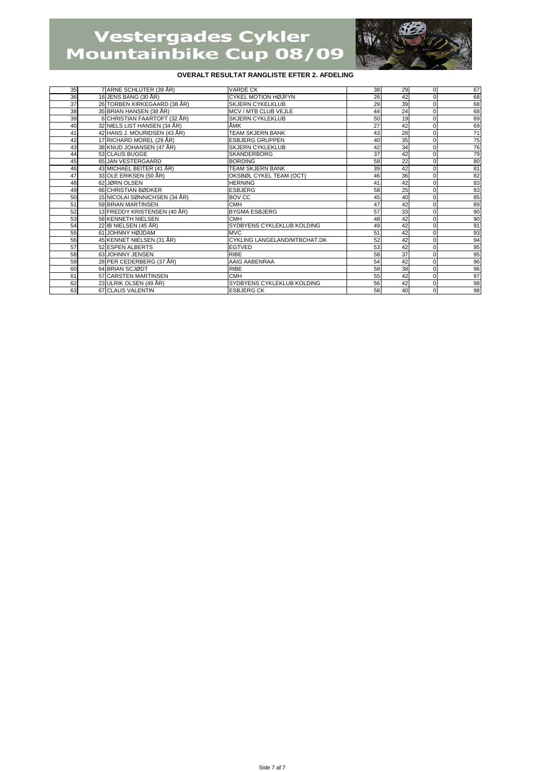# Vestergades Cykler Mountainbike Cup 08/09

**OVERALT RESULTAT RANGLISTE EFTER 2. AFDELING**

| | | | | | | | |
|---|---|---|---|---|---|---|---|
| 35 | 7 | ARNE SCHLÜTER (39 ÅR) | VARDE CK | 38 | 29 | 0 | 67 |
| 36 | 16 | JENS BANG (30 ÅR) | CYKEL MOTION HØJFYN | 26 | 42 | 0 | 68 |
| 37 | 26 | TORBEN KIRKEGAARD (38 ÅR) | SKJERN CYKELKLUB | 29 | 39 | 0 | 68 |
| 38 | 35 | BRIAN HANSEN (38 ÅR) | MCV / MTB CLUB VEJLE | 44 | 24 | 0 | 68 |
| 39 | 6 | CHRISTIAN FAARTOFT (32 ÅR) | SKJERN CYKLEKLUB | 50 | 19 | 0 | 69 |
| 40 | 32 | NIELS LIST HANSEN (34 ÅR) | ÅMK | 27 | 42 | 0 | 69 |
| 41 | 42 | HANS J. MOURIDSEN (43 ÅR) | TEAM SKJERN BANK | 43 | 28 | 0 | 71 |
| 42 | 17 | RICHARD MOREL (29 ÅR) | ESBJERG GRUPPEN | 40 | 35 | 0 | 75 |
| 43 | 38 | KNUD JOHANSEN (47 ÅR) | SKJERN CYKLEKLUB | 42 | 34 | 0 | 76 |
| 44 | 53 | CLAUS BUGGE | SKANDERBORG | 37 | 42 | 0 | 79 |
| 45 | 65 | JAN VESTERGAARD | BORDING | 58 | 22 | 0 | 80 |
| 46 | 43 | MICHAEL BEITER (41 ÅR) | TEAM SKJERN BANK | 39 | 42 | 0 | 81 |
| 47 | 33 | OLE ERIKSEN (50 ÅR) | OKSBØL CYKEL TEAM (OCT) | 46 | 36 | 0 | 82 |
| 48 | 62 | JØRN OLSEN | HERNING | 41 | 42 | 0 | 83 |
| 49 | 66 | CHRISTIAN BØDKER | ESBJERG | 58 | 25 | 0 | 83 |
| 50 | 15 | NICOLAI SØNNICHSEN (34 ÅR) | BOV CC | 45 | 40 | 0 | 85 |
| 51 | 59 | BRIAN MARTINSEN | CMH | 47 | 42 | 0 | 89 |
| 52 | 13 | FREDDY KRISTENSEN (40 ÅR) | BYGMA ESBJERG | 57 | 33 | 0 | 90 |
| 53 | 58 | KENNETH NIELSEN | CMH | 48 | 42 | 0 | 90 |
| 54 | 22 | IB NIELSEN (45 ÅR) | SYDBYENS CYKLEKLUB KOLDING | 49 | 42 | 0 | 91 |
| 55 | 61 | JOHNNY HØJDAM | MVC | 51 | 42 | 0 | 93 |
| 56 | 45 | KENNET NIELSEN (31 ÅR) | CYKLING LANGELAND/MTBCHAT.DK | 52 | 42 | 0 | 94 |
| 57 | 52 | ESPEN ALBERTS | EGTVED | 53 | 42 | 0 | 95 |
| 58 | 63 | JOHNNY JENSEN | RIBE | 58 | 37 | 0 | 95 |
| 59 | 28 | PER CEDERBERG (37 ÅR) | AAIG AABENRAA | 54 | 42 | 0 | 96 |
| 60 | 64 | BRIAN SCJØDT | RIBE | 58 | 38 | 0 | 96 |
| 61 | 57 | CARSTEN MARTINSEN | CMH | 55 | 42 | 0 | 97 |
| 62 | 23 | ULRIK OLSEN (49 ÅR) | SYDBYENS CYKLEKLUB KOLDING | 56 | 42 | 0 | 98 |
| 63 | 67 | CLAUS VALENTIN | ESBJERG CK | 58 | 40 | 0 | 98 |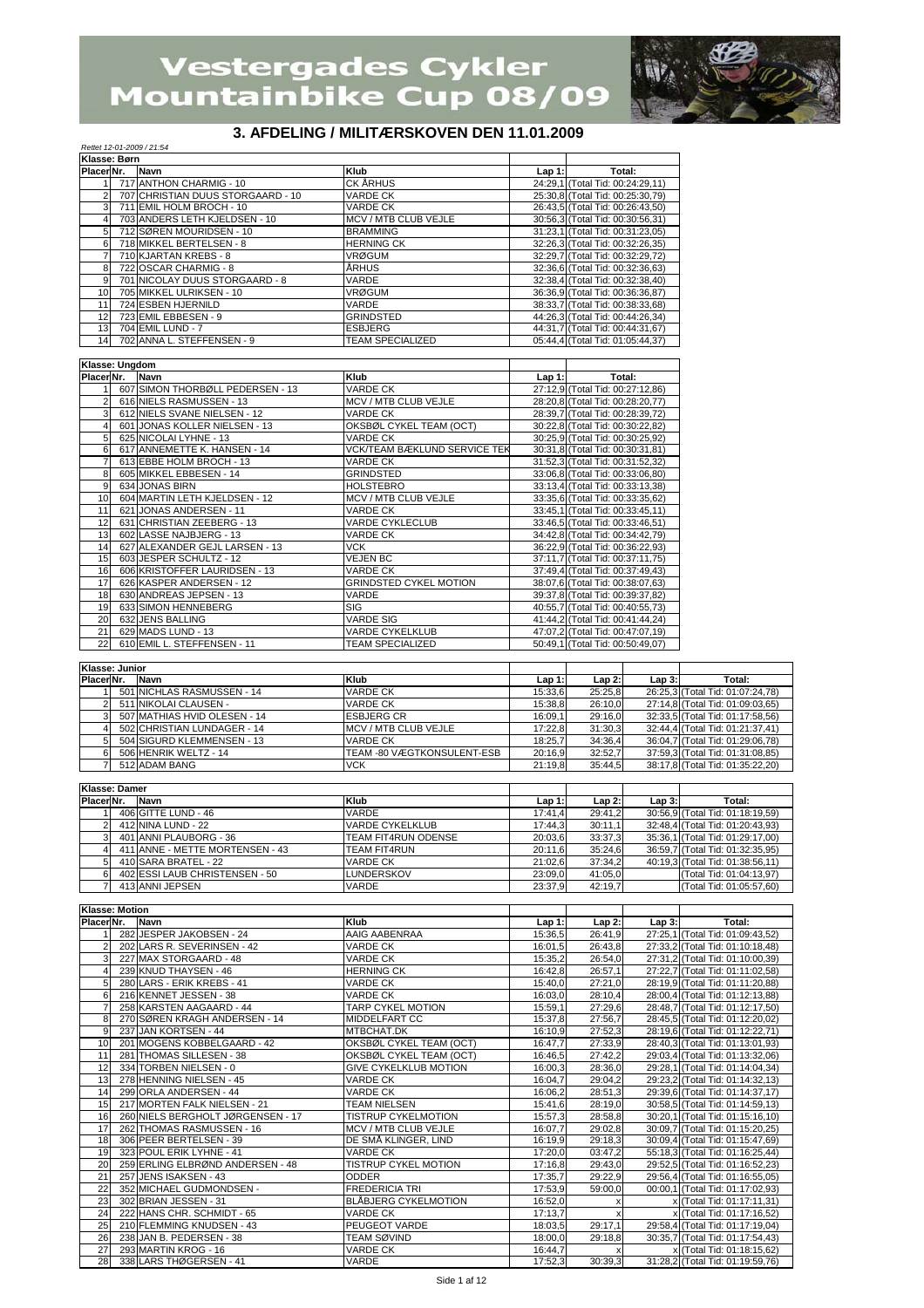# Vestergades Cykler Mountainbike Cup 08/09

## 3. AFDELING / MILITÆRSKOVEN DEN 11.01.2009

*Rettet 12-01-2009 / 21:54*

| Klasse: Børn | | | | | |
|---|---|---|---|---|---|
| Placer | Nr. | Navn | Klub | Lap 1: | Total: |
| 1 | 717 | ANTHON CHARMIG - 10 | CK ÅRHUS | 24:29,1 | (Total Tid: 00:24:29,11) |
| 2 | 707 | CHRISTIAN DUUS STORGAARD - 10 | VARDE CK | 25:30,8 | (Total Tid: 00:25:30,79) |
| 3 | 711 | EMIL HOLM BROCH - 10 | VARDE CK | 26:43,5 | (Total Tid: 00:26:43,50) |
| 4 | 703 | ANDERS LETH KJELDSEN - 10 | MCV / MTB CLUB VEJLE | 30:56,3 | (Total Tid: 00:30:56,31) |
| 5 | 712 | SØREN MOURIDSEN - 10 | BRAMMING | 31:23,1 | (Total Tid: 00:31:23,05) |
| 6 | 718 | MIKKEL BERTELSEN - 8 | HERNING CK | 32:26,3 | (Total Tid: 00:32:26,35) |
| 7 | 710 | KJARTAN KREBS - 8 | VRØGUM | 32:29,7 | (Total Tid: 00:32:29,72) |
| 8 | 722 | OSCAR CHARMIG - 8 | ÅRHUS | 32:36,6 | (Total Tid: 00:32:36,63) |
| 9 | 701 | NICOLAY DUUS STORGAARD - 8 | VARDE | 32:38,4 | (Total Tid: 00:32:38,40) |
| 10 | 705 | MIKKEL ULRIKSEN - 10 | VRØGUM | 36:36,9 | (Total Tid: 00:36:36,87) |
| 11 | 724 | ESBEN HJERNILD | VARDE | 38:33,7 | (Total Tid: 00:38:33,68) |
| 12 | 723 | EMIL EBBESEN - 9 | GRINDSTED | 44:26,3 | (Total Tid: 00:44:26,34) |
| 13 | 704 | EMIL LUND - 7 | ESBJERG | 44:31,7 | (Total Tid: 00:44:31,67) |
| 14 | 702 | ANNA L. STEFFENSEN - 9 | TEAM SPECIALIZED | 05:44,4 | (Total Tid: 01:05:44,37) |

| Klasse: Ungdom | | | | | |
|---|---|---|---|---|---|
| Placer | Nr. | Navn | Klub | Lap 1: | Total: |
| 1 | 607 | SIMON THORBØLL PEDERSEN - 13 | VARDE CK | 27:12,9 | (Total Tid: 00:27:12,86) |
| 2 | 616 | NIELS RASMUSSEN - 13 | MCV / MTB CLUB VEJLE | 28:20,8 | (Total Tid: 00:28:20,77) |
| 3 | 612 | NIELS SVANE NIELSEN - 12 | VARDE CK | 28:39,7 | (Total Tid: 00:28:39,72) |
| 4 | 601 | JONAS KOLLER NIELSEN - 13 | OKSBØL CYKEL TEAM (OCT) | 30:22,8 | (Total Tid: 00:30:22,82) |
| 5 | 625 | NICOLAI LYHNE - 13 | VARDE CK | 30:25,9 | (Total Tid: 00:30:25,92) |
| 6 | 617 | ANNEMETTE K. HANSEN - 14 | VCK/TEAM BÆKLUND SERVICE TEK | 30:31,8 | (Total Tid: 00:30:31,81) |
| 7 | 613 | EBBE HOLM BROCH - 13 | VARDE CK | 31:52,3 | (Total Tid: 00:31:52,32) |
| 8 | 605 | MIKKEL EBBESEN - 14 | GRINDSTED | 33:06,8 | (Total Tid: 00:33:06,80) |
| 9 | 634 | JONAS BIRN | HOLSTEBRO | 33:13,4 | (Total Tid: 00:33:13,38) |
| 10 | 604 | MARTIN LETH KJELDSEN - 12 | MCV / MTB CLUB VEJLE | 33:35,6 | (Total Tid: 00:33:35,62) |
| 11 | 621 | JONAS ANDERSEN - 11 | VARDE CK | 33:45,1 | (Total Tid: 00:33:45,11) |
| 12 | 631 | CHRISTIAN ZEEBERG - 13 | VARDE CYKLECLUB | 33:46,5 | (Total Tid: 00:33:46,51) |
| 13 | 602 | LASSE NAJBJERG - 13 | VARDE CK | 34:42,8 | (Total Tid: 00:34:42,79) |
| 14 | 627 | ALEXANDER GEJL LARSEN - 13 | VCK | 36:22,9 | (Total Tid: 00:36:22,93) |
| 15 | 603 | JESPER SCHULTZ - 12 | VEJEN BC | 37:11,7 | (Total Tid: 00:37:11,75) |
| 16 | 606 | KRISTOFFER LAURIDSEN - 13 | VARDE CK | 37:49,4 | (Total Tid: 00:37:49,43) |
| 17 | 626 | KASPER ANDERSEN - 12 | GRINDSTED CYKEL MOTION | 38:07,6 | (Total Tid: 00:38:07,63) |
| 18 | 630 | ANDREAS JEPSEN - 13 | VARDE | 39:37,8 | (Total Tid: 00:39:37,82) |
| 19 | 633 | SIMON HENNEBERG | SIG | 40:55,7 | (Total Tid: 00:40:55,73) |
| 20 | 632 | JENS BALLING | VARDE SIG | 41:44,2 | (Total Tid: 00:41:44,24) |
| 21 | 629 | MADS LUND - 13 | VARDE CYKELKLUB | 47:07,2 | (Total Tid: 00:47:07,19) |
| 22 | 610 | EMIL L. STEFFENSEN - 11 | TEAM SPECIALIZED | 50:49,1 | (Total Tid: 00:50:49,07) |

| Klasse: Junior | | | | | | | |
|---|---|---|---|---|---|---|---|
| Placer | Nr. | Navn | Klub | Lap 1: | Lap 2: | Lap 3: | Total: |
| 1 | 501 | NICHLAS RASMUSSEN - 14 | VARDE CK | 15:33,6 | 25:25,8 | 26:25,3 | (Total Tid: 01:07:24,78) |
| 2 | 511 | NIKOLAI CLAUSEN - | VARDE CK | 15:38,8 | 26:10,0 | 27:14,8 | (Total Tid: 01:09:03,65) |
| 3 | 507 | MATHIAS HVID OLESEN - 14 | ESBJERG CR | 16:09,1 | 29:16,0 | 32:33,5 | (Total Tid: 01:17:58,56) |
| 4 | 502 | CHRISTIAN LUNDAGER - 14 | MCV / MTB CLUB VEJLE | 17:22,8 | 31:30,3 | 32:44,4 | (Total Tid: 01:21:37,41) |
| 5 | 504 | SIGURD KLEMMENSEN - 13 | VARDE CK | 18:25,7 | 34:36,4 | 36:04,7 | (Total Tid: 01:29:06,78) |
| 6 | 506 | HENRIK WELTZ - 14 | TEAM -80 VÆGTKONSULENT-ESB | 20:16,9 | 32:52,7 | 37:59,3 | (Total Tid: 01:31:08,85) |
| 7 | 512 | ADAM BANG | VCK | 21:19,8 | 35:44,5 | 38:17,8 | (Total Tid: 01:35:22,20) |

| Klasse: Damer | | | | | | | |
|---|---|---|---|---|---|---|---|
| Placer | Nr. | Navn | Klub | Lap 1: | Lap 2: | Lap 3: | Total: |
| 1 | 406 | GITTE LUND - 46 | VARDE | 17:41,4 | 29:41,2 | 30:56,9 | (Total Tid: 01:18:19,59) |
| 2 | 412 | NINA LUND - 22 | VARDE CYKELKLUB | 17:44,3 | 30:11,1 | 32:48,4 | (Total Tid: 01:20:43,93) |
| 3 | 401 | ANNI PLAUBORG - 36 | TEAM FIT4RUN ODENSE | 20:03,6 | 33:37,3 | 35:36,1 | (Total Tid: 01:29:17,00) |
| 4 | 411 | ANNE - METTE MORTENSEN - 43 | TEAM FIT4RUN | 20:11,6 | 35:24,6 | 36:59,7 | (Total Tid: 01:32:35,95) |
| 5 | 410 | SARA BRATEL - 22 | VARDE CK | 21:02,6 | 37:34,2 | 40:19,3 | (Total Tid: 01:38:56,11) |
| 6 | 402 | ESSI LAUB CHRISTENSEN - 50 | LUNDERSKOV | 23:09,0 | 41:05,0 | | (Total Tid: 01:04:13,97) |
| 7 | 413 | ANNI JEPSEN | VARDE | 23:37,9 | 42:19,7 | | (Total Tid: 01:05:57,60) |

| Klasse: Motion | | | | | | | |
|---|---|---|---|---|---|---|---|
| Placer | Nr. | Navn | Klub | Lap 1: | Lap 2: | Lap 3: | Total: |
| 1 | 282 | JESPER JAKOBSEN - 24 | AAIG AABENRAA | 15:36,5 | 26:41,9 | 27:25,1 | (Total Tid: 01:09:43,52) |
| 2 | 202 | LARS R. SEVERINSEN - 42 | VARDE CK | 16:01,5 | 26:43,8 | 27:33,2 | (Total Tid: 01:10:18,48) |
| 3 | 227 | MAX STORGAARD - 48 | VARDE CK | 15:35,2 | 26:54,0 | 27:31,2 | (Total Tid: 01:10:00,39) |
| 4 | 239 | KNUD THAYSEN - 46 | HERNING CK | 16:42,8 | 26:57,1 | 27:22,7 | (Total Tid: 01:11:02,58) |
| 5 | 280 | LARS - ERIK KREBS - 41 | VARDE CK | 15:40,0 | 27:21,0 | 28:19,9 | (Total Tid: 01:11:20,88) |
| 6 | 216 | KENNET JESSEN - 38 | VARDE CK | 16:03,0 | 28:10,4 | 28:00,4 | (Total Tid: 01:12:13,88) |
| 7 | 258 | KARSTEN AAGAARD - 44 | TARP CYKEL MOTION | 15:59,1 | 27:29,6 | 28:48,7 | (Total Tid: 01:12:17,50) |
| 8 | 270 | SØREN KRAGH ANDERSEN - 14 | MIDDELFART CC | 15:37,8 | 27:56,7 | 28:45,5 | (Total Tid: 01:12:20,02) |
| 9 | 237 | JAN KORTSEN - 44 | MTBCHAT.DK | 16:10,9 | 27:52,3 | 28:19,6 | (Total Tid: 01:12:22,71) |
| 10 | 201 | MOGENS KOBBELGAARD - 42 | OKSBØL CYKEL TEAM (OCT) | 16:47,7 | 27:33,9 | 28:40,3 | (Total Tid: 01:13:01,93) |
| 11 | 281 | THOMAS SILLESEN - 38 | OKSBØL CYKEL TEAM (OCT) | 16:46,5 | 27:42,2 | 29:03,4 | (Total Tid: 01:13:32,06) |
| 12 | 334 | TORBEN NIELSEN - 0 | GIVE CYKELKLUB MOTION | 16:00,3 | 28:36,0 | 29:28,1 | (Total Tid: 01:14:04,34) |
| 13 | 278 | HENNING NIELSEN - 45 | VARDE CK | 16:04,7 | 29:04,2 | 29:23,2 | (Total Tid: 01:14:32,13) |
| 14 | 299 | ORLA ANDERSEN - 44 | VARDE CK | 16:06,2 | 28:51,3 | 29:39,6 | (Total Tid: 01:14:37,17) |
| 15 | 217 | MORTEN FALK NIELSEN - 21 | TEAM NIELSEN | 15:41,6 | 28:19,0 | 30:58,5 | (Total Tid: 01:14:59,13) |
| 16 | 260 | NIELS BERGHOLT JØRGENSEN - 17 | TISTRUP CYKELMOTION | 15:57,3 | 28:58,8 | 30:20,1 | (Total Tid: 01:15:16,10) |
| 17 | 262 | THOMAS RASMUSSEN - 16 | MCV / MTB CLUB VEJLE | 16:07,7 | 29:02,8 | 30:09,7 | (Total Tid: 01:15:20,25) |
| 18 | 306 | PEER BERTELSEN - 39 | DE SMÅ KLINGER, LIND | 16:19,9 | 29:18,3 | 30:09,4 | (Total Tid: 01:15:47,69) |
| 19 | 323 | POUL ERIK LYHNE - 41 | VARDE CK | 17:20,0 | 03:47,2 | 55:18,3 | (Total Tid: 01:16:25,44) |
| 20 | 259 | ERLING ELBRØND ANDERSEN - 48 | TISTRUP CYKEL MOTION | 17:16,8 | 29:43,0 | 29:52,5 | (Total Tid: 01:16:52,23) |
| 21 | 257 | JENS ISAKSEN - 43 | ODDER | 17:35,7 | 29:22,9 | 29:56,4 | (Total Tid: 01:16:55,05) |
| 22 | 352 | MICHAEL GUDMONDSEN - | FREDERICIA TRI | 17:53,9 | 59:00,0 | 00:00,1 | (Total Tid: 01:17:02,93) |
| 23 | 302 | BRIAN JESSEN - 31 | BLÅBJERG CYKELMOTION | 16:52,0 | x | x | (Total Tid: 01:17:11,31) |
| 24 | 222 | HANS CHR. SCHMIDT - 65 | VARDE CK | 17:13,7 | x | x | (Total Tid: 01:17:16,52) |
| 25 | 210 | FLEMMING KNUDSEN - 43 | PEUGEOT VARDE | 18:03,5 | 29:17,1 | 29:58,4 | (Total Tid: 01:17:19,04) |
| 26 | 238 | JAN B. PEDERSEN - 38 | TEAM SØVIND | 18:00,0 | 29:18,8 | 30:35,7 | (Total Tid: 01:17:54,43) |
| 27 | 293 | MARTIN KROG - 16 | VARDE CK | 16:44,7 | x | x | (Total Tid: 01:18:15,62) |
| 28 | 338 | LARS THØGERSEN - 41 | VARDE | 17:52,3 | 30:39,3 | 31:28,2 | (Total Tid: 01:19:59,76) |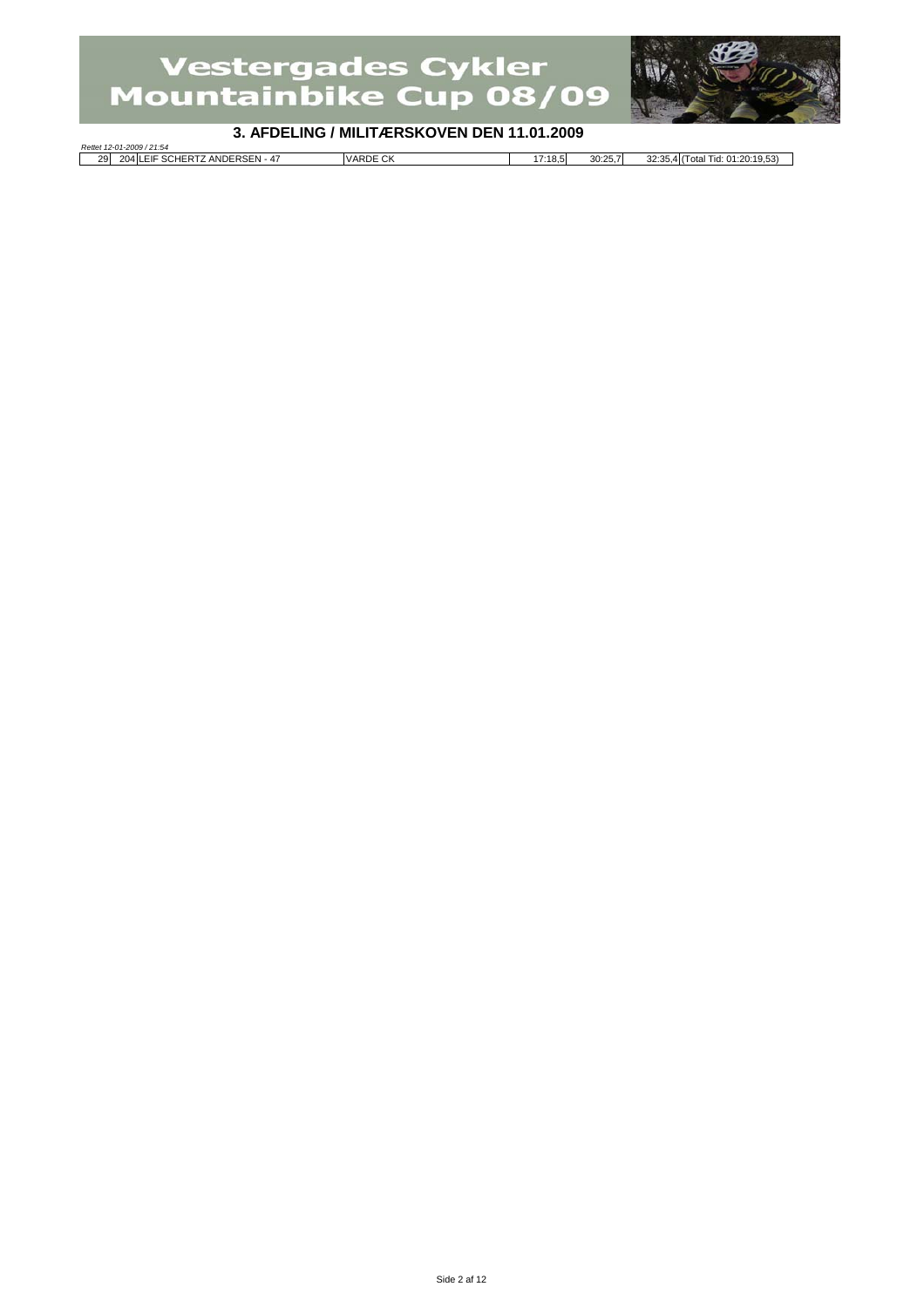# Vestergades Cykler Mountainbike Cup 08/09

## 3. AFDELING / MILITÆRSKOVEN DEN 11.01.2009

*Rettet 12-01-2009 / 21:54*

| | | | | | | |
|---|---|---|---|---|---|---|
| 29 | 204 | LEIF SCHERTZ ANDERSEN - 47 | VARDE CK | 17:18,5 | 30:25,7 | 32:35,4 (Total Tid: 01:20:19,53) |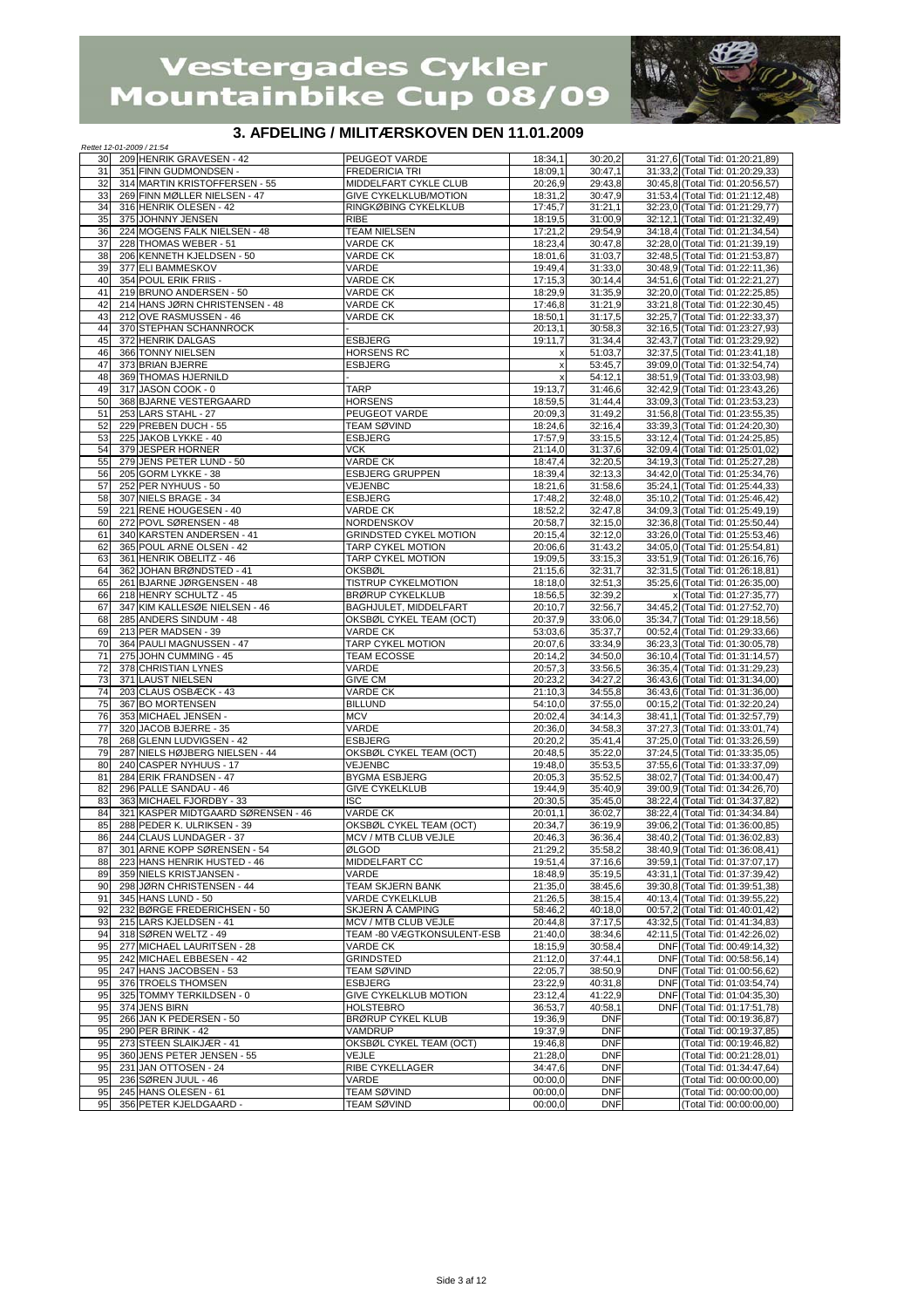# Vestergades Cykler Mountainbike Cup 08/09

## 3. AFDELING / MILITÆRSKOVEN DEN 11.01.2009

*Rettet 12-01-2009 / 21:54*

| | | | | | | |
|---|---|---|---|---|---|---|
| 30 | 209 HENRIK GRAVESEN - 42 | PEUGEOT VARDE | 18:34,1 | 30:20,2 | 31:27,6 | (Total Tid: 01:20:21,89) |
| 31 | 351 FINN GUDMONDSEN - | FREDERICIA TRI | 18:09,1 | 30:47,1 | 31:33,2 | (Total Tid: 01:20:29,33) |
| 32 | 314 MARTIN KRISTOFFERSEN - 55 | MIDDELFART CYKLE CLUB | 20:26,9 | 29:43,8 | 30:45,8 | (Total Tid: 01:20:56,57) |
| 33 | 269 FINN MØLLER NIELSEN - 47 | GIVE CYKELKLUB/MOTION | 18:31,2 | 30:47,9 | 31:53,4 | (Total Tid: 01:21:12,48) |
| 34 | 316 HENRIK OLESEN - 42 | RINGKØBING CYKELKLUB | 17:45,7 | 31:21,1 | 32:23,0 | (Total Tid: 01:21:29,77) |
| 35 | 375 JOHNNY JENSEN | RIBE | 18:19,5 | 31:00,9 | 32:12,1 | (Total Tid: 01:21:32,49) |
| 36 | 224 MOGENS FALK NIELSEN - 48 | TEAM NIELSEN | 17:21,2 | 29:54,9 | 34:18,4 | (Total Tid: 01:21:34,54) |
| 37 | 228 THOMAS WEBER - 51 | VARDE CK | 18:23,4 | 30:47,8 | 32:28,0 | (Total Tid: 01:21:39,19) |
| 38 | 206 KENNETH KJELDSEN - 50 | VARDE CK | 18:01,6 | 31:03,7 | 32:48,5 | (Total Tid: 01:21:53,87) |
| 39 | 377 ELI BAMMESKOV | VARDE | 19:49,4 | 31:33,0 | 30:48,9 | (Total Tid: 01:22:11,36) |
| 40 | 354 POUL ERIK FRIIS - | VARDE CK | 17:15,3 | 30:14,4 | 34:51,6 | (Total Tid: 01:22:21,27) |
| 41 | 219 BRUNO ANDERSEN - 50 | VARDE CK | 18:29,9 | 31:35,9 | 32:20,0 | (Total Tid: 01:22:25,85) |
| 42 | 214 HANS JØRN CHRISTENSEN - 48 | VARDE CK | 17:46,8 | 31:21,9 | 33:21,8 | (Total Tid: 01:22:30,45) |
| 43 | 212 OVE RASMUSSEN - 46 | VARDE CK | 18:50,1 | 31:17,5 | 32:25,7 | (Total Tid: 01:22:33,37) |
| 44 | 370 STEPHAN SCHANNROCK | - | 20:13,1 | 30:58,3 | 32:16,5 | (Total Tid: 01:23:27,93) |
| 45 | 372 HENRIK DALGAS | ESBJERG | 19:11,7 | 31:34,4 | 32:43,7 | (Total Tid: 01:23:29,92) |
| 46 | 366 TONNY NIELSEN | HORSENS RC | x | 51:03,7 | 32:37,5 | (Total Tid: 01:23:41,18) |
| 47 | 373 BRIAN BJERRE | ESBJERG | x | 53:45,7 | 39:09,0 | (Total Tid: 01:32:54,74) |
| 48 | 369 THOMAS HJERNILD | - | x | 54:12,1 | 38:51,9 | (Total Tid: 01:33:03,98) |
| 49 | 317 JASON COOK - 0 | TARP | 19:13,7 | 31:46,6 | 32:42,9 | (Total Tid: 01:23:43,26) |
| 50 | 368 BJARNE VESTERGAARD | HORSENS | 18:59,5 | 31:44,4 | 33:09,3 | (Total Tid: 01:23:53,23) |
| 51 | 253 LARS STAHL - 27 | PEUGEOT VARDE | 20:09,3 | 31:49,2 | 31:56,8 | (Total Tid: 01:23:55,35) |
| 52 | 229 PREBEN DUCH - 55 | TEAM SØVIND | 18:24,6 | 32:16,4 | 33:39,3 | (Total Tid: 01:24:20,30) |
| 53 | 225 JAKOB LYKKE - 40 | ESBJERG | 17:57,9 | 33:15,5 | 33:12,4 | (Total Tid: 01:24:25,85) |
| 54 | 379 JESPER HORNER | VCK | 21:14,0 | 31:37,6 | 32:09,4 | (Total Tid: 01:25:01,02) |
| 55 | 279 JENS PETER LUND - 50 | VARDE CK | 18:47,4 | 32:20,5 | 34:19,3 | (Total Tid: 01:25:27,28) |
| 56 | 205 GORM LYKKE - 38 | ESBJERG GRUPPEN | 18:39,4 | 32:13,3 | 34:42,0 | (Total Tid: 01:25:34,76) |
| 57 | 252 PER NYHUUS - 50 | VEJENBC | 18:21,6 | 31:58,6 | 35:24,1 | (Total Tid: 01:25:44,33) |
| 58 | 307 NIELS BRAGE - 34 | ESBJERG | 17:48,2 | 32:48,0 | 35:10,2 | (Total Tid: 01:25:46,42) |
| 59 | 221 RENE HOUGESEN - 40 | VARDE CK | 18:52,2 | 32:47,8 | 34:09,3 | (Total Tid: 01:25:49,19) |
| 60 | 272 POVL SØRENSEN - 48 | NORDENSKOV | 20:58,7 | 32:15,0 | 32:36,8 | (Total Tid: 01:25:50,44) |
| 61 | 340 KARSTEN ANDERSEN - 41 | GRINDSTED CYKEL MOTION | 20:15,4 | 32:12,0 | 33:26,0 | (Total Tid: 01:25:53,46) |
| 62 | 365 POUL ARNE OLSEN - 42 | TARP CYKEL MOTION | 20:06,6 | 31:43,2 | 34:05,0 | (Total Tid: 01:25:54,81) |
| 63 | 361 HENRIK OBELITZ - 46 | TARP CYKEL MOTION | 19:09,5 | 33:15,3 | 33:51,9 | (Total Tid: 01:26:16,76) |
| 64 | 362 JOHAN BRØNDSTED - 41 | OKSBØL | 21:15,6 | 32:31,7 | 32:31,5 | (Total Tid: 01:26:18,81) |
| 65 | 261 BJARNE JØRGENSEN - 48 | TISTRUP CYKELMOTION | 18:18,0 | 32:51,3 | 35:25,6 | (Total Tid: 01:26:35,00) |
| 66 | 218 HENRY SCHULTZ - 45 | BRØRUP CYKELKLUB | 18:56,5 | 32:39,2 | x | (Total Tid: 01:27:35,77) |
| 67 | 347 KIM KALLESØE NIELSEN - 46 | BAGHJULET, MIDDELFART | 20:10,7 | 32:56,7 | 34:45,2 | (Total Tid: 01:27:52,70) |
| 68 | 285 ANDERS SINDUM - 48 | OKSBØL CYKEL TEAM (OCT) | 20:37,9 | 33:06,0 | 35:34,7 | (Total Tid: 01:29:18,56) |
| 69 | 213 PER MADSEN - 39 | VARDE CK | 53:03,6 | 35:37,7 | 00:52,4 | (Total Tid: 01:29:33,66) |
| 70 | 364 PAULI MAGNUSSEN - 47 | TARP CYKEL MOTION | 20:07,6 | 33:34,9 | 36:23,3 | (Total Tid: 01:30:05,78) |
| 71 | 275 JOHN CUMMING - 45 | TEAM ECOSSE | 20:14,2 | 34:50,0 | 36:10,4 | (Total Tid: 01:31:14,57) |
| 72 | 378 CHRISTIAN LYNES | VARDE | 20:57,3 | 33:56,5 | 36:35,4 | (Total Tid: 01:31:29,23) |
| 73 | 371 LAUST NIELSEN | GIVE CM | 20:23,2 | 34:27,2 | 36:43,6 | (Total Tid: 01:31:34,00) |
| 74 | 203 CLAUS OSBÆCK - 43 | VARDE CK | 21:10,3 | 34:55,8 | 36:43,6 | (Total Tid: 01:31:36,00) |
| 75 | 367 BO MORTENSEN | BILLUND | 54:10,0 | 37:55,0 | 00:15,2 | (Total Tid: 01:32:20,24) |
| 76 | 353 MICHAEL JENSEN - | MCV | 20:02,4 | 34:14,3 | 38:41,1 | (Total Tid: 01:32:57,79) |
| 77 | 320 JACOB BJERRE - 35 | VARDE | 20:36,0 | 34:58,3 | 37:27,3 | (Total Tid: 01:33:01,74) |
| 78 | 268 GLENN LUDVIGSEN - 42 | ESBJERG | 20:20,2 | 35:41,4 | 37:25,0 | (Total Tid: 01:33:26,59) |
| 79 | 287 NIELS HØJBERG NIELSEN - 44 | OKSBØL CYKEL TEAM (OCT) | 20:48,5 | 35:22,0 | 37:24,5 | (Total Tid: 01:33:35,05) |
| 80 | 240 CASPER NYHUUS - 17 | VEJENBC | 19:48,0 | 35:53,5 | 37:55,6 | (Total Tid: 01:33:37,09) |
| 81 | 284 ERIK FRANDSEN - 47 | BYGMA ESBJERG | 20:05,3 | 35:52,5 | 38:02,7 | (Total Tid: 01:34:00,47) |
| 82 | 296 PALLE SANDAU - 46 | GIVE CYKELKLUB | 19:44,9 | 35:40,9 | 39:00,9 | (Total Tid: 01:34:26,70) |
| 83 | 363 MICHAEL FJORDBY - 33 | ISC | 20:30,5 | 35:45,0 | 38:22,4 | (Total Tid: 01:34:37,82) |
| 84 | 321 KASPER MIDTGAARD SØRENSEN - 46 | VARDE CK | 20:01,1 | 36:02,7 | 38:22,4 | (Total Tid: 01:34:34,84) |
| 85 | 288 PEDER K. ULRIKSEN - 39 | OKSBØL CYKEL TEAM (OCT) | 20:34,7 | 36:19,9 | 39:06,2 | (Total Tid: 01:36:00,85) |
| 86 | 244 CLAUS LUNDAGER - 37 | MCV / MTB CLUB VEJLE | 20:46,3 | 36:36,4 | 38:40,2 | (Total Tid: 01:36:02,83) |
| 87 | 301 ARNE KOPP SØRENSEN - 54 | ØLGOD | 21:29,2 | 35:58,2 | 38:40,9 | (Total Tid: 01:36:08,41) |
| 88 | 223 HANS HENRIK HUSTED - 46 | MIDDELFART CC | 19:51,4 | 37:16,6 | 39:59,1 | (Total Tid: 01:37:07,17) |
| 89 | 359 NIELS KRISTJANSEN - | VARDE | 18:48,9 | 35:19,5 | 43:31,1 | (Total Tid: 01:37:39,42) |
| 90 | 298 JØRN CHRISTENSEN - 44 | TEAM SKJERN BANK | 21:35,0 | 38:45,6 | 39:30,8 | (Total Tid: 01:39:51,38) |
| 91 | 345 HANS LUND - 50 | VARDE CYKELKLUB | 21:26,5 | 38:15,4 | 40:13,4 | (Total Tid: 01:39:55,22) |
| 92 | 232 BØRGE FREDERICHSEN - 50 | SKJERN Å CAMPING | 58:46,2 | 40:18,0 | 00:57,2 | (Total Tid: 01:40:01,42) |
| 93 | 215 LARS KJELDSEN - 41 | MCV / MTB CLUB VEJLE | 20:44,8 | 37:17,5 | 43:32,5 | (Total Tid: 01:41:34,83) |
| 94 | 318 SØREN WELTZ - 49 | TEAM -80 VÆGTKONSULENT-ESB | 21:40,0 | 38:34,6 | 42:11,5 | (Total Tid: 01:42:26,02) |
| 95 | 277 MICHAEL LAURITSEN - 28 | VARDE CK | 18:15,9 | 30:58,4 | DNF | (Total Tid: 00:49:14,32) |
| 95 | 242 MICHAEL EBBESEN - 42 | GRINDSTED | 21:12,0 | 37:44,1 | DNF | (Total Tid: 00:58:56,14) |
| 95 | 247 HANS JACOBSEN - 53 | TEAM SØVIND | 22:05,7 | 38:50,9 | DNF | (Total Tid: 01:00:56,62) |
| 95 | 376 TROELS THOMSEN | ESBJERG | 23:22,9 | 40:31,8 | DNF | (Total Tid: 01:03:54,74) |
| 95 | 325 TOMMY TERKILDSEN - 0 | GIVE CYKELKLUB MOTION | 23:12,4 | 41:22,9 | DNF | (Total Tid: 01:04:35,30) |
| 95 | 374 JENS BIRN | HOLSTEBRO | 36:53,7 | 40:58,1 | DNF | (Total Tid: 01:17:51,78) |
| 95 | 266 JAN K PEDERSEN - 50 | BRØRUP CYKEL KLUB | 19:36,9 | DNF | | (Total Tid: 00:19:36,87) |
| 95 | 290 PER BRINK - 42 | VAMDRUP | 19:37,9 | DNF | | (Total Tid: 00:19:37,85) |
| 95 | 273 STEEN SLAIKJÆR - 41 | OKSBØL CYKEL TEAM (OCT) | 19:46,8 | DNF | | (Total Tid: 00:19:46,82) |
| 95 | 360 JENS PETER JENSEN - 55 | VEJLE | 21:28,0 | DNF | | (Total Tid: 00:21:28,01) |
| 95 | 231 JAN OTTOSEN - 24 | RIBE CYKELLAGER | 34:47,6 | DNF | | (Total Tid: 01:34:47,64) |
| 95 | 236 SØREN JUUL - 46 | VARDE | 00:00,0 | DNF | | (Total Tid: 00:00:00,00) |
| 95 | 245 HANS OLESEN - 61 | TEAM SØVIND | 00:00,0 | DNF | | (Total Tid: 00:00:00,00) |
| 95 | 356 PETER KJELDGAARD - | TEAM SØVIND | 00:00,0 | DNF | | (Total Tid: 00:00:00,00) |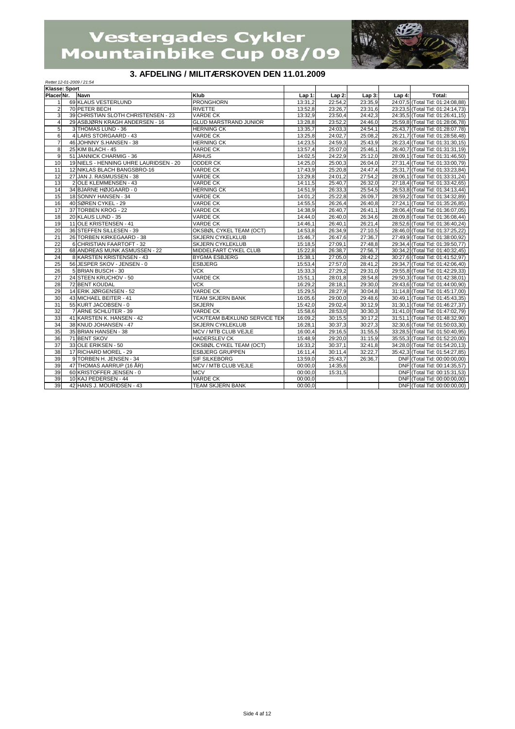# Vestergades Cykler Mountainbike Cup 08/09

## 3. AFDELING / MILITÆRSKOVEN DEN 11.01.2009

*Rettet 12-01-2009 / 21:54*

| Klasse: Sport | | | | | | | | |
|---|---|---|---|---|---|---|---|---|
| **Placer** | **Nr.** | **Navn** | **Klub** | **Lap 1:** | **Lap 2:** | **Lap 3:** | **Lap 4:** | **Total:** |
| 1 | 69 | KLAUS VESTERLUND | PRONGHORN | 13:31,2 | 22:54,2 | 23:35,9 | 24:07,5 | (Total Tid: 01:24:08,88) |
| 2 | 70 | PETER BECH | RIVETTE | 13:52,8 | 23:26,7 | 23:31,6 | 23:23,5 | (Total Tid: 01:24:14,73) |
| 3 | 39 | CHRISTIAN SLOTH CHRISTENSEN - 23 | VARDE CK | 13:32,9 | 23:50,4 | 24:42,3 | 24:35,5 | (Total Tid: 01:26:41,15) |
| 4 | 29 | ASBJØRN KRAGH ANDERSEN - 16 | GLUD MARSTRAND JUNIOR | 13:28,8 | 23:52,2 | 24:46,0 | 25:59,8 | (Total Tid: 01:28:06,78) |
| 5 | 3 | THOMAS LUND - 36 | HERNING CK | 13:35,7 | 24:03,3 | 24:54,1 | 25:43,7 | (Total Tid: 01:28:07,78) |
| 6 | 4 | LARS STORGAARD - 43 | VARDE CK | 13:25,8 | 24:02,7 | 25:08,2 | 26:21,7 | (Total Tid: 01:28:58,48) |
| 7 | 46 | JOHNNY S.HANSEN - 38 | HERNING CK | 14:23,5 | 24:59,3 | 25:43,9 | 26:23,4 | (Total Tid: 01:31:30,15) |
| 8 | 25 | KIM BLACH - 45 | VARDE CK | 13:57,4 | 25:07,0 | 25:46,1 | 26:40,7 | (Total Tid: 01:31:31,19) |
| 9 | 51 | JANNICK CHARMIG - 36 | ÅRHUS | 14:02,5 | 24:22,9 | 25:12,0 | 28:09,1 | (Total Tid: 01:31:46,50) |
| 10 | 19 | NIELS - HENNING UHRE LAURIDSEN - 20 | ODDER CK | 14:25,0 | 25:00,3 | 26:04,0 | 27:31,4 | (Total Tid: 01:33:00,79) |
| 11 | 12 | NIKLAS BLACH BANGSBRO-16 | VARDE CK | 17:43,9 | 25:20,8 | 24:47,4 | 25:31,7 | (Total Tid: 01:33:23,84) |
| 12 | 27 | JAN J. RASMUSSEN - 38 | VARDE CK | 13:29,8 | 24:01,2 | 27:54,2 | 28:06,1 | (Total Tid: 01:33:31,24) |
| 13 | 2 | OLE KLEMMENSEN - 43 | VARDE CK | 14:11,5 | 25:40,7 | 26:32,0 | 27:18,4 | (Total Tid: 01:33:42,65) |
| 14 | 34 | BJARNE HØJGAARD - 0 | HERNING CK | 14:51,9 | 26:33,3 | 25:54,5 | 26:53,8 | (Total Tid: 01:34:13,44) |
| 15 | 18 | SONNY HANSEN - 34 | VARDE CK | 14:01,2 | 25:22,8 | 26:09,7 | 28:59,2 | (Total Tid: 01:34:32,89) |
| 16 | 40 | SØREN CYKEL - 29 | VARDE CK | 14:55,5 | 26:26,4 | 26:40,8 | 27:24,1 | (Total Tid: 01:35:26,85) |
| 17 | 37 | TORBEN KROG - 22 | VARDE CK | 14:38,9 | 26:40,7 | 26:41,1 | 28:06,4 | (Total Tid: 01:36:07,05) |
| 18 | 20 | KLAUS LUND - 35 | VARDE CK | 14:44,0 | 26:40,0 | 26:34,6 | 28:09,8 | (Total Tid: 01:36:08,44) |
| 19 | 11 | OLE KRISTENSEN - 41 | VARDE CK | 14:46,1 | 26:40,1 | 26:21,4 | 28:52,6 | (Total Tid: 01:36:40,24) |
| 20 | 36 | STEFFEN SILLESEN - 39 | OKSBØL CYKEL TEAM (OCT) | 14:53,8 | 26:34,9 | 27:10,5 | 28:46,0 | (Total Tid: 01:37:25,22) |
| 21 | 26 | TORBEN KIRKEGAARD - 38 | SKJERN CYKELKLUB | 15:46,7 | 26:47,6 | 27:36,7 | 27:49,9 | (Total Tid: 01:38:00,92) |
| 22 | 6 | CHRISTIAN FAARTOFT - 32 | SKJERN CYKLEKLUB | 15:18,5 | 27:09,1 | 27:48,8 | 29:34,4 | (Total Tid: 01:39:50,77) |
| 23 | 68 | ANDREAS MUNK ASMUSSEN - 22 | MIDDELFART CYKEL CLUB | 15:22,8 | 26:38,7 | 27:56,7 | 30:34,2 | (Total Tid: 01:40:32,45) |
| 24 | 8 | KARSTEN KRISTENSEN - 43 | BYGMA ESBJERG | 15:38,1 | 27:05,0 | 28:42,2 | 30:27,6 | (Total Tid: 01:41:52,97) |
| 25 | 56 | JESPER SKOV - JENSEN - 0 | ESBJERG | 15:53,4 | 27:57,0 | 28:41,2 | 29:34,7 | (Total Tid: 01:42:06,40) |
| 26 | 5 | BRIAN BUSCH - 30 | VCK | 15:33,3 | 27:29,2 | 29:31,0 | 29:55,8 | (Total Tid: 01:42:29,33) |
| 27 | 24 | STEEN KRUCHOV - 50 | VARDE CK | 15:51,1 | 28:01,8 | 28:54,8 | 29:50,3 | (Total Tid: 01:42:38,01) |
| 28 | 72 | BENT KOUDAL | VCK | 16:29,2 | 28:18,1 | 29:30,0 | 29:43,6 | (Total Tid: 01:44:00,90) |
| 29 | 14 | ERIK JØRGENSEN - 52 | VARDE CK | 15:29,5 | 28:27,9 | 30:04,8 | 31:14,8 | (Total Tid: 01:45:17,00) |
| 30 | 43 | MICHAEL BEITER - 41 | TEAM SKJERN BANK | 16:05,6 | 29:00,0 | 29:48,6 | 30:49,1 | (Total Tid: 01:45:43,35) |
| 31 | 55 | KURT JACOBSEN - 0 | SKJERN | 15:42,0 | 29:02,4 | 30:12,9 | 31:30,1 | (Total Tid: 01:46:27,37) |
| 32 | 7 | ARNE SCHLÜTER - 39 | VARDE CK | 15:58,6 | 28:53,0 | 30:30,3 | 31:41,0 | (Total Tid: 01:47:02,79) |
| 33 | 41 | KARSTEN K. HANSEN - 42 | VCK/TEAM BÆKLUND SERVICE TEK | 16:09,2 | 30:15,5 | 30:17,2 | 31:51,1 | (Total Tid: 01:48:32,90) |
| 34 | 38 | KNUD JOHANSEN - 47 | SKJERN CYKLEKLUB | 16:28,1 | 30:37,3 | 30:27,3 | 32:30,6 | (Total Tid: 01:50:03,30) |
| 35 | 35 | BRIAN HANSEN - 38 | MCV / MTB CLUB VEJLE | 16:00,4 | 29:16,5 | 31:55,5 | 33:28,5 | (Total Tid: 01:50:40,95) |
| 36 | 71 | BENT SKOV | HADERSLEV CK | 15:48,9 | 29:20,0 | 31:15,9 | 35:55,3 | (Total Tid: 01:52:20,00) |
| 37 | 33 | OLE ERIKSEN - 50 | OKSBØL CYKEL TEAM (OCT) | 16:33,2 | 30:37,1 | 32:41,8 | 34:28,0 | (Total Tid: 01:54:20,13) |
| 38 | 17 | RICHARD MOREL - 29 | ESBJERG GRUPPEN | 16:11,4 | 30:11,4 | 32:22,7 | 35:42,3 | (Total Tid: 01:54:27,85) |
| 39 | 9 | TORBEN H. JENSEN - 34 | SIF SILKEBORG | 13:59,0 | 25:43,7 | 26:36,7 | DNF | (Total Tid: 00:00:00,00) |
| 39 | 47 | THOMAS AARRUP (16 ÅR) | MCV / MTB CLUB VEJLE | 00:00,0 | 14:35,6 | | DNF | (Total Tid: 00:14:35,57) |
| 39 | 60 | KRISTOFFER JENSEN - 0 | MCV | 00:00,0 | 15:31,5 | | DNF | (Total Tid: 00:15:31,53) |
| 39 | 10 | KAJ PEDERSEN - 44 | VARDE CK | 00:00,0 | | | DNF | (Total Tid: 00:00:00,00) |
| 39 | 42 | HANS J. MOURIDSEN - 43 | TEAM SKJERN BANK | 00:00,0 | | | DNF | (Total Tid: 00:00:00,00) |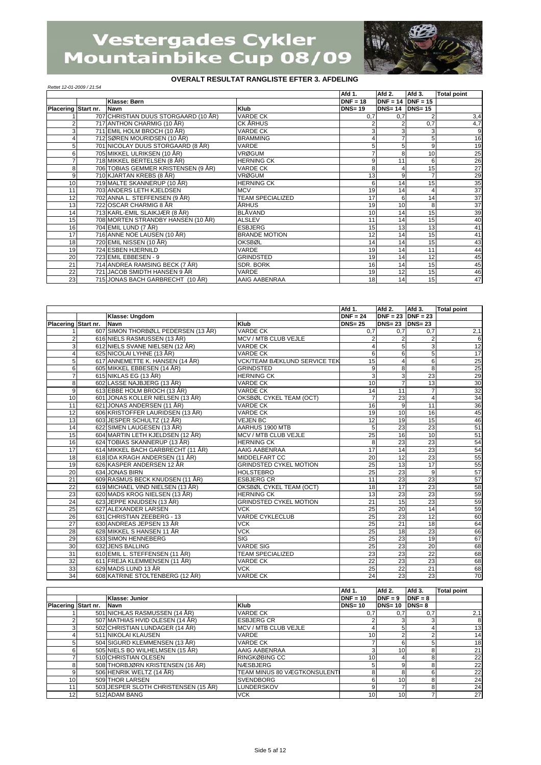# Vestergades Cykler Mountainbike Cup 08/09

## OVERALT RESULTAT RANGLISTE EFTER 3. AFDELING

*Rettet 12-01-2009 / 21:54*

| | | | | Afd 1. | Afd 2. | Afd 3. | Total point |
|---|---|---|---|---|---|---|---|
| | | Klasse: Børn | | DNF = 18 | DNF = 14 | DNF = 15 | |
| Placering | Start nr. | Navn | Klub | DNS= 19 | DNS= 14 | DNS= 15 | |
| 1 | 707 | CHRISTIAN DUUS STORGAARD (10 ÅR) | VARDE CK | 0,7 | 0,7 | 2 | 3,4 |
| 2 | 717 | ANTHON CHARMIG (10 ÅR) | CK ÅRHUS | 2 | 2 | 0,7 | 4,7 |
| 3 | 711 | EMIL HOLM BROCH (10 ÅR) | VARDE CK | 3 | 3 | 3 | 9 |
| 4 | 712 | SØREN MOURIDSEN (10 ÅR) | BRAMMING | 4 | 7 | 5 | 16 |
| 5 | 701 | NICOLAY DUUS STORGAARD (8 ÅR) | VARDE | 5 | 5 | 9 | 19 |
| 6 | 705 | MIKKEL ULRIKSEN (10 ÅR) | VRØGUM | 7 | 8 | 10 | 25 |
| 7 | 718 | MIKKEL BERTELSEN (8 ÅR) | HERNING CK | 9 | 11 | 6 | 26 |
| 8 | 706 | TOBIAS GEMMER KRISTENSEN (9 ÅR) | VARDE CK | 8 | 4 | 15 | 27 |
| 9 | 710 | KJARTAN KREBS (8 ÅR) | VRØGUM | 13 | 9 | 7 | 29 |
| 10 | 719 | MALTE SKANNERUP (10 ÅR) | HERNING CK | 6 | 14 | 15 | 35 |
| 11 | 703 | ANDERS LETH KJELDSEN | MCV | 19 | 14 | 4 | 37 |
| 12 | 702 | ANNA L. STEFFENSEN (9 ÅR) | TEAM SPECIALIZED | 17 | 6 | 14 | 37 |
| 13 | 722 | OSCAR CHARMIG 8 ÅR | ÅRHUS | 19 | 10 | 8 | 37 |
| 14 | 713 | KARL-EMIL SLAIKJÆR (8 ÅR) | BLÅVAND | 10 | 14 | 15 | 39 |
| 15 | 708 | MORTEN STRANDBY HANSEN (10 ÅR) | ALSLEV | 11 | 14 | 15 | 40 |
| 16 | 704 | EMIL LUND (7 ÅR) | ESBJERG | 15 | 13 | 13 | 41 |
| 17 | 716 | ANNE NOE LAUSEN (10 ÅR) | BRANDE MOTION | 12 | 14 | 15 | 41 |
| 18 | 720 | EMIL NISSEN (10 ÅR) | OKSBØL | 14 | 14 | 15 | 43 |
| 19 | 724 | ESBEN HJERNILD | VARDE | 19 | 14 | 11 | 44 |
| 20 | 723 | EMIL EBBESEN - 9 | GRINDSTED | 19 | 14 | 12 | 45 |
| 21 | 714 | ANDREA RAMSING BECK (7 ÅR) | SDR. BORK | 16 | 14 | 15 | 45 |
| 22 | 721 | JACOB SMIDTH HANSEN 9 ÅR | VARDE | 19 | 12 | 15 | 46 |
| 23 | 715 | JONAS BACH GARBRECHT (10 ÅR) | AAIG AABENRAA | 18 | 14 | 15 | 47 |

| | | | | Afd 1. | Afd 2. | Afd 3. | Total point |
|---|---|---|---|---|---|---|---|
| | | Klasse: Ungdom | | DNF = 24 | DNF = 23 | DNF = 23 | |
| Placering | Start nr. | Navn | Klub | DNS= 25 | DNS= 23 | DNS= 23 | |
| 1 | 607 | SIMON THORBØLL PEDERSEN (13 ÅR) | VARDE CK | 0,7 | 0,7 | 0,7 | 2,1 |
| 2 | 616 | NIELS RASMUSSEN (13 ÅR) | MCV / MTB CLUB VEJLE | 2 | 2 | 2 | 6 |
| 3 | 612 | NIELS SVANE NIELSEN (12 ÅR) | VARDE CK | 4 | 5 | 3 | 12 |
| 4 | 625 | NICOLAI LYHNE (13 ÅR) | VARDE CK | 6 | 6 | 5 | 17 |
| 5 | 617 | ANNEMETTE K. HANSEN (14 ÅR) | VCK/TEAM BÆKLUND SERVICE TEK | 15 | 4 | 6 | 25 |
| 6 | 605 | MIKKEL EBBESEN (14 ÅR) | GRINDSTED | 9 | 8 | 8 | 25 |
| 7 | 615 | NIKLAS EG (13 ÅR) | HERNING CK | 3 | 3 | 23 | 29 |
| 8 | 602 | LASSE NAJBJERG (13 ÅR) | VARDE CK | 10 | 7 | 13 | 30 |
| 9 | 613 | EBBE HOLM BROCH (13 ÅR) | VARDE CK | 14 | 11 | 7 | 32 |
| 10 | 601 | JONAS KOLLER NIELSEN (13 ÅR) | OKSBØL CYKEL TEAM (OCT) | 7 | 23 | 4 | 34 |
| 11 | 621 | JONAS ANDERSEN (11 ÅR) | VARDE CK | 16 | 9 | 11 | 36 |
| 12 | 606 | KRISTOFFER LAURIDSEN (13 ÅR) | VARDE CK | 19 | 10 | 16 | 45 |
| 13 | 603 | JESPER SCHULTZ (12 ÅR) | VEJEN BC | 12 | 19 | 15 | 46 |
| 14 | 622 | SIMEN LAUGESEN (13 ÅR) | AARHUS 1900 MTB | 5 | 23 | 23 | 51 |
| 15 | 604 | MARTIN LETH KJELDSEN (12 ÅR) | MCV / MTB CLUB VEJLE | 25 | 16 | 10 | 51 |
| 16 | 624 | TOBIAS SKANNERUP (13 ÅR) | HERNING CK | 8 | 23 | 23 | 54 |
| 17 | 614 | MIKKEL BACH GARBRECHT (11 ÅR) | AAIG AABENRAA | 17 | 14 | 23 | 54 |
| 18 | 618 | IDA KRAGH ANDERSEN (11 ÅR) | MIDDELFART CC | 20 | 12 | 23 | 55 |
| 19 | 626 | KASPER ANDERSEN 12 ÅR | GRINDSTED CYKEL MOTION | 25 | 13 | 17 | 55 |
| 20 | 634 | JONAS BIRN | HOLSTEBRO | 25 | 23 | 9 | 57 |
| 21 | 609 | RASMUS BECK KNUDSEN (11 ÅR) | ESBJERG CR | 11 | 23 | 23 | 57 |
| 22 | 619 | MICHAEL VIND NIELSEN (13 ÅR) | OKSBØL CYKEL TEAM (OCT) | 18 | 17 | 23 | 58 |
| 23 | 620 | MADS KROG NIELSEN (13 ÅR) | HERNING CK | 13 | 23 | 23 | 59 |
| 24 | 623 | JEPPE KNUDSEN (13 ÅR) | GRINDSTED CYKEL MOTION | 21 | 15 | 23 | 59 |
| 25 | 627 | ALEXANDER LARSEN | VCK | 25 | 20 | 14 | 59 |
| 26 | 631 | CHRISTIAN ZEEBERG - 13 | VARDE CYKLECLUB | 25 | 23 | 12 | 60 |
| 27 | 630 | ANDREAS JEPSEN 13 ÅR | VCK | 25 | 21 | 18 | 64 |
| 28 | 628 | MIKKEL S HANSEN 11 ÅR | VCK | 25 | 18 | 23 | 66 |
| 29 | 633 | SIMON HENNEBERG | SIG | 25 | 23 | 19 | 67 |
| 30 | 632 | JENS BALLING | VARDE SIG | 25 | 23 | 20 | 68 |
| 31 | 610 | EMIL L. STEFFENSEN (11 ÅR) | TEAM SPECIALIZED | 23 | 23 | 22 | 68 |
| 32 | 611 | FREJA KLEMMENSEN (11 ÅR) | VARDE CK | 22 | 23 | 23 | 68 |
| 33 | 629 | MADS LUND 13 ÅR | VCK | 25 | 22 | 21 | 68 |
| 34 | 608 | KATRINE STOLTENBERG (12 ÅR) | VARDE CK | 24 | 23 | 23 | 70 |

| | | | | Afd 1. | Afd 2. | Afd 3. | Total point |
|---|---|---|---|---|---|---|---|
| | | Klasse: Junior | | DNF = 10 | DNF = 9 | DNF = 8 | |
| Placering | Start nr. | Navn | Klub | DNS= 10 | DNS= 10 | DNS= 8 | |
| 1 | 501 | NICHLAS RASMUSSEN (14 ÅR) | VARDE CK | 0,7 | 0,7 | 0,7 | 2,1 |
| 2 | 507 | MATHIAS HVID OLESEN (14 ÅR) | ESBJERG CR | 2 | 3 | 3 | 8 |
| 3 | 502 | CHRISTIAN LUNDAGER (14 ÅR) | MCV / MTB CLUB VEJLE | 4 | 5 | 4 | 13 |
| 4 | 511 | NIKOLAI KLAUSEN | VARDE | 10 | 2 | 2 | 14 |
| 5 | 504 | SIGURD KLEMMENSEN (13 ÅR) | VARDE CK | 7 | 6 | 5 | 18 |
| 6 | 505 | NIELS BO WILHELMSEN (15 ÅR) | AAIG AABENRAA | 3 | 10 | 8 | 21 |
| 7 | 510 | CHRISTIAN OLESEN | RINGKØBING CC | 10 | 4 | 8 | 22 |
| 8 | 508 | THORBJØRN KRISTENSEN (16 ÅR) | NÆSBJERG | 5 | 9 | 8 | 22 |
| 9 | 506 | HENRIK WELTZ (14 ÅR) | TEAM MINUS 80 VÆGTKONSULENT | 8 | 8 | 6 | 22 |
| 10 | 509 | THOR LARSEN | SVENDBORG | 6 | 10 | 8 | 24 |
| 11 | 503 | JESPER SLOTH CHRISTENSEN (15 ÅR) | LUNDERSKOV | 9 | 7 | 8 | 24 |
| 12 | 512 | ADAM BANG | VCK | 10 | 10 | 7 | 27 |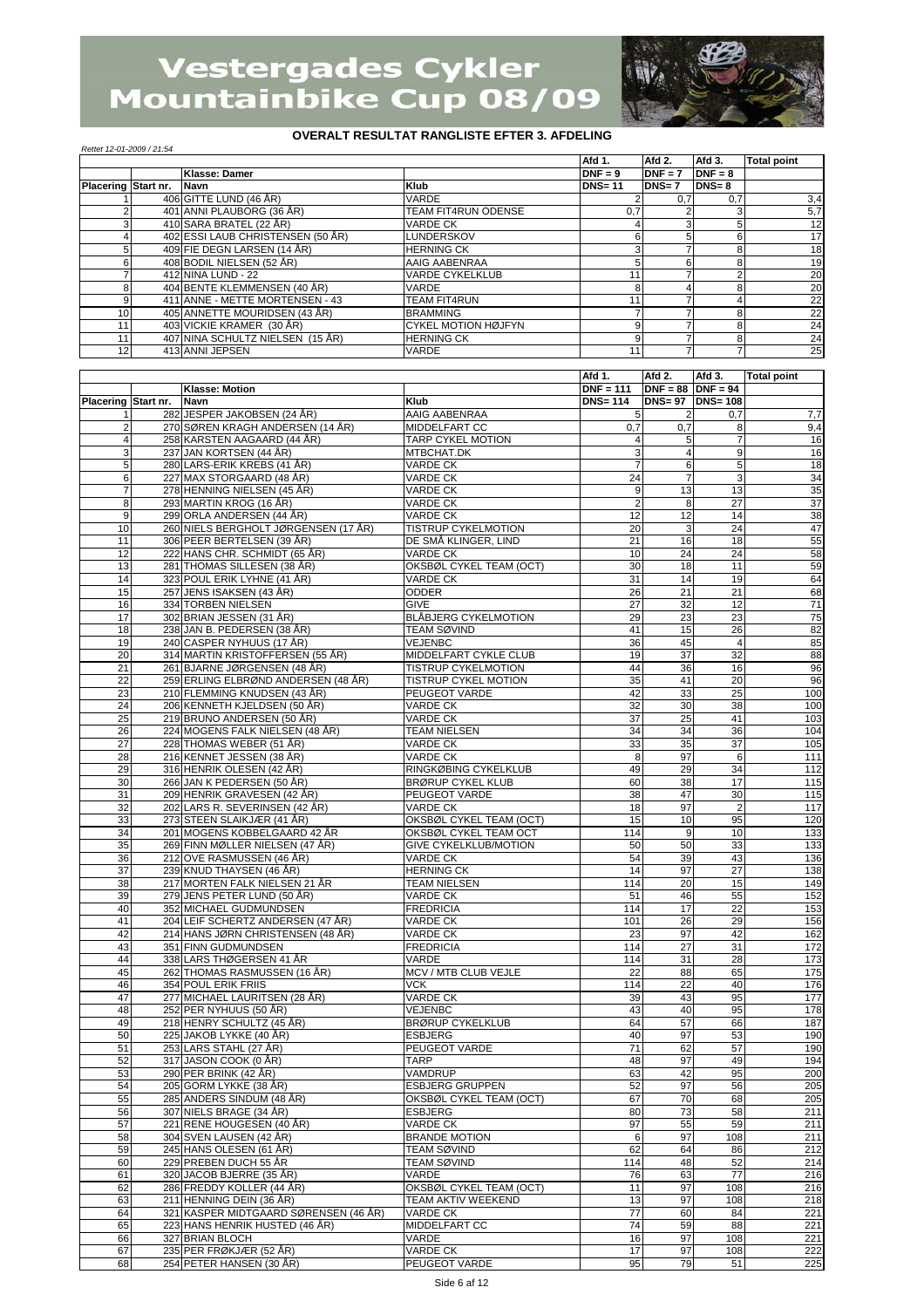# Vestergades Cykler Mountainbike Cup 08/09

## OVERALT RESULTAT RANGLISTE EFTER 3. AFDELING

*Rettet 12-01-2009 / 21:54*

| | | Klasse: Damer | | Afd 1. | Afd 2. | Afd 3. | Total point |
|---|---|---|---|---|---|---|---|
| | | | | DNF = 9 | DNF = 7 | DNF = 8 | |
| Placering | Start nr. | Navn | Klub | DNS= 11 | DNS= 7 | DNS= 8 | |
| 1 | 406 | GITTE LUND (46 ÅR) | VARDE | 2 | 0,7 | 0,7 | 3,4 |
| 2 | 401 | ANNI PLAUBORG (36 ÅR) | TEAM FIT4RUN ODENSE | 0,7 | 2 | 3 | 5,7 |
| 3 | 410 | SARA BRATEL (22 ÅR) | VARDE CK | 4 | 3 | 5 | 12 |
| 4 | 402 | ESSI LAUB CHRISTENSEN (50 ÅR) | LUNDERSKOV | 6 | 5 | 6 | 17 |
| 5 | 409 | FIE DEGN LARSEN (14 ÅR) | HERNING CK | 3 | 7 | 8 | 18 |
| 6 | 408 | BODIL NIELSEN (52 ÅR) | AAIG AABENRAA | 5 | 6 | 8 | 19 |
| 7 | 412 | NINA LUND - 22 | VARDE CYKELKLUB | 11 | 7 | 2 | 20 |
| 8 | 404 | BENTE KLEMMENSEN (40 ÅR) | VARDE | 8 | 4 | 8 | 20 |
| 9 | 411 | ANNE - METTE MORTENSEN - 43 | TEAM FIT4RUN | 11 | 7 | 4 | 22 |
| 10 | 405 | ANNETTE MOURIDSEN (43 ÅR) | BRAMMING | 7 | 7 | 8 | 22 |
| 11 | 403 | VICKIE KRAMER (30 ÅR) | CYKEL MOTION HØJFYN | 9 | 7 | 8 | 24 |
| 11 | 407 | NINA SCHULTZ NIELSEN (15 ÅR) | HERNING CK | 9 | 7 | 8 | 24 |
| 12 | 413 | ANNI JEPSEN | VARDE | 11 | 7 | 7 | 25 |

| | | Klasse: Motion | | Afd 1. | Afd 2. | Afd 3. | Total point |
|---|---|---|---|---|---|---|---|
| | | | | DNF = 111 | DNF = 88 | DNF = 94 | |
| Placering | Start nr. | Navn | Klub | DNS= 114 | DNS= 97 | DNS= 108 | |
| 1 | 282 | JESPER JAKOBSEN (24 ÅR) | AAIG AABENRAA | 5 | 2 | 0,7 | 7,7 |
| 2 | 270 | SØREN KRAGH ANDERSEN (14 ÅR) | MIDDELFART CC | 0,7 | 0,7 | 8 | 9,4 |
| 4 | 258 | KARSTEN AAGAARD (44 ÅR) | TARP CYKEL MOTION | 4 | 5 | 7 | 16 |
| 3 | 237 | JAN KORTSEN (44 ÅR) | MTBCHAT.DK | 3 | 4 | 9 | 16 |
| 5 | 280 | LARS-ERIK KREBS (41 ÅR) | VARDE CK | 7 | 6 | 5 | 18 |
| 6 | 227 | MAX STORGAARD (48 ÅR) | VARDE CK | 24 | 7 | 3 | 34 |
| 7 | 278 | HENNING NIELSEN (45 ÅR) | VARDE CK | 9 | 13 | 13 | 35 |
| 8 | 293 | MARTIN KROG (16 ÅR) | VARDE CK | 2 | 8 | 27 | 37 |
| 9 | 299 | ORLA ANDERSEN (44 ÅR) | VARDE CK | 12 | 12 | 14 | 38 |
| 10 | 260 | NIELS BERGHOLT JØRGENSEN (17 ÅR) | TISTRUP CYKELMOTION | 20 | 3 | 24 | 47 |
| 11 | 306 | PEER BERTELSEN (39 ÅR) | DE SMÅ KLINGER, LIND | 21 | 16 | 18 | 55 |
| 12 | 222 | HANS CHR. SCHMIDT (65 ÅR) | VARDE CK | 10 | 24 | 24 | 58 |
| 13 | 281 | THOMAS SILLESEN (38 ÅR) | OKSBØL CYKEL TEAM (OCT) | 30 | 18 | 11 | 59 |
| 14 | 323 | POUL ERIK LYHNE (41 ÅR) | VARDE CK | 31 | 14 | 19 | 64 |
| 15 | 257 | JENS ISAKSEN (43 ÅR) | ODDER | 26 | 21 | 21 | 68 |
| 16 | 334 | TORBEN NIELSEN | GIVE | 27 | 32 | 12 | 71 |
| 17 | 302 | BRIAN JESSEN (31 ÅR) | BLÅBJERG CYKELMOTION | 29 | 23 | 23 | 75 |
| 18 | 238 | JAN B. PEDERSEN (38 ÅR) | TEAM SØVIND | 41 | 15 | 26 | 82 |
| 19 | 240 | CASPER NYHUUS (17 ÅR) | VEJENBC | 36 | 45 | 4 | 85 |
| 20 | 314 | MARTIN KRISTOFFERSEN (55 ÅR) | MIDDELFART CYKLE CLUB | 19 | 37 | 32 | 88 |
| 21 | 261 | BJARNE JØRGENSEN (48 ÅR) | TISTRUP CYKELMOTION | 44 | 36 | 16 | 96 |
| 22 | 259 | ERLING ELBRØND ANDERSEN (48 ÅR) | TISTRUP CYKEL MOTION | 35 | 41 | 20 | 96 |
| 23 | 210 | FLEMMING KNUDSEN (43 ÅR) | PEUGEOT VARDE | 42 | 33 | 25 | 100 |
| 24 | 206 | KENNETH KJELDSEN (50 ÅR) | VARDE CK | 32 | 30 | 38 | 100 |
| 25 | 219 | BRUNO ANDERSEN (50 ÅR) | VARDE CK | 37 | 25 | 41 | 103 |
| 26 | 224 | MOGENS FALK NIELSEN (48 ÅR) | TEAM NIELSEN | 34 | 34 | 36 | 104 |
| 27 | 228 | THOMAS WEBER (51 ÅR) | VARDE CK | 33 | 35 | 37 | 105 |
| 28 | 216 | KENNET JESSEN (38 ÅR) | VARDE CK | 8 | 97 | 6 | 111 |
| 29 | 316 | HENRIK OLESEN (42 ÅR) | RINGKØBING CYKELKLUB | 49 | 29 | 34 | 112 |
| 30 | 266 | JAN K PEDERSEN (50 ÅR) | BRØRUP CYKEL KLUB | 60 | 38 | 17 | 115 |
| 31 | 209 | HENRIK GRAVESEN (42 ÅR) | PEUGEOT VARDE | 38 | 47 | 30 | 115 |
| 32 | 202 | LARS R. SEVERINSEN (42 ÅR) | VARDE CK | 18 | 97 | 2 | 117 |
| 33 | 273 | STEEN SLAIKJÆR (41 ÅR) | OKSBØL CYKEL TEAM (OCT) | 15 | 10 | 95 | 120 |
| 34 | 201 | MOGENS KOBBELGAARD 42 ÅR | OKSBØL CYKEL TEAM OCT | 114 | 9 | 10 | 133 |
| 35 | 269 | FINN MØLLER NIELSEN (47 ÅR) | GIVE CYKELKLUB/MOTION | 50 | 50 | 33 | 133 |
| 36 | 212 | OVE RASMUSSEN (46 ÅR) | VARDE CK | 54 | 39 | 43 | 136 |
| 37 | 239 | KNUD THAYSEN (46 ÅR) | HERNING CK | 14 | 97 | 27 | 138 |
| 38 | 217 | MORTEN FALK NIELSEN 21 ÅR | TEAM NIELSEN | 114 | 20 | 15 | 149 |
| 39 | 279 | JENS PETER LUND (50 ÅR) | VARDE CK | 51 | 46 | 55 | 152 |
| 40 | 352 | MICHAEL GUDMUNDSEN | FREDRICIA | 114 | 17 | 22 | 153 |
| 41 | 204 | LEIF SCHERTZ ANDERSEN (47 ÅR) | VARDE CK | 101 | 26 | 29 | 156 |
| 42 | 214 | HANS JØRN CHRISTENSEN (48 ÅR) | VARDE CK | 23 | 97 | 42 | 162 |
| 43 | 351 | FINN GUDMUNDSEN | FREDRICIA | 114 | 27 | 31 | 172 |
| 44 | 338 | LARS THØGERSEN 41 ÅR | VARDE | 114 | 31 | 28 | 173 |
| 45 | 262 | THOMAS RASMUSSEN (16 ÅR) | MCV / MTB CLUB VEJLE | 22 | 88 | 65 | 175 |
| 46 | 354 | POUL ERIK FRIIS | VCK | 114 | 22 | 40 | 176 |
| 47 | 277 | MICHAEL LAURITSEN (28 ÅR) | VARDE CK | 39 | 43 | 95 | 177 |
| 48 | 252 | PER NYHUUS (50 ÅR) | VEJENBC | 43 | 40 | 95 | 178 |
| 49 | 218 | HENRY SCHULTZ (45 ÅR) | BRØRUP CYKELKLUB | 64 | 57 | 66 | 187 |
| 50 | 225 | JAKOB LYKKE (40 ÅR) | ESBJERG | 40 | 97 | 53 | 190 |
| 51 | 253 | LARS STAHL (27 ÅR) | PEUGEOT VARDE | 71 | 62 | 57 | 190 |
| 52 | 317 | JASON COOK (0 ÅR) | TARP | 48 | 97 | 49 | 194 |
| 53 | 290 | PER BRINK (42 ÅR) | VAMDRUP | 63 | 42 | 95 | 200 |
| 54 | 205 | GORM LYKKE (38 ÅR) | ESBJERG GRUPPEN | 52 | 97 | 56 | 205 |
| 55 | 285 | ANDERS SINDUM (48 ÅR) | OKSBØL CYKEL TEAM (OCT) | 67 | 70 | 68 | 205 |
| 56 | 307 | NIELS BRAGE (34 ÅR) | ESBJERG | 80 | 73 | 58 | 211 |
| 57 | 221 | RENE HOUGESEN (40 ÅR) | VARDE CK | 97 | 55 | 59 | 211 |
| 58 | 304 | SVEN LAUSEN (42 ÅR) | BRANDE MOTION | 6 | 97 | 108 | 211 |
| 59 | 245 | HANS OLESEN (61 ÅR) | TEAM SØVIND | 62 | 64 | 86 | 212 |
| 60 | 229 | PREBEN DUCH 55 ÅR | TEAM SØVIND | 114 | 48 | 52 | 214 |
| 61 | 320 | JACOB BJERRE (35 ÅR) | VARDE | 76 | 63 | 77 | 216 |
| 62 | 286 | FREDDY KOLLER (44 ÅR) | OKSBØL CYKEL TEAM (OCT) | 11 | 97 | 108 | 216 |
| 63 | 211 | HENNING DEIN (36 ÅR) | TEAM AKTIV WEEKEND | 13 | 97 | 108 | 218 |
| 64 | 321 | KASPER MIDTGAARD SØRENSEN (46 ÅR) | VARDE CK | 77 | 60 | 84 | 221 |
| 65 | 223 | HANS HENRIK HUSTED (46 ÅR) | MIDDELFART CC | 74 | 59 | 88 | 221 |
| 66 | 327 | BRIAN BLOCH | VARDE | 16 | 97 | 108 | 221 |
| 67 | 235 | PER FRØKJÆR (52 ÅR) | VARDE CK | 17 | 97 | 108 | 222 |
| 68 | 254 | PETER HANSEN (30 ÅR) | PEUGEOT VARDE | 95 | 79 | 51 | 225 |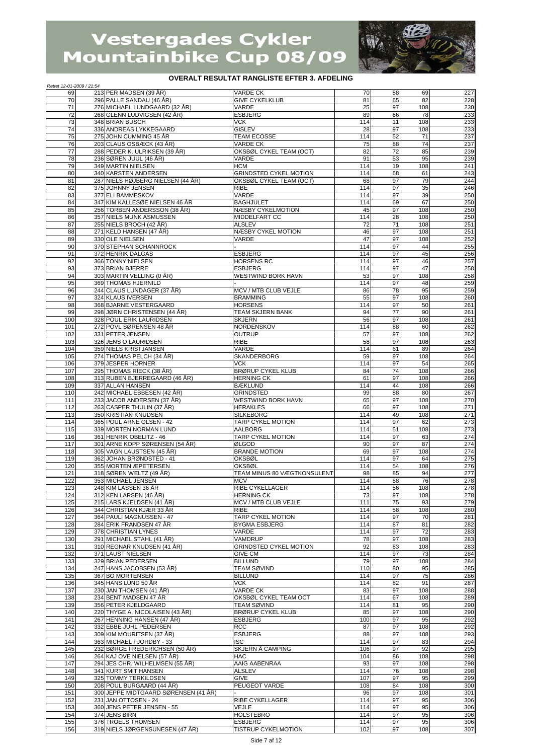# Vestergades Cykler Mountainbike Cup 08/09

**OVERALT RESULTAT RANGLISTE EFTER 3. AFDELING**

*Rettet 12-01-2009 / 21:54*

| | | | | | | | |
|---|---|---|---|---|---|---|---|
| 69 | 213 | PER MADSEN (39 ÅR) | VARDE CK | 70 | 88 | 69 | 227 |
| 70 | 296 | PALLE SANDAU (46 ÅR) | GIVE CYKELKLUB | 81 | 65 | 82 | 228 |
| 71 | 276 | MICHAEL LUNDGAARD (32 ÅR) | VARDE | 25 | 97 | 108 | 230 |
| 72 | 268 | GLENN LUDVIGSEN (42 ÅR) | ESBJERG | 89 | 66 | 78 | 233 |
| 73 | 348 | BRIAN BUSCH | VCK | 114 | 11 | 108 | 233 |
| 74 | 336 | ANDREAS LYKKEGAARD | GISLEV | 28 | 97 | 108 | 233 |
| 75 | 275 | JOHN CUMMING 45 ÅR | TEAM ECOSSE | 114 | 52 | 71 | 237 |
| 76 | 203 | CLAUS OSBÆCK (43 ÅR) | VARDE CK | 75 | 88 | 74 | 237 |
| 77 | 288 | PEDER K. ULRIKSEN (39 ÅR) | OKSBØL CYKEL TEAM (OCT) | 82 | 72 | 85 | 239 |
| 78 | 236 | SØREN JUUL (46 ÅR) | VARDE | 91 | 53 | 95 | 239 |
| 79 | 349 | MARTIN NIELSEN | HCM | 114 | 19 | 108 | 241 |
| 80 | 340 | KARSTEN ANDERSEN | GRINDSTED CYKEL MOTION | 114 | 68 | 61 | 243 |
| 81 | 287 | NIELS HØJBERG NIELSEN (44 ÅR) | OKSBØL CYKEL TEAM (OCT) | 68 | 97 | 79 | 244 |
| 82 | 375 | JOHNNY JENSEN | RIBE | 114 | 97 | 35 | 246 |
| 83 | 377 | ELI BAMMESKOV | VARDE | 114 | 97 | 39 | 250 |
| 84 | 347 | KIM KALLESØE NIELSEN 46 ÅR | BAGHJULET | 114 | 69 | 67 | 250 |
| 85 | 256 | TORBEN ANDERSSON (38 ÅR) | NÆSBY CYKELMOTION | 45 | 97 | 108 | 250 |
| 86 | 357 | NIELS MUNK ASMUSSEN | MIDDELFART CC | 114 | 28 | 108 | 250 |
| 87 | 255 | NIELS BROCH (42 ÅR) | ALSLEV | 72 | 71 | 108 | 251 |
| 88 | 271 | KELD HANSEN (47 ÅR) | NÆSBY CYKEL MOTION | 46 | 97 | 108 | 251 |
| 89 | 330 | OLE NIELSEN | VARDE | 47 | 97 | 108 | 252 |
| 90 | 370 | STEPHAN SCHANNROCK | - | 114 | 97 | 44 | 255 |
| 91 | 372 | HENRIK DALGAS | ESBJERG | 114 | 97 | 45 | 256 |
| 92 | 366 | TONNY NIELSEN | HORSENS RC | 114 | 97 | 46 | 257 |
| 93 | 373 | BRIAN BJERRE | ESBJERG | 114 | 97 | 47 | 258 |
| 94 | 303 | MARTIN VELLING (0 ÅR) | WESTWIND BORK HAVN | 53 | 97 | 108 | 258 |
| 95 | 369 | THOMAS HJERNILD | - | 114 | 97 | 48 | 259 |
| 96 | 244 | CLAUS LUNDAGER (37 ÅR) | MCV / MTB CLUB VEJLE | 86 | 78 | 95 | 259 |
| 97 | 324 | KLAUS IVERSEN | BRAMMING | 55 | 97 | 108 | 260 |
| 98 | 368 | BJARNE VESTERGAARD | HORSENS | 114 | 97 | 50 | 261 |
| 99 | 298 | JØRN CHRISTENSEN (44 ÅR) | TEAM SKJERN BANK | 94 | 77 | 90 | 261 |
| 100 | 328 | POUL ERIK LAURIDSEN | SKJERN | 56 | 97 | 108 | 261 |
| 101 | 272 | POVL SØRENSEN 48 ÅR | NORDENSKOV | 114 | 88 | 60 | 262 |
| 102 | 331 | PETER JENSEN | OUTRUP | 57 | 97 | 108 | 262 |
| 103 | 326 | JENS O LAURIDSEN | RIBE | 58 | 97 | 108 | 263 |
| 104 | 359 | NIELS KRISTJANSEN | VARDE | 114 | 61 | 89 | 264 |
| 105 | 274 | THOMAS PELCH (34 ÅR) | SKANDERBORG | 59 | 97 | 108 | 264 |
| 106 | 379 | JESPER HORNER | VCK | 114 | 97 | 54 | 265 |
| 107 | 295 | THOMAS RIECK (38 ÅR) | BRØRUP CYKEL KLUB | 84 | 74 | 108 | 266 |
| 108 | 313 | RUBEN BJERREGAARD (46 ÅR) | HERNING CK | 61 | 97 | 108 | 266 |
| 109 | 337 | ALLAN HANSEN | BÆKLUND | 114 | 44 | 108 | 266 |
| 110 | 242 | MICHAEL EBBESEN (42 ÅR) | GRINDSTED | 99 | 88 | 80 | 267 |
| 111 | 233 | JACOB ANDERSEN (37 ÅR) | WESTWIND BORK HAVN | 65 | 97 | 108 | 270 |
| 112 | 263 | CASPER THULIN (37 ÅR) | HERAKLES | 66 | 97 | 108 | 271 |
| 113 | 350 | KRISTIAN KNUDSEN | SILKEBORG | 114 | 49 | 108 | 271 |
| 114 | 365 | POUL ARNE OLSEN - 42 | TARP CYKEL MOTION | 114 | 97 | 62 | 273 |
| 115 | 339 | MORTEN NORMAN LUND | AALBORG | 114 | 51 | 108 | 273 |
| 116 | 361 | HENRIK OBELITZ - 46 | TARP CYKEL MOTION | 114 | 97 | 63 | 274 |
| 117 | 301 | ARNE KOPP SØRENSEN (54 ÅR) | ØLGOD | 90 | 97 | 87 | 274 |
| 118 | 305 | VAGN LAUSTSEN (45 ÅR) | BRANDE MOTION | 69 | 97 | 108 | 274 |
| 119 | 362 | JOHAN BRØNDSTED - 41 | OKSBØL | 114 | 97 | 64 | 275 |
| 120 | 355 | MORTEN ÆPETERSEN | OKSBØL | 114 | 54 | 108 | 276 |
| 121 | 318 | SØREN WELTZ (49 ÅR) | TEAM MINUS 80 VÆGTKONSULENT | 98 | 85 | 94 | 277 |
| 122 | 353 | MICHAEL JENSEN | MCV | 114 | 88 | 76 | 278 |
| 123 | 248 | KIM LASSEN 36 ÅR | RIBE CYKELLAGER | 114 | 56 | 108 | 278 |
| 124 | 312 | KEN LARSEN (46 ÅR) | HERNING CK | 73 | 97 | 108 | 278 |
| 125 | 215 | LARS KJELDSEN (41 ÅR) | MCV / MTB CLUB VEJLE | 111 | 75 | 93 | 279 |
| 126 | 344 | CHRISTIAN KJÆR 33 ÅR | RIBE | 114 | 58 | 108 | 280 |
| 127 | 364 | PAULI MAGNUSSEN - 47 | TARP CYKEL MOTION | 114 | 97 | 70 | 281 |
| 128 | 284 | ERIK FRANDSEN 47 ÅR | BYGMA ESBJERG | 114 | 87 | 81 | 282 |
| 129 | 378 | CHRISTIAN LYNES | VARDE | 114 | 97 | 72 | 283 |
| 130 | 291 | MICHAEL STAHL (41 ÅR) | VAMDRUP | 78 | 97 | 108 | 283 |
| 131 | 310 | REGNAR KNUDSEN (41 ÅR) | GRINDSTED CYKEL MOTION | 92 | 83 | 108 | 283 |
| 132 | 371 | LAUST NIELSEN | GIVE CM | 114 | 97 | 73 | 284 |
| 133 | 329 | BRIAN PEDERSEN | BILLUND | 79 | 97 | 108 | 284 |
| 134 | 247 | HANS JACOBSEN (53 ÅR) | TEAM SØVIND | 110 | 80 | 95 | 285 |
| 135 | 367 | BO MORTENSEN | BILLUND | 114 | 97 | 75 | 286 |
| 136 | 345 | HANS LUND 50 ÅR | VCK | 114 | 82 | 91 | 287 |
| 137 | 230 | JAN THOMSEN (41 ÅR) | VARDE CK | 83 | 97 | 108 | 288 |
| 138 | 234 | BENT MADSEN 47 ÅR | OKSBØL CYKEL TEAM OCT | 114 | 67 | 108 | 289 |
| 139 | 356 | PETER KJELDGAARD | TEAM SØVIND | 114 | 81 | 95 | 290 |
| 140 | 220 | THYGE A. NICOLAISEN (43 ÅR) | BRØRUP CYKEL KLUB | 85 | 97 | 108 | 290 |
| 141 | 267 | HENNING HANSEN (47 ÅR) | ESBJERG | 100 | 97 | 95 | 292 |
| 142 | 332 | EBBE JUHL PEDERSEN | RCC | 87 | 97 | 108 | 292 |
| 143 | 309 | KIM MOURITSEN (37 ÅR) | ESBJERG | 88 | 97 | 108 | 293 |
| 144 | 363 | MICHAEL FJORDBY - 33 | ISC | 114 | 97 | 83 | 294 |
| 145 | 232 | BØRGE FREDERICHSEN (50 ÅR) | SKJERN Å CAMPING | 106 | 97 | 92 | 295 |
| 146 | 264 | KAJ OVE NIELSEN (57 ÅR) | HAC | 104 | 86 | 108 | 298 |
| 147 | 294 | JES CHR. WILHELMSEN (55 ÅR) | AAIG AABENRAA | 93 | 97 | 108 | 298 |
| 148 | 341 | KURT SMIT HANSEN | ALSLEV | 114 | 76 | 108 | 298 |
| 149 | 325 | TOMMY TERKILDSEN | GIVE | 107 | 97 | 95 | 299 |
| 150 | 208 | POUL BURGAARD (44 ÅR) | PEUGEOT VARDE | 108 | 84 | 108 | 300 |
| 151 | 300 | JEPPE MIDTGAARD SØRENSEN (41 ÅR) | - | 96 | 97 | 108 | 301 |
| 152 | 231 | JAN OTTOSEN - 24 | RIBE CYKELLAGER | 114 | 97 | 95 | 306 |
| 153 | 360 | JENS PETER JENSEN - 55 | VEJLE | 114 | 97 | 95 | 306 |
| 154 | 374 | JENS BIRN | HOLSTEBRO | 114 | 97 | 95 | 306 |
| 155 | 376 | TROELS THOMSEN | ESBJERG | 114 | 97 | 95 | 306 |
| 156 | 319 | NIELS JØRGENSUNESEN (47 ÅR) | TISTRUP CYKELMOTION | 102 | 97 | 108 | 307 |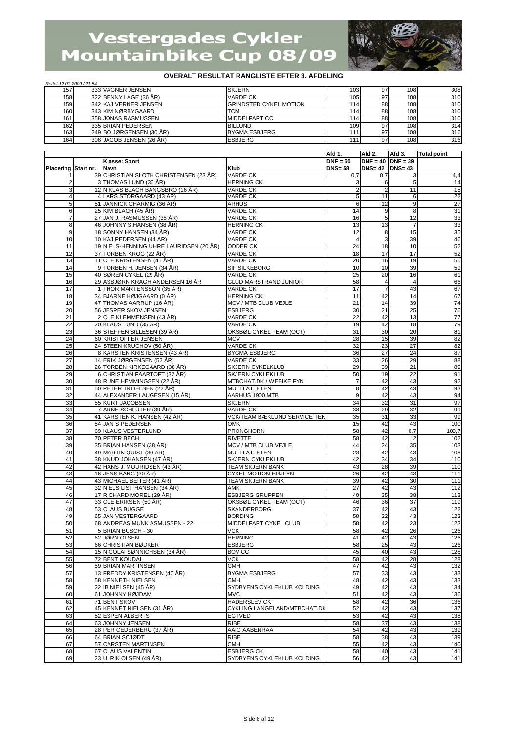# Vestergades Cykler Mountainbike Cup 08/09

**OVERALT RESULTAT RANGLISTE EFTER 3. AFDELING**

*Rettet 12-01-2009 / 21:54*

| | | | | | | | |
|---|---|---|---|---|---|---|---|
| 157 | 333 | VAGNER JENSEN | SKJERN | 103 | 97 | 108 | 308 |
| 158 | 322 | BENNY LAGE (36 ÅR) | VARDE CK | 105 | 97 | 108 | 310 |
| 159 | 342 | KAJ VERNER JENSEN | GRINDSTED CYKEL MOTION | 114 | 88 | 108 | 310 |
| 160 | 343 | KIM NØRBYGAARD | TCM | 114 | 88 | 108 | 310 |
| 161 | 358 | JONAS RASMUSSEN | MIDDELFART CC | 114 | 88 | 108 | 310 |
| 162 | 335 | BRIAN PEDERSEN | BILLUND | 109 | 97 | 108 | 314 |
| 163 | 249 | BO JØRGENSEN (30 ÅR) | BYGMA ESBJERG | 111 | 97 | 108 | 316 |
| 164 | 308 | JACOB JENSEN (26 ÅR) | ESBJERG | 111 | 97 | 108 | 316 |

| | | | | Afd 1. | Afd 2. | Afd 3. | Total point |
|---|---|---|---|---|---|---|---|
| | | Klasse: Sport | | DNF = 50 | DNF = 40 | DNF = 39 | |
| Placering | Start nr. | Navn | Klub | DNS= 58 | DNS= 42 | DNS= 43 | |
| 1 | 39 | CHRISTIAN SLOTH CHRISTENSEN (23 ÅR) | VARDE CK | 0,7 | 0,7 | 3 | 4,4 |
| 2 | 3 | THOMAS LUND (36 ÅR) | HERNING CK | 3 | 6 | 5 | 14 |
| 3 | 12 | NIKLAS BLACH BANGSBRO (16 ÅR) | VARDE CK | 2 | 2 | 11 | 15 |
| 4 | 4 | LARS STORGAARD (43 ÅR) | VARDE CK | 5 | 11 | 6 | 22 |
| 5 | 51 | JANNICK CHARMIG (36 ÅR) | ÅRHUS | 6 | 12 | 9 | 27 |
| 6 | 25 | KIM BLACH (45 ÅR) | VARDE CK | 14 | 9 | 8 | 31 |
| 7 | 27 | JAN J. RASMUSSEN (38 ÅR) | VARDE CK | 16 | 5 | 12 | 33 |
| 8 | 46 | JOHNNY S.HANSEN (38 ÅR) | HERNING CK | 13 | 13 | 7 | 33 |
| 9 | 18 | SONNY HANSEN (34 ÅR) | VARDE CK | 12 | 8 | 15 | 35 |
| 10 | 10 | KAJ PEDERSEN (44 ÅR) | VARDE CK | 4 | 3 | 39 | 46 |
| 11 | 19 | NIELS-HENNING UHRE LAURIDSEN (20 ÅR) | ODDER CK | 24 | 18 | 10 | 52 |
| 12 | 37 | TORBEN KROG (22 ÅR) | VARDE CK | 18 | 17 | 17 | 52 |
| 13 | 11 | OLE KRISTENSEN (41 ÅR) | VARDE CK | 20 | 16 | 19 | 55 |
| 14 | 9 | TORBEN H. JENSEN (34 ÅR) | SIF SILKEBORG | 10 | 10 | 39 | 59 |
| 15 | 40 | SØREN CYKEL (29 ÅR) | VARDE CK | 25 | 20 | 16 | 61 |
| 16 | 29 | ASBJØRN KRAGH ANDERSEN 16 ÅR | GLUD MARSTRAND JUNIOR | 58 | 4 | 4 | 66 |
| 17 | 1 | THOR MÅRTENSSON (35 ÅR) | VARDE CK | 17 | 7 | 43 | 67 |
| 18 | 34 | BJARNE HØJGAARD (0 ÅR) | HERNING CK | 11 | 42 | 14 | 67 |
| 19 | 47 | THOMAS AARRUP (16 ÅR) | MCV / MTB CLUB VEJLE | 21 | 14 | 39 | 74 |
| 20 | 56 | JESPER SKOV JENSEN | ESBJERG | 30 | 21 | 25 | 76 |
| 21 | 2 | OLE KLEMMENSEN (43 ÅR) | VARDE CK | 22 | 42 | 13 | 77 |
| 22 | 20 | KLAUS LUND (35 ÅR) | VARDE CK | 19 | 42 | 18 | 79 |
| 23 | 36 | STEFFEN SILLESEN (39 ÅR) | OKSBØL CYKEL TEAM (OCT) | 31 | 30 | 20 | 81 |
| 24 | 60 | KRISTOFFER JENSEN | MCV | 28 | 15 | 39 | 82 |
| 25 | 24 | STEEN KRUCHOV (50 ÅR) | VARDE CK | 32 | 23 | 27 | 82 |
| 26 | 8 | KARSTEN KRISTENSEN (43 ÅR) | BYGMA ESBJERG | 36 | 27 | 24 | 87 |
| 27 | 14 | ERIK JØRGENSEN (52 ÅR) | VARDE CK | 33 | 26 | 29 | 88 |
| 28 | 26 | TORBEN KIRKEGAARD (38 ÅR) | SKJERN CYKELKLUB | 29 | 39 | 21 | 89 |
| 29 | 6 | CHRISTIAN FAARTOFT (32 ÅR) | SKJERN CYKELKLUB | 50 | 19 | 22 | 91 |
| 30 | 48 | RUNE HEMMINGSEN (22 ÅR) | MTBCHAT.DK / WEBIKE FYN | 7 | 42 | 43 | 92 |
| 31 | 50 | PETER TROELSEN (22 ÅR) | MULTI ATLETEN | 8 | 42 | 43 | 93 |
| 32 | 44 | ALEXANDER LAUGESEN (15 ÅR) | AARHUS 1900 MTB | 9 | 42 | 43 | 94 |
| 33 | 55 | KURT JACOBSEN | SKJERN | 34 | 32 | 31 | 97 |
| 34 | 7 | ARNE SCHLÜTER (39 ÅR) | VARDE CK | 38 | 29 | 32 | 99 |
| 35 | 41 | KARSTEN K. HANSEN (42 ÅR) | VCK/TEAM BÆKLUND SERVICE TEK | 35 | 31 | 33 | 99 |
| 36 | 54 | JAN S PEDERSEN | OMK | 15 | 42 | 43 | 100 |
| 37 | 69 | KLAUS VESTERLUND | PRONGHORN | 58 | 42 | 0,7 | 100,7 |
| 38 | 70 | PETER BECH | RIVETTE | 58 | 42 | 2 | 102 |
| 39 | 35 | BRIAN HANSEN (38 ÅR) | MCV / MTB CLUB VEJLE | 44 | 24 | 35 | 103 |
| 40 | 49 | MARTIN QUIST (30 ÅR) | MULTI ATLETEN | 23 | 42 | 43 | 108 |
| 41 | 38 | KNUD JOHANSEN (47 ÅR) | SKJERN CYKELKLUB | 42 | 34 | 34 | 110 |
| 42 | 42 | HANS J. MOURIDSEN (43 ÅR) | TEAM SKJERN BANK | 43 | 28 | 39 | 110 |
| 43 | 16 | JENS BANG (30 ÅR) | CYKEL MOTION HØJFYN | 26 | 42 | 43 | 111 |
| 44 | 43 | MICHAEL BEITER (41 ÅR) | TEAM SKJERN BANK | 39 | 42 | 30 | 111 |
| 45 | 32 | NIELS LIST HANSEN (34 ÅR) | ÅMK | 27 | 42 | 43 | 112 |
| 46 | 17 | RICHARD MOREL (29 ÅR) | ESBJERG GRUPPEN | 40 | 35 | 38 | 113 |
| 47 | 33 | OLE ERIKSEN (50 ÅR) | OKSBØL CYKEL TEAM (OCT) | 46 | 36 | 37 | 119 |
| 48 | 53 | CLAUS BUGGE | SKANDERBORG | 37 | 42 | 43 | 122 |
| 49 | 65 | JAN VESTERGAARD | BORDING | 58 | 22 | 43 | 123 |
| 50 | 68 | ANDREAS MUNK ASMUSSEN - 22 | MIDDELFART CYKEL CLUB | 58 | 42 | 23 | 123 |
| 51 | 5 | BRIAN BUSCH - 30 | VCK | 58 | 42 | 26 | 126 |
| 52 | 62 | JØRN OLSEN | HERNING | 41 | 42 | 43 | 126 |
| 53 | 66 | CHRISTIAN BØDKER | ESBJERG | 58 | 25 | 43 | 126 |
| 54 | 15 | NICOLAI SØNNICHSEN (34 ÅR) | BOV CC | 45 | 40 | 43 | 128 |
| 55 | 72 | BENT KOUDAL | VCK | 58 | 42 | 28 | 128 |
| 56 | 59 | BRIAN MARTINSEN | CMH | 47 | 42 | 43 | 132 |
| 57 | 13 | FREDDY KRISTENSEN (40 ÅR) | BYGMA ESBJERG | 57 | 33 | 43 | 133 |
| 58 | 58 | KENNETH NIELSEN | CMH | 48 | 42 | 43 | 133 |
| 59 | 22 | IB NIELSEN (45 ÅR) | SYDBYENS CYKLEKLUB KOLDING | 49 | 42 | 43 | 134 |
| 60 | 61 | JOHNNY HØJDAM | MVC | 51 | 42 | 43 | 136 |
| 61 | 71 | BENT SKOV | HADERSLEV CK | 58 | 42 | 36 | 136 |
| 62 | 45 | KENNET NIELSEN (31 ÅR) | CYKLING LANGELAND/MTBCHAT.DK | 52 | 42 | 43 | 137 |
| 63 | 52 | ESPEN ALBERTS | EGTVED | 53 | 42 | 43 | 138 |
| 64 | 63 | JOHNNY JENSEN | RIBE | 58 | 37 | 43 | 138 |
| 65 | 28 | PER CEDERBERG (37 ÅR) | AAIG AABENRAA | 54 | 42 | 43 | 139 |
| 66 | 64 | BRIAN SCJØDT | RIBE | 58 | 38 | 43 | 139 |
| 67 | 57 | CARSTEN MARTINSEN | CMH | 55 | 42 | 43 | 140 |
| 68 | 67 | CLAUS VALENTIN | ESBJERG CK | 58 | 40 | 43 | 141 |
| 69 | 23 | ULRIK OLSEN (49 ÅR) | SYDBYENS CYKLEKLUB KOLDING | 56 | 42 | 43 | 141 |